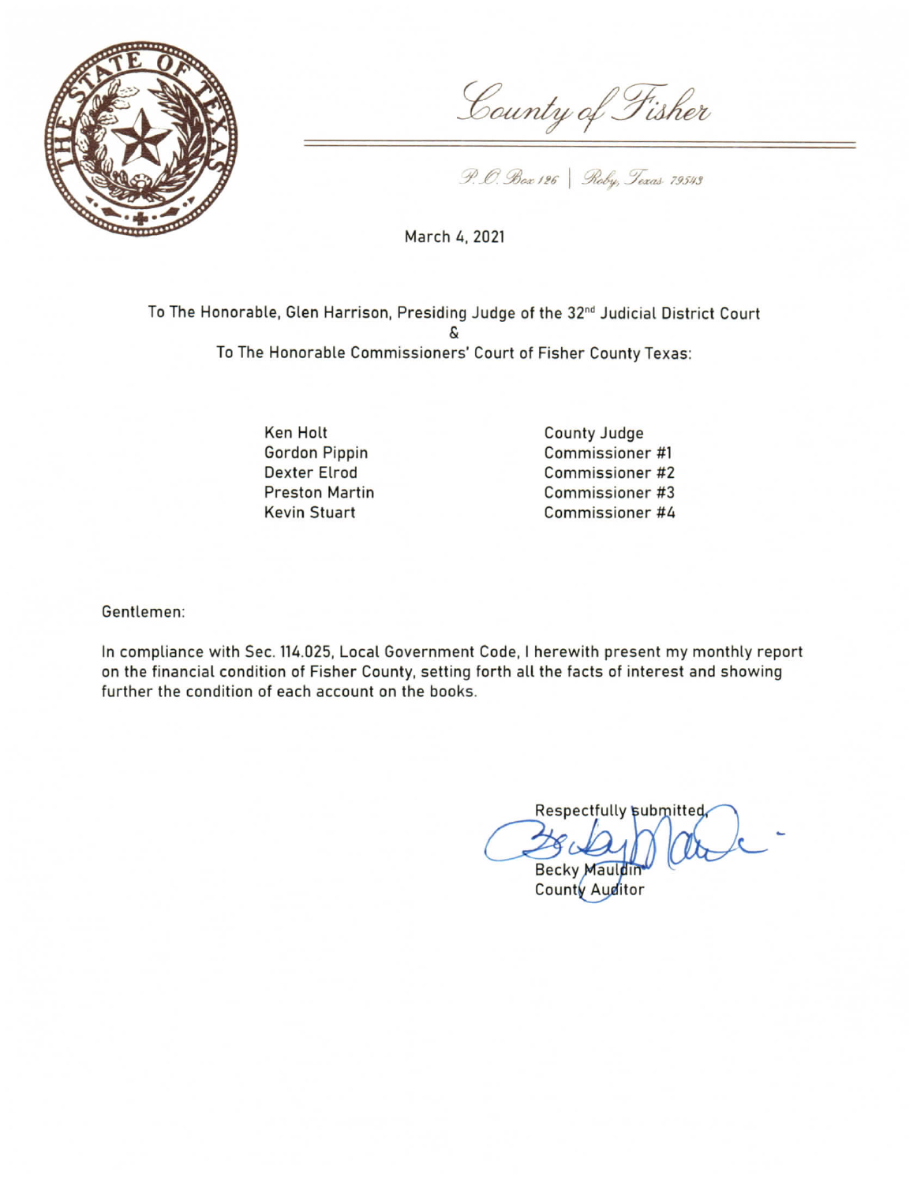# County of Fisher

P. O. Box 126 | Roby, Texas 79543

March 4, 2021

To The Honorable, Glen Harrison, Presiding Judge of the 32nd Judicial District Court
&
To The Honorable Commissioners' Court of Fisher County Texas:

| | |
|---|---|
| Ken Holt | County Judge |
| Gordon Pippin | Commissioner #1 |
| Dexter Elrod | Commissioner #2 |
| Preston Martin | Commissioner #3 |
| Kevin Stuart | Commissioner #4 |

Gentlemen:

In compliance with Sec. 114.025, Local Government Code, I herewith present my monthly report on the financial condition of Fisher County, setting forth all the facts of interest and showing further the condition of each account on the books.

Respectfully submitted,

Becky Mauldin
County Auditor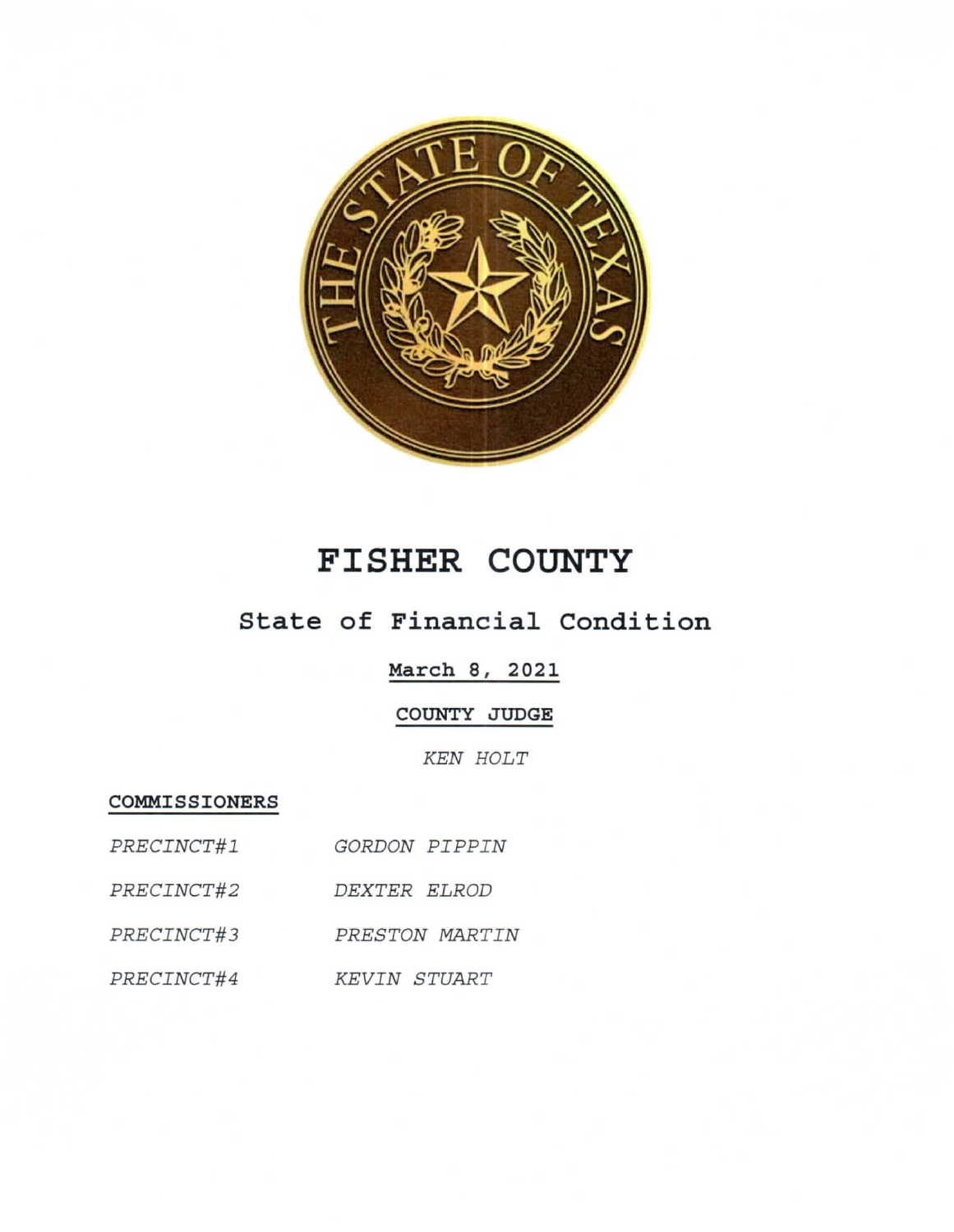# FISHER COUNTY

## State of Financial Condition

**March 8, 2021**

**COUNTY JUDGE**

*KEN HOLT*

**COMMISSIONERS**

| | |
|---|---|
| *PRECINCT#1* | *GORDON PIPPIN* |
| *PRECINCT#2* | *DEXTER ELROD* |
| *PRECINCT#3* | *PRESTON MARTIN* |
| *PRECINCT#4* | *KEVIN STUART* |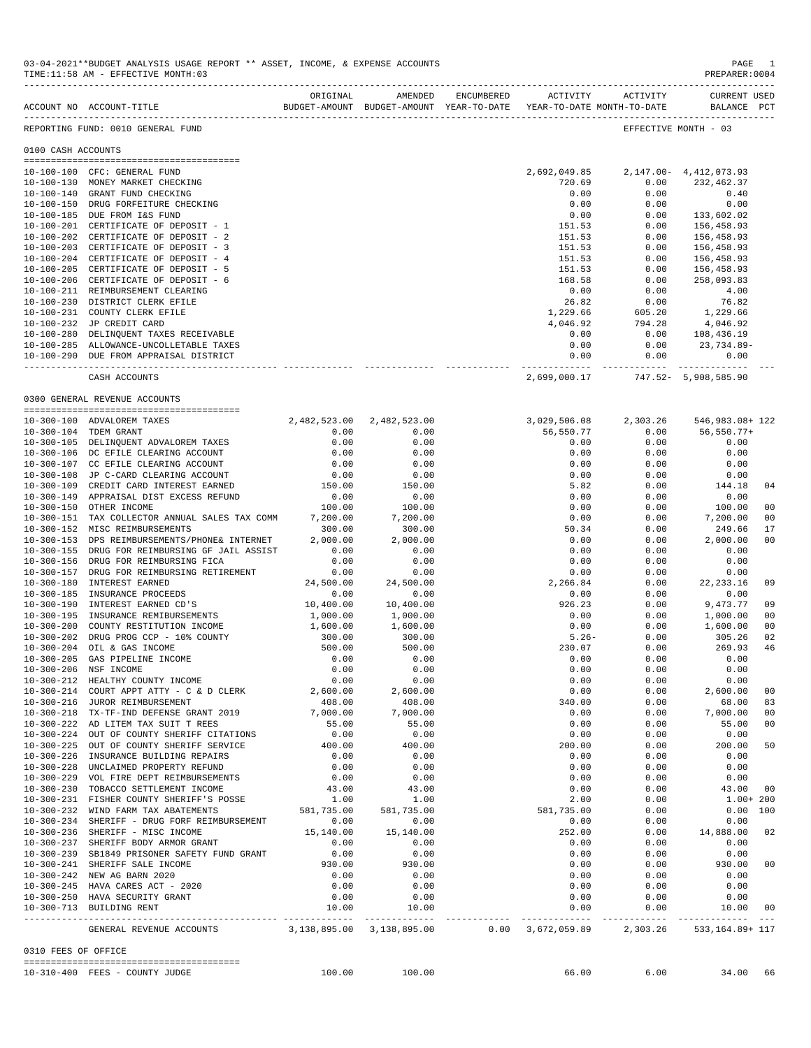03-04-2021**BUDGET ANALYSIS USAGE REPORT ** ASSET, INCOME, & EXPENSE ACCOUNTS
TIME:11:58 AM - EFFECTIVE MONTH:03

PREPARER:0004

| ACCOUNT NO | ACCOUNT-TITLE | ORIGINAL BUDGET-AMOUNT | AMENDED BUDGET-AMOUNT | ENCUMBERED YEAR-TO-DATE | ACTIVITY YEAR-TO-DATE | ACTIVITY MONTH-TO-DATE | CURRENT USED BALANCE | PCT |
|---|---|---|---|---|---|---|---|---|

REPORTING FUND: 0010 GENERAL FUND — EFFECTIVE MONTH - 03

## 0100 CASH ACCOUNTS

| ACCOUNT NO | ACCOUNT-TITLE | ORIGINAL BUDGET-AMOUNT | AMENDED BUDGET-AMOUNT | ENCUMBERED YEAR-TO-DATE | ACTIVITY YEAR-TO-DATE | ACTIVITY MONTH-TO-DATE | CURRENT USED BALANCE | PCT |
|---|---|---|---|---|---|---|---|---|
| 10-100-100 | CFC: GENERAL FUND | | | | 2,692,049.85 | 2,147.00- | 4,412,073.93 | |
| 10-100-130 | MONEY MARKET CHECKING | | | | 720.69 | 0.00 | 232,462.37 | |
| 10-100-140 | GRANT FUND CHECKING | | | | 0.00 | 0.00 | 0.40 | |
| 10-100-150 | DRUG FORFEITURE CHECKING | | | | 0.00 | 0.00 | 0.00 | |
| 10-100-185 | DUE FROM I&S FUND | | | | 0.00 | 0.00 | 133,602.02 | |
| 10-100-201 | CERTIFICATE OF DEPOSIT - 1 | | | | 151.53 | 0.00 | 156,458.93 | |
| 10-100-202 | CERTIFICATE OF DEPOSIT - 2 | | | | 151.53 | 0.00 | 156,458.93 | |
| 10-100-203 | CERTIFICATE OF DEPOSIT - 3 | | | | 151.53 | 0.00 | 156,458.93 | |
| 10-100-204 | CERTIFICATE OF DEPOSIT - 4 | | | | 151.53 | 0.00 | 156,458.93 | |
| 10-100-205 | CERTIFICATE OF DEPOSIT - 5 | | | | 151.53 | 0.00 | 156,458.93 | |
| 10-100-206 | CERTIFICATE OF DEPOSIT - 6 | | | | 168.58 | 0.00 | 258,093.83 | |
| 10-100-211 | REIMBURSEMENT CLEARING | | | | 0.00 | 0.00 | 4.00 | |
| 10-100-230 | DISTRICT CLERK EFILE | | | | 26.82 | 0.00 | 76.82 | |
| 10-100-231 | COUNTY CLERK EFILE | | | | 1,229.66 | 605.20 | 1,229.66 | |
| 10-100-232 | JP CREDIT CARD | | | | 4,046.92 | 794.28 | 4,046.92 | |
| 10-100-280 | DELINQUENT TAXES RECEIVABLE | | | | 0.00 | 0.00 | 108,436.19 | |
| 10-100-285 | ALLOWANCE-UNCOLLETABLE TAXES | | | | 0.00 | 0.00 | 23,734.89- | |
| 10-100-290 | DUE FROM APPRAISAL DISTRICT | | | | 0.00 | 0.00 | 0.00 | |
| | CASH ACCOUNTS | | | | 2,699,000.17 | 747.52- | 5,908,585.90 | |

## 0300 GENERAL REVENUE ACCOUNTS

| ACCOUNT NO | ACCOUNT-TITLE | ORIGINAL BUDGET-AMOUNT | AMENDED BUDGET-AMOUNT | ENCUMBERED YEAR-TO-DATE | ACTIVITY YEAR-TO-DATE | ACTIVITY MONTH-TO-DATE | CURRENT USED BALANCE | PCT |
|---|---|---|---|---|---|---|---|---|
| 10-300-100 | ADVALOREM TAXES | 2,482,523.00 | 2,482,523.00 | | 3,029,506.08 | 2,303.26 | 546,983.08+ | 122 |
| 10-300-104 | TDEM GRANT | 0.00 | 0.00 | | 56,550.77 | 0.00 | 56,550.77+ | |
| 10-300-105 | DELINQUENT ADVALOREM TAXES | 0.00 | 0.00 | | 0.00 | 0.00 | 0.00 | |
| 10-300-106 | DC EFILE CLEARING ACCOUNT | 0.00 | 0.00 | | 0.00 | 0.00 | 0.00 | |
| 10-300-107 | CC EFILE CLEARING ACCOUNT | 0.00 | 0.00 | | 0.00 | 0.00 | 0.00 | |
| 10-300-108 | JP C-CARD CLEARING ACCOUNT | 0.00 | 0.00 | | 0.00 | 0.00 | 0.00 | |
| 10-300-109 | CREDIT CARD INTEREST EARNED | 150.00 | 150.00 | | 5.82 | 0.00 | 144.18 | 04 |
| 10-300-149 | APPRAISAL DIST EXCESS REFUND | 0.00 | 0.00 | | 0.00 | 0.00 | 0.00 | |
| 10-300-150 | OTHER INCOME | 100.00 | 100.00 | | 0.00 | 0.00 | 100.00 | 00 |
| 10-300-151 | TAX COLLECTOR ANNUAL SALES TAX COMM | 7,200.00 | 7,200.00 | | 0.00 | 0.00 | 7,200.00 | 00 |
| 10-300-152 | MISC REIMBURSEMENTS | 300.00 | 300.00 | | 50.34 | 0.00 | 249.66 | 17 |
| 10-300-153 | DPS REIMBURSEMENTS/PHONE& INTERNET | 2,000.00 | 2,000.00 | | 0.00 | 0.00 | 2,000.00 | 00 |
| 10-300-155 | DRUG FOR REIMBURSING GF JAIL ASSIST | 0.00 | 0.00 | | 0.00 | 0.00 | 0.00 | |
| 10-300-156 | DRUG FOR REIMBURSING FICA | 0.00 | 0.00 | | 0.00 | 0.00 | 0.00 | |
| 10-300-157 | DRUG FOR REIMBURSING RETIREMENT | 0.00 | 0.00 | | 0.00 | 0.00 | 0.00 | |
| 10-300-180 | INTEREST EARNED | 24,500.00 | 24,500.00 | | 2,266.84 | 0.00 | 22,233.16 | 09 |
| 10-300-185 | INSURANCE PROCEEDS | 0.00 | 0.00 | | 0.00 | 0.00 | 0.00 | |
| 10-300-190 | INTEREST EARNED CD'S | 10,400.00 | 10,400.00 | | 926.23 | 0.00 | 9,473.77 | 09 |
| 10-300-195 | INSURANCE REMIBURSEMENTS | 1,000.00 | 1,000.00 | | 0.00 | 0.00 | 1,000.00 | 00 |
| 10-300-200 | COUNTY RESTITUTION INCOME | 1,600.00 | 1,600.00 | | 0.00 | 0.00 | 1,600.00 | 00 |
| 10-300-202 | DRUG PROG CCP - 10% COUNTY | 300.00 | 300.00 | | 5.26- | 0.00 | 305.26 | 02 |
| 10-300-204 | OIL & GAS INCOME | 500.00 | 500.00 | | 230.07 | 0.00 | 269.93 | 46 |
| 10-300-205 | GAS PIPELINE INCOME | 0.00 | 0.00 | | 0.00 | 0.00 | 0.00 | |
| 10-300-206 | NSF INCOME | 0.00 | 0.00 | | 0.00 | 0.00 | 0.00 | |
| 10-300-212 | HEALTHY COUNTY INCOME | 0.00 | 0.00 | | 0.00 | 0.00 | 0.00 | |
| 10-300-214 | COURT APPT ATTY - C & D CLERK | 2,600.00 | 2,600.00 | | 0.00 | 0.00 | 2,600.00 | 00 |
| 10-300-216 | JUROR REIMBURSEMENT | 408.00 | 408.00 | | 340.00 | 0.00 | 68.00 | 83 |
| 10-300-218 | TX-TF-IND DEFENSE GRANT 2019 | 7,000.00 | 7,000.00 | | 0.00 | 0.00 | 7,000.00 | 00 |
| 10-300-222 | AD LITEM TAX SUIT T REES | 55.00 | 55.00 | | 0.00 | 0.00 | 55.00 | 00 |
| 10-300-224 | OUT OF COUNTY SHERIFF CITATIONS | 0.00 | 0.00 | | 0.00 | 0.00 | 0.00 | |
| 10-300-225 | OUT OF COUNTY SHERIFF SERVICE | 400.00 | 400.00 | | 200.00 | 0.00 | 200.00 | 50 |
| 10-300-226 | INSURANCE BUILDING REPAIRS | 0.00 | 0.00 | | 0.00 | 0.00 | 0.00 | |
| 10-300-228 | UNCLAIMED PROPERTY REFUND | 0.00 | 0.00 | | 0.00 | 0.00 | 0.00 | |
| 10-300-229 | VOL FIRE DEPT REIMBURSEMENTS | 0.00 | 0.00 | | 0.00 | 0.00 | 0.00 | |
| 10-300-230 | TOBACCO SETTLEMENT INCOME | 43.00 | 43.00 | | 0.00 | 0.00 | 43.00 | 00 |
| 10-300-231 | FISHER COUNTY SHERIFF'S POSSE | 1.00 | 1.00 | | 2.00 | 0.00 | 1.00+ | 200 |
| 10-300-232 | WIND FARM TAX ABATEMENTS | 581,735.00 | 581,735.00 | | 581,735.00 | 0.00 | 0.00 | 100 |
| 10-300-234 | SHERIFF - DRUG FORF REIMBURSEMENT | 0.00 | 0.00 | | 0.00 | 0.00 | 0.00 | |
| 10-300-236 | SHERIFF - MISC INCOME | 15,140.00 | 15,140.00 | | 252.00 | 0.00 | 14,888.00 | 02 |
| 10-300-237 | SHERIFF BODY ARMOR GRANT | 0.00 | 0.00 | | 0.00 | 0.00 | 0.00 | |
| 10-300-239 | SB1849 PRISONER SAFETY FUND GRANT | 0.00 | 0.00 | | 0.00 | 0.00 | 0.00 | |
| 10-300-241 | SHERIFF SALE INCOME | 930.00 | 930.00 | | 0.00 | 0.00 | 930.00 | 00 |
| 10-300-242 | NEW AG BARN 2020 | 0.00 | 0.00 | | 0.00 | 0.00 | 0.00 | |
| 10-300-245 | HAVA CARES ACT - 2020 | 0.00 | 0.00 | | 0.00 | 0.00 | 0.00 | |
| 10-300-250 | HAVA SECURITY GRANT | 0.00 | 0.00 | | 0.00 | 0.00 | 0.00 | |
| 10-300-713 | BUILDING RENT | 10.00 | 10.00 | | 0.00 | 0.00 | 10.00 | 00 |
| | GENERAL REVENUE ACCOUNTS | 3,138,895.00 | 3,138,895.00 | 0.00 | 3,672,059.89 | 2,303.26 | 533,164.89+ | 117 |

## 0310 FEES OF OFFICE

| ACCOUNT NO | ACCOUNT-TITLE | ORIGINAL BUDGET-AMOUNT | AMENDED BUDGET-AMOUNT | ENCUMBERED YEAR-TO-DATE | ACTIVITY YEAR-TO-DATE | ACTIVITY MONTH-TO-DATE | CURRENT USED BALANCE | PCT |
|---|---|---|---|---|---|---|---|---|
| 10-310-400 | FEES - COUNTY JUDGE | 100.00 | 100.00 | | 66.00 | 6.00 | 34.00 | 66 |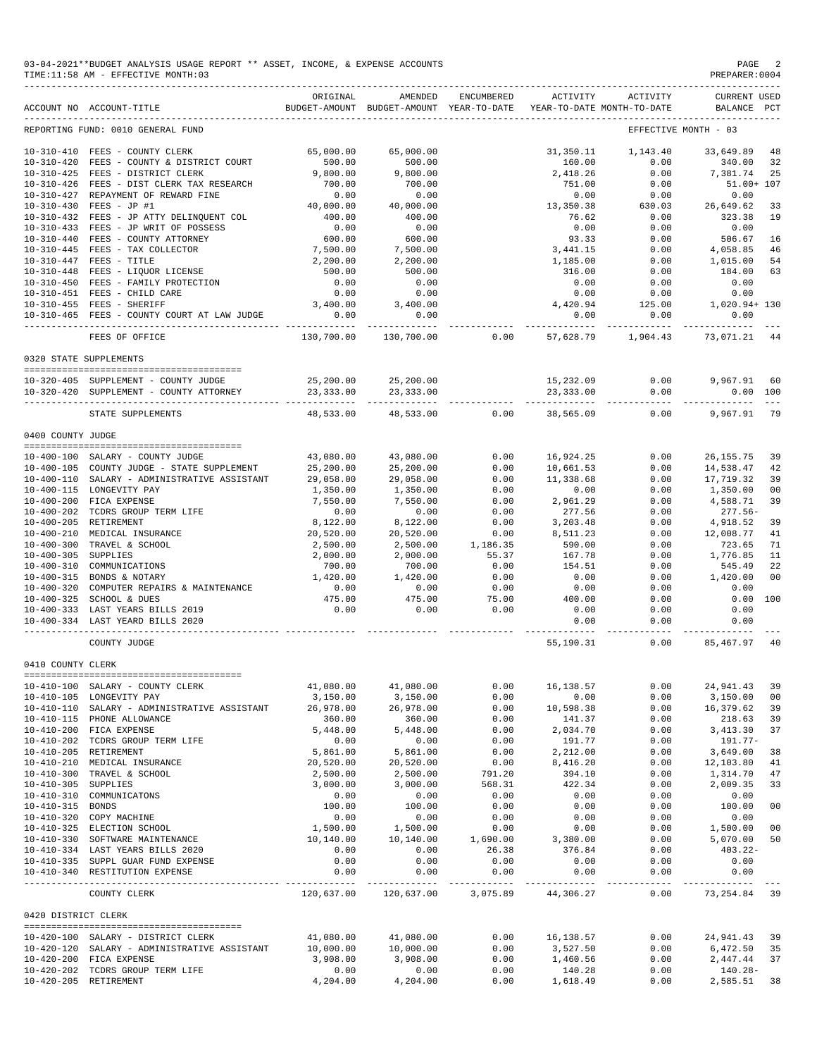03-04-2021**BUDGET ANALYSIS USAGE REPORT ** ASSET, INCOME, & EXPENSE ACCOUNTS
TIME:11:58 AM - EFFECTIVE MONTH:03
PREPARER:0004

| ACCOUNT NO | ACCOUNT-TITLE | ORIGINAL BUDGET-AMOUNT | AMENDED BUDGET-AMOUNT | ENCUMBERED YEAR-TO-DATE | ACTIVITY YEAR-TO-DATE | ACTIVITY MONTH-TO-DATE | CURRENT USED BALANCE | PCT |
|---|---|---|---|---|---|---|---|---|
| REPORTING FUND: 0010 GENERAL FUND | | | | | | EFFECTIVE MONTH - 03 | | |
| 10-310-410 | FEES - COUNTY CLERK | 65,000.00 | 65,000.00 | | 31,350.11 | 1,143.40 | 33,649.89 | 48 |
| 10-310-420 | FEES - COUNTY & DISTRICT COURT | 500.00 | 500.00 | | 160.00 | 0.00 | 340.00 | 32 |
| 10-310-425 | FEES - DISTRICT CLERK | 9,800.00 | 9,800.00 | | 2,418.26 | 0.00 | 7,381.74 | 25 |
| 10-310-426 | FEES - DIST CLERK TAX RESEARCH | 700.00 | 700.00 | | 751.00 | 0.00 | 51.00+ | 107 |
| 10-310-427 | REPAYMENT OF REWARD FINE | 0.00 | 0.00 | | 0.00 | 0.00 | 0.00 | |
| 10-310-430 | FEES - JP #1 | 40,000.00 | 40,000.00 | | 13,350.38 | 630.03 | 26,649.62 | 33 |
| 10-310-432 | FEES - JP ATTY DELINQUENT COL | 400.00 | 400.00 | | 76.62 | 0.00 | 323.38 | 19 |
| 10-310-433 | FEES - JP WRIT OF POSSESS | 0.00 | 0.00 | | 0.00 | 0.00 | 0.00 | |
| 10-310-440 | FEES - COUNTY ATTORNEY | 600.00 | 600.00 | | 93.33 | 0.00 | 506.67 | 16 |
| 10-310-445 | FEES - TAX COLLECTOR | 7,500.00 | 7,500.00 | | 3,441.15 | 0.00 | 4,058.85 | 46 |
| 10-310-447 | FEES - TITLE | 2,200.00 | 2,200.00 | | 1,185.00 | 0.00 | 1,015.00 | 54 |
| 10-310-448 | FEES - LIQUOR LICENSE | 500.00 | 500.00 | | 316.00 | 0.00 | 184.00 | 63 |
| 10-310-450 | FEES - FAMILY PROTECTION | 0.00 | 0.00 | | 0.00 | 0.00 | 0.00 | |
| 10-310-451 | FEES - CHILD CARE | 0.00 | 0.00 | | 0.00 | 0.00 | 0.00 | |
| 10-310-455 | FEES - SHERIFF | 3,400.00 | 3,400.00 | | 4,420.94 | 125.00 | 1,020.94+ | 130 |
| 10-310-465 | FEES - COUNTY COURT AT LAW JUDGE | 0.00 | 0.00 | | 0.00 | 0.00 | 0.00 | |
| | FEES OF OFFICE | 130,700.00 | 130,700.00 | 0.00 | 57,628.79 | 1,904.43 | 73,071.21 | 44 |
| 0320 STATE SUPPLEMENTS | | | | | | | | |
| 10-320-405 | SUPPLEMENT - COUNTY JUDGE | 25,200.00 | 25,200.00 | | 15,232.09 | 0.00 | 9,967.91 | 60 |
| 10-320-420 | SUPPLEMENT - COUNTY ATTORNEY | 23,333.00 | 23,333.00 | | 23,333.00 | 0.00 | 0.00 | 100 |
| | STATE SUPPLEMENTS | 48,533.00 | 48,533.00 | 0.00 | 38,565.09 | 0.00 | 9,967.91 | 79 |
| 0400 COUNTY JUDGE | | | | | | | | |
| 10-400-100 | SALARY - COUNTY JUDGE | 43,080.00 | 43,080.00 | 0.00 | 16,924.25 | 0.00 | 26,155.75 | 39 |
| 10-400-105 | COUNTY JUDGE - STATE SUPPLEMENT | 25,200.00 | 25,200.00 | 0.00 | 10,661.53 | 0.00 | 14,538.47 | 42 |
| 10-400-110 | SALARY - ADMINISTRATIVE ASSISTANT | 29,058.00 | 29,058.00 | 0.00 | 11,338.68 | 0.00 | 17,719.32 | 39 |
| 10-400-115 | LONGEVITY PAY | 1,350.00 | 1,350.00 | 0.00 | 0.00 | 0.00 | 1,350.00 | 00 |
| 10-400-200 | FICA EXPENSE | 7,550.00 | 7,550.00 | 0.00 | 2,961.29 | 0.00 | 4,588.71 | 39 |
| 10-400-202 | TCDRS GROUP TERM LIFE | 0.00 | 0.00 | 0.00 | 277.56 | 0.00 | 277.56- | |
| 10-400-205 | RETIREMENT | 8,122.00 | 8,122.00 | 0.00 | 3,203.48 | 0.00 | 4,918.52 | 39 |
| 10-400-210 | MEDICAL INSURANCE | 20,520.00 | 20,520.00 | 0.00 | 8,511.23 | 0.00 | 12,008.77 | 41 |
| 10-400-300 | TRAVEL & SCHOOL | 2,500.00 | 2,500.00 | 1,186.35 | 590.00 | 0.00 | 723.65 | 71 |
| 10-400-305 | SUPPLIES | 2,000.00 | 2,000.00 | 55.37 | 167.78 | 0.00 | 1,776.85 | 11 |
| 10-400-310 | COMMUNICATIONS | 700.00 | 700.00 | 0.00 | 154.51 | 0.00 | 545.49 | 22 |
| 10-400-315 | BONDS & NOTARY | 1,420.00 | 1,420.00 | 0.00 | 0.00 | 0.00 | 1,420.00 | 00 |
| 10-400-320 | COMPUTER REPAIRS & MAINTENANCE | 0.00 | 0.00 | 0.00 | 0.00 | 0.00 | 0.00 | |
| 10-400-325 | SCHOOL & DUES | 475.00 | 475.00 | 75.00 | 400.00 | 0.00 | 0.00 | 100 |
| 10-400-333 | LAST YEARS BILLS 2019 | 0.00 | 0.00 | 0.00 | 0.00 | 0.00 | 0.00 | |
| 10-400-334 | LAST YEARD BILLS 2020 | | | | 0.00 | 0.00 | 0.00 | |
| | COUNTY JUDGE | | | | 55,190.31 | 0.00 | 85,467.97 | 40 |
| 0410 COUNTY CLERK | | | | | | | | |
| 10-410-100 | SALARY - COUNTY CLERK | 41,080.00 | 41,080.00 | 0.00 | 16,138.57 | 0.00 | 24,941.43 | 39 |
| 10-410-105 | LONGEVITY PAY | 3,150.00 | 3,150.00 | 0.00 | 0.00 | 0.00 | 3,150.00 | 00 |
| 10-410-110 | SALARY - ADMINISTRATIVE ASSISTANT | 26,978.00 | 26,978.00 | 0.00 | 10,598.38 | 0.00 | 16,379.62 | 39 |
| 10-410-115 | PHONE ALLOWANCE | 360.00 | 360.00 | 0.00 | 141.37 | 0.00 | 218.63 | 39 |
| 10-410-200 | FICA EXPENSE | 5,448.00 | 5,448.00 | 0.00 | 2,034.70 | 0.00 | 3,413.30 | 37 |
| 10-410-202 | TCDRS GROUP TERM LIFE | 0.00 | 0.00 | 0.00 | 191.77 | 0.00 | 191.77- | |
| 10-410-205 | RETIREMENT | 5,861.00 | 5,861.00 | 0.00 | 2,212.00 | 0.00 | 3,649.00 | 38 |
| 10-410-210 | MEDICAL INSURANCE | 20,520.00 | 20,520.00 | 0.00 | 8,416.20 | 0.00 | 12,103.80 | 41 |
| 10-410-300 | TRAVEL & SCHOOL | 2,500.00 | 2,500.00 | 791.20 | 394.10 | 0.00 | 1,314.70 | 47 |
| 10-410-305 | SUPPLIES | 3,000.00 | 3,000.00 | 568.31 | 422.34 | 0.00 | 2,009.35 | 33 |
| 10-410-310 | COMMUNICATONS | 0.00 | 0.00 | 0.00 | 0.00 | 0.00 | 0.00 | |
| 10-410-315 | BONDS | 100.00 | 100.00 | 0.00 | 0.00 | 0.00 | 100.00 | 00 |
| 10-410-320 | COPY MACHINE | 0.00 | 0.00 | 0.00 | 0.00 | 0.00 | 0.00 | |
| 10-410-325 | ELECTION SCHOOL | 1,500.00 | 1,500.00 | 0.00 | 0.00 | 0.00 | 1,500.00 | 00 |
| 10-410-330 | SOFTWARE MAINTENANCE | 10,140.00 | 10,140.00 | 1,690.00 | 3,380.00 | 0.00 | 5,070.00 | 50 |
| 10-410-334 | LAST YEARS BILLS 2020 | 0.00 | 0.00 | 26.38 | 376.84 | 0.00 | 403.22- | |
| 10-410-335 | SUPPL GUAR FUND EXPENSE | 0.00 | 0.00 | 0.00 | 0.00 | 0.00 | 0.00 | |
| 10-410-340 | RESTITUTION EXPENSE | 0.00 | 0.00 | 0.00 | 0.00 | 0.00 | 0.00 | |
| | COUNTY CLERK | 120,637.00 | 120,637.00 | 3,075.89 | 44,306.27 | 0.00 | 73,254.84 | 39 |
| 0420 DISTRICT CLERK | | | | | | | | |
| 10-420-100 | SALARY - DISTRICT CLERK | 41,080.00 | 41,080.00 | 0.00 | 16,138.57 | 0.00 | 24,941.43 | 39 |
| 10-420-120 | SALARY - ADMINISTRATIVE ASSISTANT | 10,000.00 | 10,000.00 | 0.00 | 3,527.50 | 0.00 | 6,472.50 | 35 |
| 10-420-200 | FICA EXPENSE | 3,908.00 | 3,908.00 | 0.00 | 1,460.56 | 0.00 | 2,447.44 | 37 |
| 10-420-202 | TCDRS GROUP TERM LIFE | 0.00 | 0.00 | 0.00 | 140.28 | 0.00 | 140.28- | |
| 10-420-205 | RETIREMENT | 4,204.00 | 4,204.00 | 0.00 | 1,618.49 | 0.00 | 2,585.51 | 38 |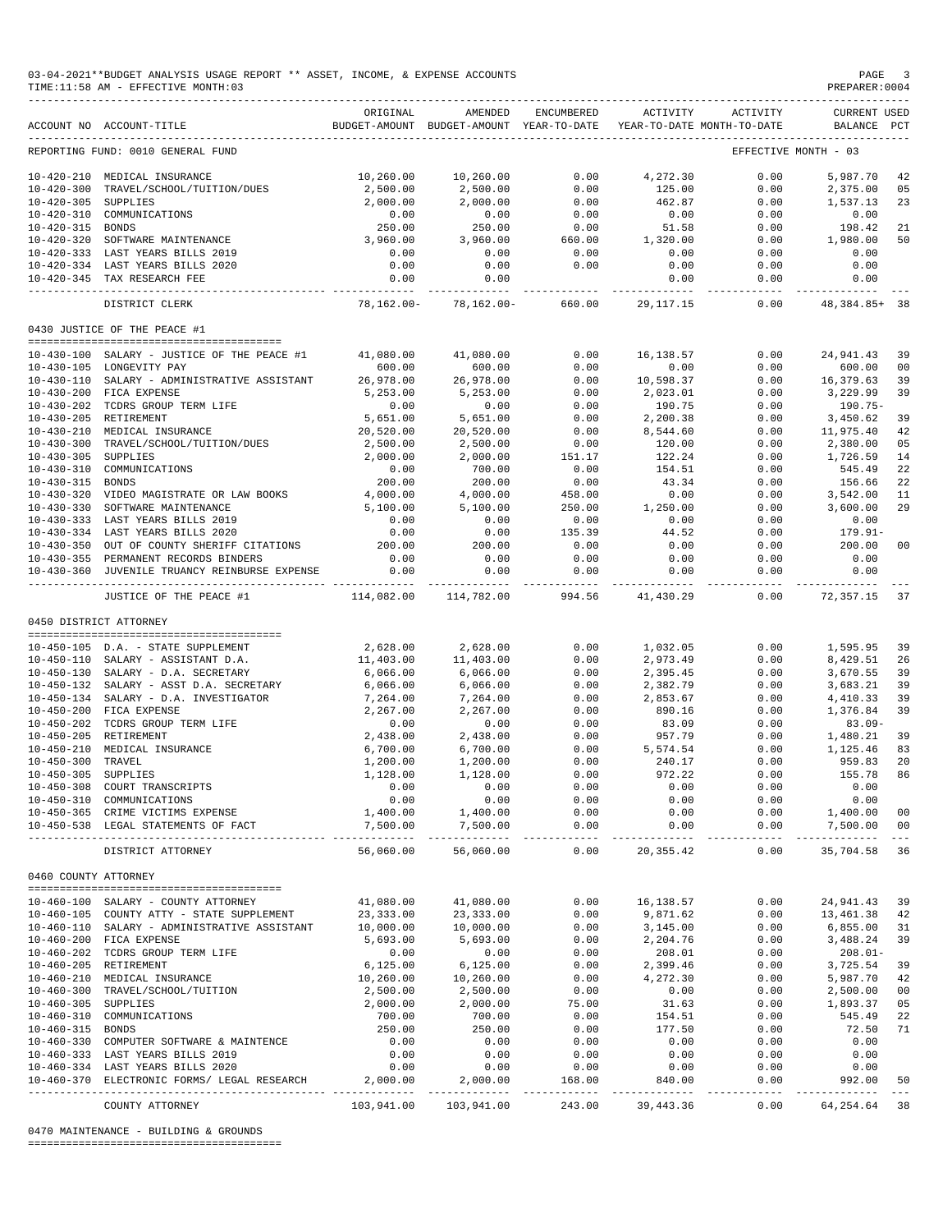03-04-2021**BUDGET ANALYSIS USAGE REPORT ** ASSET, INCOME, & EXPENSE ACCOUNTS
TIME:11:58 AM - EFFECTIVE MONTH:03
PREPARER:0004

| ACCOUNT NO | ACCOUNT-TITLE | ORIGINAL BUDGET-AMOUNT | AMENDED BUDGET-AMOUNT | ENCUMBERED YEAR-TO-DATE | ACTIVITY YEAR-TO-DATE | ACTIVITY MONTH-TO-DATE | CURRENT BALANCE | USED PCT |
|---|---|---|---|---|---|---|---|---|
| REPORTING FUND: 0010 GENERAL FUND | | | | | | EFFECTIVE MONTH - 03 | | |
| 10-420-210 | MEDICAL INSURANCE | 10,260.00 | 10,260.00 | 0.00 | 4,272.30 | 0.00 | 5,987.70 | 42 |
| 10-420-300 | TRAVEL/SCHOOL/TUITION/DUES | 2,500.00 | 2,500.00 | 0.00 | 125.00 | 0.00 | 2,375.00 | 05 |
| 10-420-305 | SUPPLIES | 2,000.00 | 2,000.00 | 0.00 | 462.87 | 0.00 | 1,537.13 | 23 |
| 10-420-310 | COMMUNICATIONS | 0.00 | 0.00 | 0.00 | 0.00 | 0.00 | 0.00 | |
| 10-420-315 | BONDS | 250.00 | 250.00 | 0.00 | 51.58 | 0.00 | 198.42 | 21 |
| 10-420-320 | SOFTWARE MAINTENANCE | 3,960.00 | 3,960.00 | 660.00 | 1,320.00 | 0.00 | 1,980.00 | 50 |
| 10-420-333 | LAST YEARS BILLS 2019 | 0.00 | 0.00 | 0.00 | 0.00 | 0.00 | 0.00 | |
| 10-420-334 | LAST YEARS BILLS 2020 | 0.00 | 0.00 | 0.00 | 0.00 | 0.00 | 0.00 | |
| 10-420-345 | TAX RESEARCH FEE | 0.00 | 0.00 | | 0.00 | 0.00 | 0.00 | |
| | DISTRICT CLERK | 78,162.00- | 78,162.00- | 660.00 | 29,117.15 | 0.00 | 48,384.85+ | 38 |

0430 JUSTICE OF THE PEACE #1

| ACCOUNT NO | ACCOUNT-TITLE | ORIGINAL BUDGET-AMOUNT | AMENDED BUDGET-AMOUNT | ENCUMBERED YEAR-TO-DATE | ACTIVITY YEAR-TO-DATE | ACTIVITY MONTH-TO-DATE | CURRENT BALANCE | USED PCT |
|---|---|---|---|---|---|---|---|---|
| 10-430-100 | SALARY - JUSTICE OF THE PEACE #1 | 41,080.00 | 41,080.00 | 0.00 | 16,138.57 | 0.00 | 24,941.43 | 39 |
| 10-430-105 | LONGEVITY PAY | 600.00 | 600.00 | 0.00 | 0.00 | 0.00 | 600.00 | 00 |
| 10-430-110 | SALARY - ADMINISTRATIVE ASSISTANT | 26,978.00 | 26,978.00 | 0.00 | 10,598.37 | 0.00 | 16,379.63 | 39 |
| 10-430-200 | FICA EXPENSE | 5,253.00 | 5,253.00 | 0.00 | 2,023.01 | 0.00 | 3,229.99 | 39 |
| 10-430-202 | TCDRS GROUP TERM LIFE | 0.00 | 0.00 | 0.00 | 190.75 | 0.00 | 190.75- | |
| 10-430-205 | RETIREMENT | 5,651.00 | 5,651.00 | 0.00 | 2,200.38 | 0.00 | 3,450.62 | 39 |
| 10-430-210 | MEDICAL INSURANCE | 20,520.00 | 20,520.00 | 0.00 | 8,544.60 | 0.00 | 11,975.40 | 42 |
| 10-430-300 | TRAVEL/SCHOOL/TUITION/DUES | 2,500.00 | 2,500.00 | 0.00 | 120.00 | 0.00 | 2,380.00 | 05 |
| 10-430-305 | SUPPLIES | 2,000.00 | 2,000.00 | 151.17 | 122.24 | 0.00 | 1,726.59 | 14 |
| 10-430-310 | COMMUNICATIONS | 0.00 | 700.00 | 0.00 | 154.51 | 0.00 | 545.49 | 22 |
| 10-430-315 | BONDS | 200.00 | 200.00 | 0.00 | 43.34 | 0.00 | 156.66 | 22 |
| 10-430-320 | VIDEO MAGISTRATE OR LAW BOOKS | 4,000.00 | 4,000.00 | 458.00 | 0.00 | 0.00 | 3,542.00 | 11 |
| 10-430-330 | SOFTWARE MAINTENANCE | 5,100.00 | 5,100.00 | 250.00 | 1,250.00 | 0.00 | 3,600.00 | 29 |
| 10-430-333 | LAST YEARS BILLS 2019 | 0.00 | 0.00 | 0.00 | 0.00 | 0.00 | 0.00 | |
| 10-430-334 | LAST YEARS BILLS 2020 | 0.00 | 0.00 | 135.39 | 44.52 | 0.00 | 179.91- | |
| 10-430-350 | OUT OF COUNTY SHERIFF CITATIONS | 200.00 | 200.00 | 0.00 | 0.00 | 0.00 | 200.00 | 00 |
| 10-430-355 | PERMANENT RECORDS BINDERS | 0.00 | 0.00 | 0.00 | 0.00 | 0.00 | 0.00 | |
| 10-430-360 | JUVENILE TRUANCY REINBURSE EXPENSE | 0.00 | 0.00 | 0.00 | 0.00 | 0.00 | 0.00 | |
| | JUSTICE OF THE PEACE #1 | 114,082.00 | 114,782.00 | 994.56 | 41,430.29 | 0.00 | 72,357.15 | 37 |

0450 DISTRICT ATTORNEY

| ACCOUNT NO | ACCOUNT-TITLE | ORIGINAL BUDGET-AMOUNT | AMENDED BUDGET-AMOUNT | ENCUMBERED YEAR-TO-DATE | ACTIVITY YEAR-TO-DATE | ACTIVITY MONTH-TO-DATE | CURRENT BALANCE | USED PCT |
|---|---|---|---|---|---|---|---|---|
| 10-450-105 | D.A. - STATE SUPPLEMENT | 2,628.00 | 2,628.00 | 0.00 | 1,032.05 | 0.00 | 1,595.95 | 39 |
| 10-450-110 | SALARY - ASSISTANT D.A. | 11,403.00 | 11,403.00 | 0.00 | 2,973.49 | 0.00 | 8,429.51 | 26 |
| 10-450-130 | SALARY - D.A. SECRETARY | 6,066.00 | 6,066.00 | 0.00 | 2,395.45 | 0.00 | 3,670.55 | 39 |
| 10-450-132 | SALARY - ASST D.A. SECRETARY | 6,066.00 | 6,066.00 | 0.00 | 2,382.79 | 0.00 | 3,683.21 | 39 |
| 10-450-134 | SALARY - D.A. INVESTIGATOR | 7,264.00 | 7,264.00 | 0.00 | 2,853.67 | 0.00 | 4,410.33 | 39 |
| 10-450-200 | FICA EXPENSE | 2,267.00 | 2,267.00 | 0.00 | 890.16 | 0.00 | 1,376.84 | 39 |
| 10-450-202 | TCDRS GROUP TERM LIFE | 0.00 | 0.00 | 0.00 | 83.09 | 0.00 | 83.09- | |
| 10-450-205 | RETIREMENT | 2,438.00 | 2,438.00 | 0.00 | 957.79 | 0.00 | 1,480.21 | 39 |
| 10-450-210 | MEDICAL INSURANCE | 6,700.00 | 6,700.00 | 0.00 | 5,574.54 | 0.00 | 1,125.46 | 83 |
| 10-450-300 | TRAVEL | 1,200.00 | 1,200.00 | 0.00 | 240.17 | 0.00 | 959.83 | 20 |
| 10-450-305 | SUPPLIES | 1,128.00 | 1,128.00 | 0.00 | 972.22 | 0.00 | 155.78 | 86 |
| 10-450-308 | COURT TRANSCRIPTS | 0.00 | 0.00 | 0.00 | 0.00 | 0.00 | 0.00 | |
| 10-450-310 | COMMUNICATIONS | 0.00 | 0.00 | 0.00 | 0.00 | 0.00 | 0.00 | |
| 10-450-365 | CRIME VICTIMS EXPENSE | 1,400.00 | 1,400.00 | 0.00 | 0.00 | 0.00 | 1,400.00 | 00 |
| 10-450-538 | LEGAL STATEMENTS OF FACT | 7,500.00 | 7,500.00 | 0.00 | 0.00 | 0.00 | 7,500.00 | 00 |
| | DISTRICT ATTORNEY | 56,060.00 | 56,060.00 | 0.00 | 20,355.42 | 0.00 | 35,704.58 | 36 |

0460 COUNTY ATTORNEY

| ACCOUNT NO | ACCOUNT-TITLE | ORIGINAL BUDGET-AMOUNT | AMENDED BUDGET-AMOUNT | ENCUMBERED YEAR-TO-DATE | ACTIVITY YEAR-TO-DATE | ACTIVITY MONTH-TO-DATE | CURRENT BALANCE | USED PCT |
|---|---|---|---|---|---|---|---|---|
| 10-460-100 | SALARY - COUNTY ATTORNEY | 41,080.00 | 41,080.00 | 0.00 | 16,138.57 | 0.00 | 24,941.43 | 39 |
| 10-460-105 | COUNTY ATTY - STATE SUPPLEMENT | 23,333.00 | 23,333.00 | 0.00 | 9,871.62 | 0.00 | 13,461.38 | 42 |
| 10-460-110 | SALARY - ADMINISTRATIVE ASSISTANT | 10,000.00 | 10,000.00 | 0.00 | 3,145.00 | 0.00 | 6,855.00 | 31 |
| 10-460-200 | FICA EXPENSE | 5,693.00 | 5,693.00 | 0.00 | 2,204.76 | 0.00 | 3,488.24 | 39 |
| 10-460-202 | TCDRS GROUP TERM LIFE | 0.00 | 0.00 | 0.00 | 208.01 | 0.00 | 208.01- | |
| 10-460-205 | RETIREMENT | 6,125.00 | 6,125.00 | 0.00 | 2,399.46 | 0.00 | 3,725.54 | 39 |
| 10-460-210 | MEDICAL INSURANCE | 10,260.00 | 10,260.00 | 0.00 | 4,272.30 | 0.00 | 5,987.70 | 42 |
| 10-460-300 | TRAVEL/SCHOOL/TUITION | 2,500.00 | 2,500.00 | 0.00 | 0.00 | 0.00 | 2,500.00 | 00 |
| 10-460-305 | SUPPLIES | 2,000.00 | 2,000.00 | 75.00 | 31.63 | 0.00 | 1,893.37 | 05 |
| 10-460-310 | COMMUNICATIONS | 700.00 | 700.00 | 0.00 | 154.51 | 0.00 | 545.49 | 22 |
| 10-460-315 | BONDS | 250.00 | 250.00 | 0.00 | 177.50 | 0.00 | 72.50 | 71 |
| 10-460-330 | COMPUTER SOFTWARE & MAINTENCE | 0.00 | 0.00 | 0.00 | 0.00 | 0.00 | 0.00 | |
| 10-460-333 | LAST YEARS BILLS 2019 | 0.00 | 0.00 | 0.00 | 0.00 | 0.00 | 0.00 | |
| 10-460-334 | LAST YEARS BILLS 2020 | 0.00 | 0.00 | 0.00 | 0.00 | 0.00 | 0.00 | |
| 10-460-370 | ELECTRONIC FORMS/ LEGAL RESEARCH | 2,000.00 | 2,000.00 | 168.00 | 840.00 | 0.00 | 992.00 | 50 |
| | COUNTY ATTORNEY | 103,941.00 | 103,941.00 | 243.00 | 39,443.36 | 0.00 | 64,254.64 | 38 |

0470 MAINTENANCE - BUILDING & GROUNDS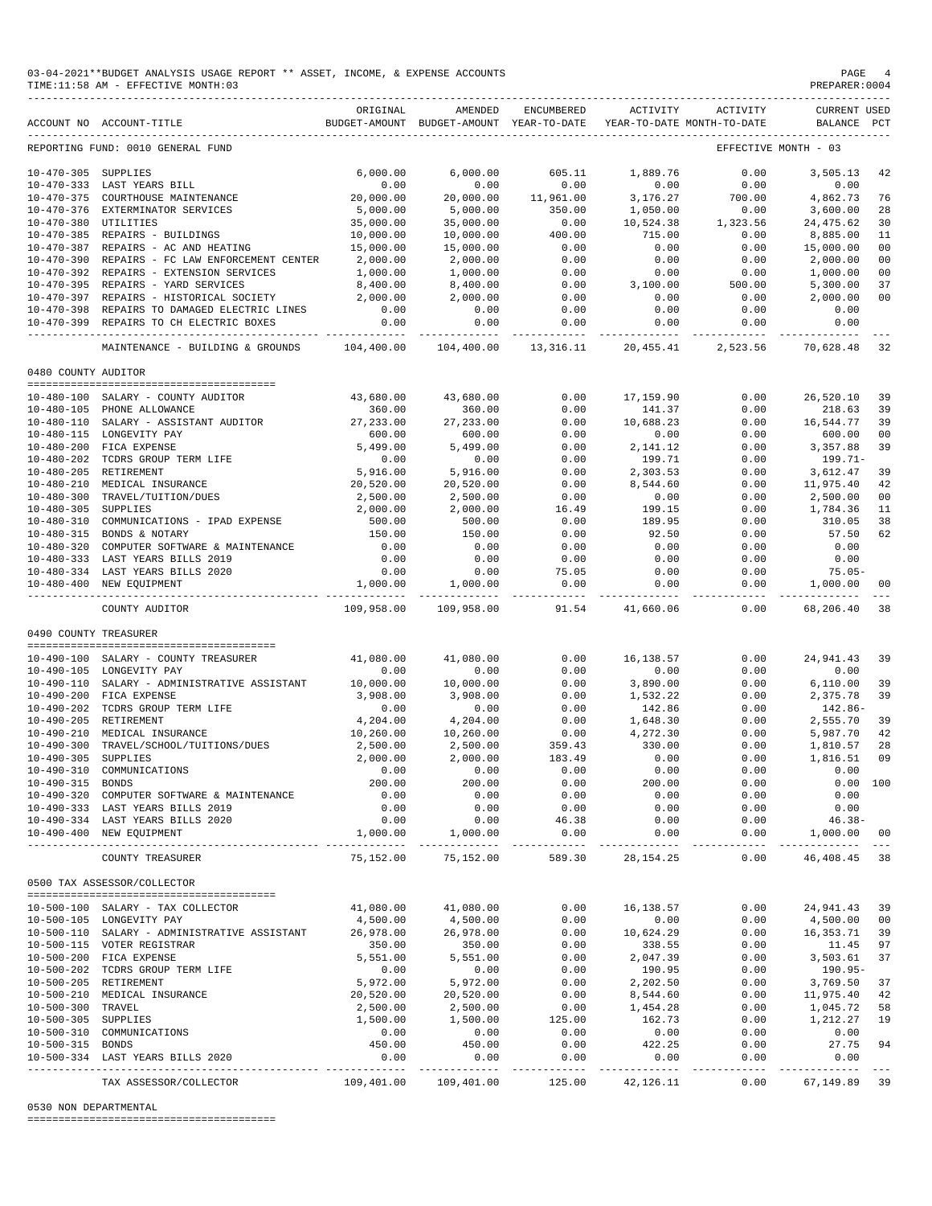03-04-2021**BUDGET ANALYSIS USAGE REPORT ** ASSET, INCOME, & EXPENSE ACCOUNTS
TIME:11:58 AM - EFFECTIVE MONTH:03
PREPARER:0004

REPORTING FUND: 0010 GENERAL FUND — EFFECTIVE MONTH - 03

| ACCOUNT NO | ACCOUNT-TITLE | ORIGINAL BUDGET-AMOUNT | AMENDED BUDGET-AMOUNT | ENCUMBERED YEAR-TO-DATE | ACTIVITY YEAR-TO-DATE | ACTIVITY MONTH-TO-DATE | CURRENT BALANCE | USED PCT |
|---|---|---|---|---|---|---|---|---|
| 10-470-305 | SUPPLIES | 6,000.00 | 6,000.00 | 605.11 | 1,889.76 | 0.00 | 3,505.13 | 42 |
| 10-470-333 | LAST YEARS BILL | 0.00 | 0.00 | 0.00 | 0.00 | 0.00 | 0.00 | |
| 10-470-375 | COURTHOUSE MAINTENANCE | 20,000.00 | 20,000.00 | 11,961.00 | 3,176.27 | 700.00 | 4,862.73 | 76 |
| 10-470-376 | EXTERMINATOR SERVICES | 5,000.00 | 5,000.00 | 350.00 | 1,050.00 | 0.00 | 3,600.00 | 28 |
| 10-470-380 | UTILITIES | 35,000.00 | 35,000.00 | 0.00 | 10,524.38 | 1,323.56 | 24,475.62 | 30 |
| 10-470-385 | REPAIRS - BUILDINGS | 10,000.00 | 10,000.00 | 400.00 | 715.00 | 0.00 | 8,885.00 | 11 |
| 10-470-387 | REPAIRS - AC AND HEATING | 15,000.00 | 15,000.00 | 0.00 | 0.00 | 0.00 | 15,000.00 | 00 |
| 10-470-390 | REPAIRS - FC LAW ENFORCEMENT CENTER | 2,000.00 | 2,000.00 | 0.00 | 0.00 | 0.00 | 2,000.00 | 00 |
| 10-470-392 | REPAIRS - EXTENSION SERVICES | 1,000.00 | 1,000.00 | 0.00 | 0.00 | 0.00 | 1,000.00 | 00 |
| 10-470-395 | REPAIRS - YARD SERVICES | 8,400.00 | 8,400.00 | 0.00 | 3,100.00 | 500.00 | 5,300.00 | 37 |
| 10-470-397 | REPAIRS - HISTORICAL SOCIETY | 2,000.00 | 2,000.00 | 0.00 | 0.00 | 0.00 | 2,000.00 | 00 |
| 10-470-398 | REPAIRS TO DAMAGED ELECTRIC LINES | 0.00 | 0.00 | 0.00 | 0.00 | 0.00 | 0.00 | |
| 10-470-399 | REPAIRS TO CH ELECTRIC BOXES | 0.00 | 0.00 | 0.00 | 0.00 | 0.00 | 0.00 | |
| | MAINTENANCE - BUILDING & GROUNDS | 104,400.00 | 104,400.00 | 13,316.11 | 20,455.41 | 2,523.56 | 70,628.48 | 32 |
| | **0480 COUNTY AUDITOR** | | | | | | | |
| 10-480-100 | SALARY - COUNTY AUDITOR | 43,680.00 | 43,680.00 | 0.00 | 17,159.90 | 0.00 | 26,520.10 | 39 |
| 10-480-105 | PHONE ALLOWANCE | 360.00 | 360.00 | 0.00 | 141.37 | 0.00 | 218.63 | 39 |
| 10-480-110 | SALARY - ASSISTANT AUDITOR | 27,233.00 | 27,233.00 | 0.00 | 10,688.23 | 0.00 | 16,544.77 | 39 |
| 10-480-115 | LONGEVITY PAY | 600.00 | 600.00 | 0.00 | 0.00 | 0.00 | 600.00 | 00 |
| 10-480-200 | FICA EXPENSE | 5,499.00 | 5,499.00 | 0.00 | 2,141.12 | 0.00 | 3,357.88 | 39 |
| 10-480-202 | TCDRS GROUP TERM LIFE | 0.00 | 0.00 | 0.00 | 199.71 | 0.00 | 199.71- | |
| 10-480-205 | RETIREMENT | 5,916.00 | 5,916.00 | 0.00 | 2,303.53 | 0.00 | 3,612.47 | 39 |
| 10-480-210 | MEDICAL INSURANCE | 20,520.00 | 20,520.00 | 0.00 | 8,544.60 | 0.00 | 11,975.40 | 42 |
| 10-480-300 | TRAVEL/TUITION/DUES | 2,500.00 | 2,500.00 | 0.00 | 0.00 | 0.00 | 2,500.00 | 00 |
| 10-480-305 | SUPPLIES | 2,000.00 | 2,000.00 | 16.49 | 199.15 | 0.00 | 1,784.36 | 11 |
| 10-480-310 | COMMUNICATIONS - IPAD EXPENSE | 500.00 | 500.00 | 0.00 | 189.95 | 0.00 | 310.05 | 38 |
| 10-480-315 | BONDS & NOTARY | 150.00 | 150.00 | 0.00 | 92.50 | 0.00 | 57.50 | 62 |
| 10-480-320 | COMPUTER SOFTWARE & MAINTENANCE | 0.00 | 0.00 | 0.00 | 0.00 | 0.00 | 0.00 | |
| 10-480-333 | LAST YEARS BILLS 2019 | 0.00 | 0.00 | 0.00 | 0.00 | 0.00 | 0.00 | |
| 10-480-334 | LAST YEARS BILLS 2020 | 0.00 | 0.00 | 75.05 | 0.00 | 0.00 | 75.05- | |
| 10-480-400 | NEW EQUIPMENT | 1,000.00 | 1,000.00 | 0.00 | 0.00 | 0.00 | 1,000.00 | 00 |
| | COUNTY AUDITOR | 109,958.00 | 109,958.00 | 91.54 | 41,660.06 | 0.00 | 68,206.40 | 38 |
| | **0490 COUNTY TREASURER** | | | | | | | |
| 10-490-100 | SALARY - COUNTY TREASURER | 41,080.00 | 41,080.00 | 0.00 | 16,138.57 | 0.00 | 24,941.43 | 39 |
| 10-490-105 | LONGEVITY PAY | 0.00 | 0.00 | 0.00 | 0.00 | 0.00 | 0.00 | |
| 10-490-110 | SALARY - ADMINISTRATIVE ASSISTANT | 10,000.00 | 10,000.00 | 0.00 | 3,890.00 | 0.00 | 6,110.00 | 39 |
| 10-490-200 | FICA EXPENSE | 3,908.00 | 3,908.00 | 0.00 | 1,532.22 | 0.00 | 2,375.78 | 39 |
| 10-490-202 | TCDRS GROUP TERM LIFE | 0.00 | 0.00 | 0.00 | 142.86 | 0.00 | 142.86- | |
| 10-490-205 | RETIREMENT | 4,204.00 | 4,204.00 | 0.00 | 1,648.30 | 0.00 | 2,555.70 | 39 |
| 10-490-210 | MEDICAL INSURANCE | 10,260.00 | 10,260.00 | 0.00 | 4,272.30 | 0.00 | 5,987.70 | 42 |
| 10-490-300 | TRAVEL/SCHOOL/TUITIONS/DUES | 2,500.00 | 2,500.00 | 359.43 | 330.00 | 0.00 | 1,810.57 | 28 |
| 10-490-305 | SUPPLIES | 2,000.00 | 2,000.00 | 183.49 | 0.00 | 0.00 | 1,816.51 | 09 |
| 10-490-310 | COMMUNICATIONS | 0.00 | 0.00 | 0.00 | 0.00 | 0.00 | 0.00 | |
| 10-490-315 | BONDS | 200.00 | 200.00 | 0.00 | 200.00 | 0.00 | 0.00 | 100 |
| 10-490-320 | COMPUTER SOFTWARE & MAINTENANCE | 0.00 | 0.00 | 0.00 | 0.00 | 0.00 | 0.00 | |
| 10-490-333 | LAST YEARS BILLS 2019 | 0.00 | 0.00 | 0.00 | 0.00 | 0.00 | 0.00 | |
| 10-490-334 | LAST YEARS BILLS 2020 | 0.00 | 0.00 | 46.38 | 0.00 | 0.00 | 46.38- | |
| 10-490-400 | NEW EQUIPMENT | 1,000.00 | 1,000.00 | 0.00 | 0.00 | 0.00 | 1,000.00 | 00 |
| | COUNTY TREASURER | 75,152.00 | 75,152.00 | 589.30 | 28,154.25 | 0.00 | 46,408.45 | 38 |
| | **0500 TAX ASSESSOR/COLLECTOR** | | | | | | | |
| 10-500-100 | SALARY - TAX COLLECTOR | 41,080.00 | 41,080.00 | 0.00 | 16,138.57 | 0.00 | 24,941.43 | 39 |
| 10-500-105 | LONGEVITY PAY | 4,500.00 | 4,500.00 | 0.00 | 0.00 | 0.00 | 4,500.00 | 00 |
| 10-500-110 | SALARY - ADMINISTRATIVE ASSISTANT | 26,978.00 | 26,978.00 | 0.00 | 10,624.29 | 0.00 | 16,353.71 | 39 |
| 10-500-115 | VOTER REGISTRAR | 350.00 | 350.00 | 0.00 | 338.55 | 0.00 | 11.45 | 97 |
| 10-500-200 | FICA EXPENSE | 5,551.00 | 5,551.00 | 0.00 | 2,047.39 | 0.00 | 3,503.61 | 37 |
| 10-500-202 | TCDRS GROUP TERM LIFE | 0.00 | 0.00 | 0.00 | 190.95 | 0.00 | 190.95- | |
| 10-500-205 | RETIREMENT | 5,972.00 | 5,972.00 | 0.00 | 2,202.50 | 0.00 | 3,769.50 | 37 |
| 10-500-210 | MEDICAL INSURANCE | 20,520.00 | 20,520.00 | 0.00 | 8,544.60 | 0.00 | 11,975.40 | 42 |
| 10-500-300 | TRAVEL | 2,500.00 | 2,500.00 | 0.00 | 1,454.28 | 0.00 | 1,045.72 | 58 |
| 10-500-305 | SUPPLIES | 1,500.00 | 1,500.00 | 125.00 | 162.73 | 0.00 | 1,212.27 | 19 |
| 10-500-310 | COMMUNICATIONS | 0.00 | 0.00 | 0.00 | 0.00 | 0.00 | 0.00 | |
| 10-500-315 | BONDS | 450.00 | 450.00 | 0.00 | 422.25 | 0.00 | 27.75 | 94 |
| 10-500-334 | LAST YEARS BILLS 2020 | 0.00 | 0.00 | 0.00 | 0.00 | 0.00 | 0.00 | |
| | TAX ASSESSOR/COLLECTOR | 109,401.00 | 109,401.00 | 125.00 | 42,126.11 | 0.00 | 67,149.89 | 39 |

0530 NON DEPARTMENTAL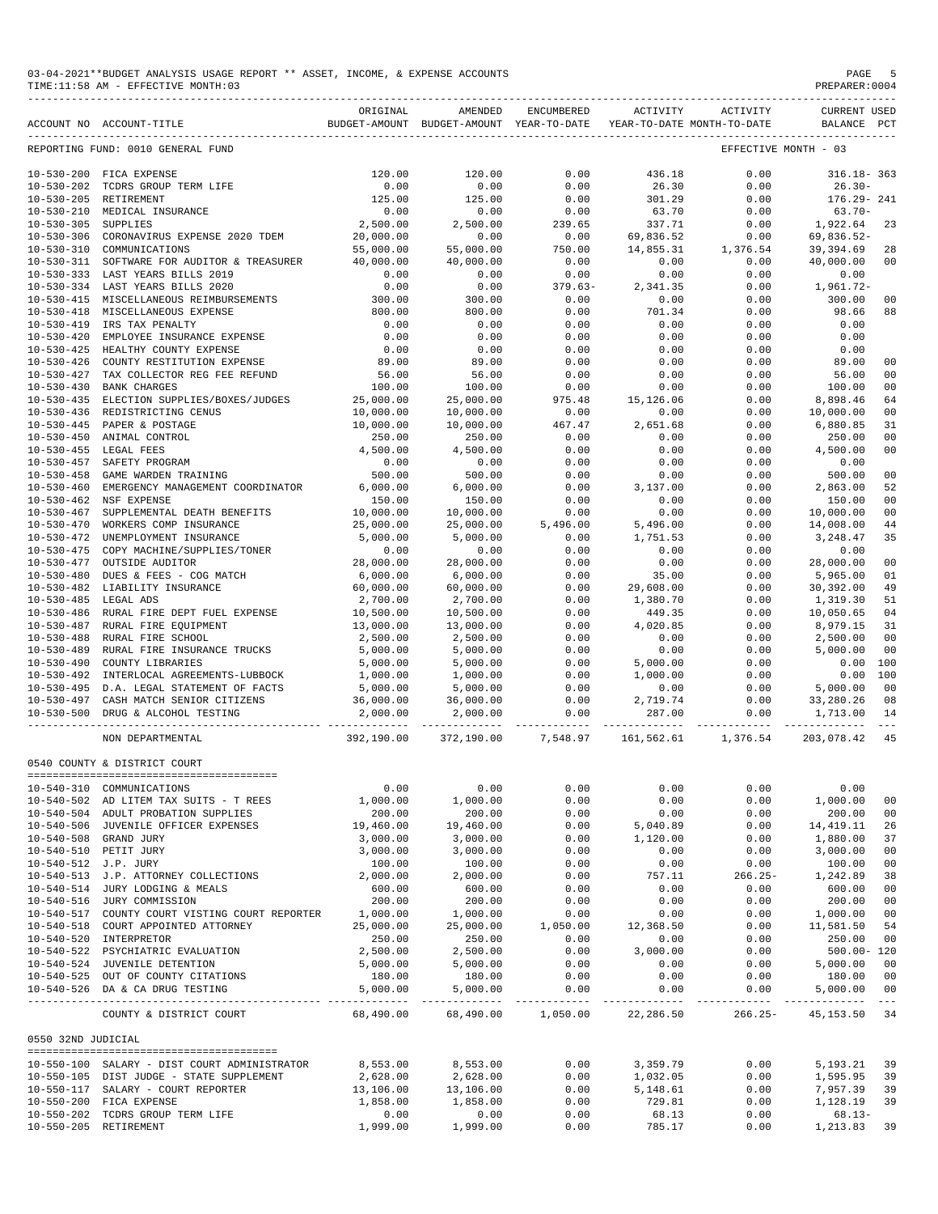03-04-2021**BUDGET ANALYSIS USAGE REPORT ** ASSET, INCOME, & EXPENSE ACCOUNTS
TIME:11:58 AM - EFFECTIVE MONTH:03
PREPARER:0004

| ACCOUNT NO | ACCOUNT-TITLE | ORIGINAL BUDGET-AMOUNT | AMENDED BUDGET-AMOUNT | ENCUMBERED YEAR-TO-DATE | ACTIVITY YEAR-TO-DATE | ACTIVITY MONTH-TO-DATE | CURRENT BALANCE | USED PCT |
|---|---|---|---|---|---|---|---|---|
| REPORTING FUND: 0010 GENERAL FUND | | | | | | EFFECTIVE MONTH - 03 | | |
| 10-530-200 | FICA EXPENSE | 120.00 | 120.00 | 0.00 | 436.18 | 0.00 | 316.18- | 363 |
| 10-530-202 | TCDRS GROUP TERM LIFE | 0.00 | 0.00 | 0.00 | 26.30 | 0.00 | 26.30- | |
| 10-530-205 | RETIREMENT | 125.00 | 125.00 | 0.00 | 301.29 | 0.00 | 176.29- | 241 |
| 10-530-210 | MEDICAL INSURANCE | 0.00 | 0.00 | 0.00 | 63.70 | 0.00 | 63.70- | |
| 10-530-305 | SUPPLIES | 2,500.00 | 2,500.00 | 239.65 | 337.71 | 0.00 | 1,922.64 | 23 |
| 10-530-306 | CORONAVIRUS EXPENSE 2020 TDEM | 20,000.00 | 0.00 | 0.00 | 69,836.52 | 0.00 | 69,836.52- | |
| 10-530-310 | COMMUNICATIONS | 55,000.00 | 55,000.00 | 750.00 | 14,855.31 | 1,376.54 | 39,394.69 | 28 |
| 10-530-311 | SOFTWARE FOR AUDITOR & TREASURER | 40,000.00 | 40,000.00 | 0.00 | 0.00 | 0.00 | 40,000.00 | 00 |
| 10-530-333 | LAST YEARS BILLS 2019 | 0.00 | 0.00 | 0.00 | 0.00 | 0.00 | 0.00 | |
| 10-530-334 | LAST YEARS BILLS 2020 | 0.00 | 0.00 | 379.63- | 2,341.35 | 0.00 | 1,961.72- | |
| 10-530-415 | MISCELLANEOUS REIMBURSEMENTS | 300.00 | 300.00 | 0.00 | 0.00 | 0.00 | 300.00 | 00 |
| 10-530-418 | MISCELLANEOUS EXPENSE | 800.00 | 800.00 | 0.00 | 701.34 | 0.00 | 98.66 | 88 |
| 10-530-419 | IRS TAX PENALTY | 0.00 | 0.00 | 0.00 | 0.00 | 0.00 | 0.00 | |
| 10-530-420 | EMPLOYEE INSURANCE EXPENSE | 0.00 | 0.00 | 0.00 | 0.00 | 0.00 | 0.00 | |
| 10-530-425 | HEALTHY COUNTY EXPENSE | 0.00 | 0.00 | 0.00 | 0.00 | 0.00 | 0.00 | |
| 10-530-426 | COUNTY RESTITUTION EXPENSE | 89.00 | 89.00 | 0.00 | 0.00 | 0.00 | 89.00 | 00 |
| 10-530-427 | TAX COLLECTOR REG FEE REFUND | 56.00 | 56.00 | 0.00 | 0.00 | 0.00 | 56.00 | 00 |
| 10-530-430 | BANK CHARGES | 100.00 | 100.00 | 0.00 | 0.00 | 0.00 | 100.00 | 00 |
| 10-530-435 | ELECTION SUPPLIES/BOXES/JUDGES | 25,000.00 | 25,000.00 | 975.48 | 15,126.06 | 0.00 | 8,898.46 | 64 |
| 10-530-436 | REDISTRICTING CENUS | 10,000.00 | 10,000.00 | 0.00 | 0.00 | 0.00 | 10,000.00 | 00 |
| 10-530-445 | PAPER & POSTAGE | 10,000.00 | 10,000.00 | 467.47 | 2,651.68 | 0.00 | 6,880.85 | 31 |
| 10-530-450 | ANIMAL CONTROL | 250.00 | 250.00 | 0.00 | 0.00 | 0.00 | 250.00 | 00 |
| 10-530-455 | LEGAL FEES | 4,500.00 | 4,500.00 | 0.00 | 0.00 | 0.00 | 4,500.00 | 00 |
| 10-530-457 | SAFETY PROGRAM | 0.00 | 0.00 | 0.00 | 0.00 | 0.00 | 0.00 | |
| 10-530-458 | GAME WARDEN TRAINING | 500.00 | 500.00 | 0.00 | 0.00 | 0.00 | 500.00 | 00 |
| 10-530-460 | EMERGENCY MANAGEMENT COORDINATOR | 6,000.00 | 6,000.00 | 0.00 | 3,137.00 | 0.00 | 2,863.00 | 52 |
| 10-530-462 | NSF EXPENSE | 150.00 | 150.00 | 0.00 | 0.00 | 0.00 | 150.00 | 00 |
| 10-530-467 | SUPPLEMENTAL DEATH BENEFITS | 10,000.00 | 10,000.00 | 0.00 | 0.00 | 0.00 | 10,000.00 | 00 |
| 10-530-470 | WORKERS COMP INSURANCE | 25,000.00 | 25,000.00 | 5,496.00 | 5,496.00 | 0.00 | 14,008.00 | 44 |
| 10-530-472 | UNEMPLOYMENT INSURANCE | 5,000.00 | 5,000.00 | 0.00 | 1,751.53 | 0.00 | 3,248.47 | 35 |
| 10-530-475 | COPY MACHINE/SUPPLIES/TONER | 0.00 | 0.00 | 0.00 | 0.00 | 0.00 | 0.00 | |
| 10-530-477 | OUTSIDE AUDITOR | 28,000.00 | 28,000.00 | 0.00 | 0.00 | 0.00 | 28,000.00 | 00 |
| 10-530-480 | DUES & FEES - COG MATCH | 6,000.00 | 6,000.00 | 0.00 | 35.00 | 0.00 | 5,965.00 | 01 |
| 10-530-482 | LIABILITY INSURANCE | 60,000.00 | 60,000.00 | 0.00 | 29,608.00 | 0.00 | 30,392.00 | 49 |
| 10-530-485 | LEGAL ADS | 2,700.00 | 2,700.00 | 0.00 | 1,380.70 | 0.00 | 1,319.30 | 51 |
| 10-530-486 | RURAL FIRE DEPT FUEL EXPENSE | 10,500.00 | 10,500.00 | 0.00 | 449.35 | 0.00 | 10,050.65 | 04 |
| 10-530-487 | RURAL FIRE EQUIPMENT | 13,000.00 | 13,000.00 | 0.00 | 4,020.85 | 0.00 | 8,979.15 | 31 |
| 10-530-488 | RURAL FIRE SCHOOL | 2,500.00 | 2,500.00 | 0.00 | 0.00 | 0.00 | 2,500.00 | 00 |
| 10-530-489 | RURAL FIRE INSURANCE TRUCKS | 5,000.00 | 5,000.00 | 0.00 | 0.00 | 0.00 | 5,000.00 | 00 |
| 10-530-490 | COUNTY LIBRARIES | 5,000.00 | 5,000.00 | 0.00 | 5,000.00 | 0.00 | 0.00 | 100 |
| 10-530-492 | INTERLOCAL AGREEMENTS-LUBBOCK | 1,000.00 | 1,000.00 | 0.00 | 1,000.00 | 0.00 | 0.00 | 100 |
| 10-530-495 | D.A. LEGAL STATEMENT OF FACTS | 5,000.00 | 5,000.00 | 0.00 | 0.00 | 0.00 | 5,000.00 | 00 |
| 10-530-497 | CASH MATCH SENIOR CITIZENS | 36,000.00 | 36,000.00 | 0.00 | 2,719.74 | 0.00 | 33,280.26 | 08 |
| 10-530-500 | DRUG & ALCOHOL TESTING | 2,000.00 | 2,000.00 | 0.00 | 287.00 | 0.00 | 1,713.00 | 14 |
| | NON DEPARTMENTAL | 392,190.00 | 372,190.00 | 7,548.97 | 161,562.61 | 1,376.54 | 203,078.42 | 45 |
| 0540 COUNTY & DISTRICT COURT | | | | | | | | |
| 10-540-310 | COMMUNICATIONS | 0.00 | 0.00 | 0.00 | 0.00 | 0.00 | 0.00 | |
| 10-540-502 | AD LITEM TAX SUITS - T REES | 1,000.00 | 1,000.00 | 0.00 | 0.00 | 0.00 | 1,000.00 | 00 |
| 10-540-504 | ADULT PROBATION SUPPLIES | 200.00 | 200.00 | 0.00 | 0.00 | 0.00 | 200.00 | 00 |
| 10-540-506 | JUVENILE OFFICER EXPENSES | 19,460.00 | 19,460.00 | 0.00 | 5,040.89 | 0.00 | 14,419.11 | 26 |
| 10-540-508 | GRAND JURY | 3,000.00 | 3,000.00 | 0.00 | 1,120.00 | 0.00 | 1,880.00 | 37 |
| 10-540-510 | PETIT JURY | 3,000.00 | 3,000.00 | 0.00 | 0.00 | 0.00 | 3,000.00 | 00 |
| 10-540-512 | J.P. JURY | 100.00 | 100.00 | 0.00 | 0.00 | 0.00 | 100.00 | 00 |
| 10-540-513 | J.P. ATTORNEY COLLECTIONS | 2,000.00 | 2,000.00 | 0.00 | 757.11 | 266.25- | 1,242.89 | 38 |
| 10-540-514 | JURY LODGING & MEALS | 600.00 | 600.00 | 0.00 | 0.00 | 0.00 | 600.00 | 00 |
| 10-540-516 | JURY COMMISSION | 200.00 | 200.00 | 0.00 | 0.00 | 0.00 | 200.00 | 00 |
| 10-540-517 | COUNTY COURT VISTING COURT REPORTER | 1,000.00 | 1,000.00 | 0.00 | 0.00 | 0.00 | 1,000.00 | 00 |
| 10-540-518 | COURT APPOINTED ATTORNEY | 25,000.00 | 25,000.00 | 1,050.00 | 12,368.50 | 0.00 | 11,581.50 | 54 |
| 10-540-520 | INTERPRETOR | 250.00 | 250.00 | 0.00 | 0.00 | 0.00 | 250.00 | 00 |
| 10-540-522 | PSYCHIATRIC EVALUATION | 2,500.00 | 2,500.00 | 0.00 | 3,000.00 | 0.00 | 500.00- | 120 |
| 10-540-524 | JUVENILE DETENTION | 5,000.00 | 5,000.00 | 0.00 | 0.00 | 0.00 | 5,000.00 | 00 |
| 10-540-525 | OUT OF COUNTY CITATIONS | 180.00 | 180.00 | 0.00 | 0.00 | 0.00 | 180.00 | 00 |
| 10-540-526 | DA & CA DRUG TESTING | 5,000.00 | 5,000.00 | 0.00 | 0.00 | 0.00 | 5,000.00 | 00 |
| | COUNTY & DISTRICT COURT | 68,490.00 | 68,490.00 | 1,050.00 | 22,286.50 | 266.25- | 45,153.50 | 34 |
| 0550 32ND JUDICIAL | | | | | | | | |
| 10-550-100 | SALARY - DIST COURT ADMINISTRATOR | 8,553.00 | 8,553.00 | 0.00 | 3,359.79 | 0.00 | 5,193.21 | 39 |
| 10-550-105 | DIST JUDGE - STATE SUPPLEMENT | 2,628.00 | 2,628.00 | 0.00 | 1,032.05 | 0.00 | 1,595.95 | 39 |
| 10-550-117 | SALARY - COURT REPORTER | 13,106.00 | 13,106.00 | 0.00 | 5,148.61 | 0.00 | 7,957.39 | 39 |
| 10-550-200 | FICA EXPENSE | 1,858.00 | 1,858.00 | 0.00 | 729.81 | 0.00 | 1,128.19 | 39 |
| 10-550-202 | TCDRS GROUP TERM LIFE | 0.00 | 0.00 | 0.00 | 68.13 | 0.00 | 68.13- | |
| 10-550-205 | RETIREMENT | 1,999.00 | 1,999.00 | 0.00 | 785.17 | 0.00 | 1,213.83 | 39 |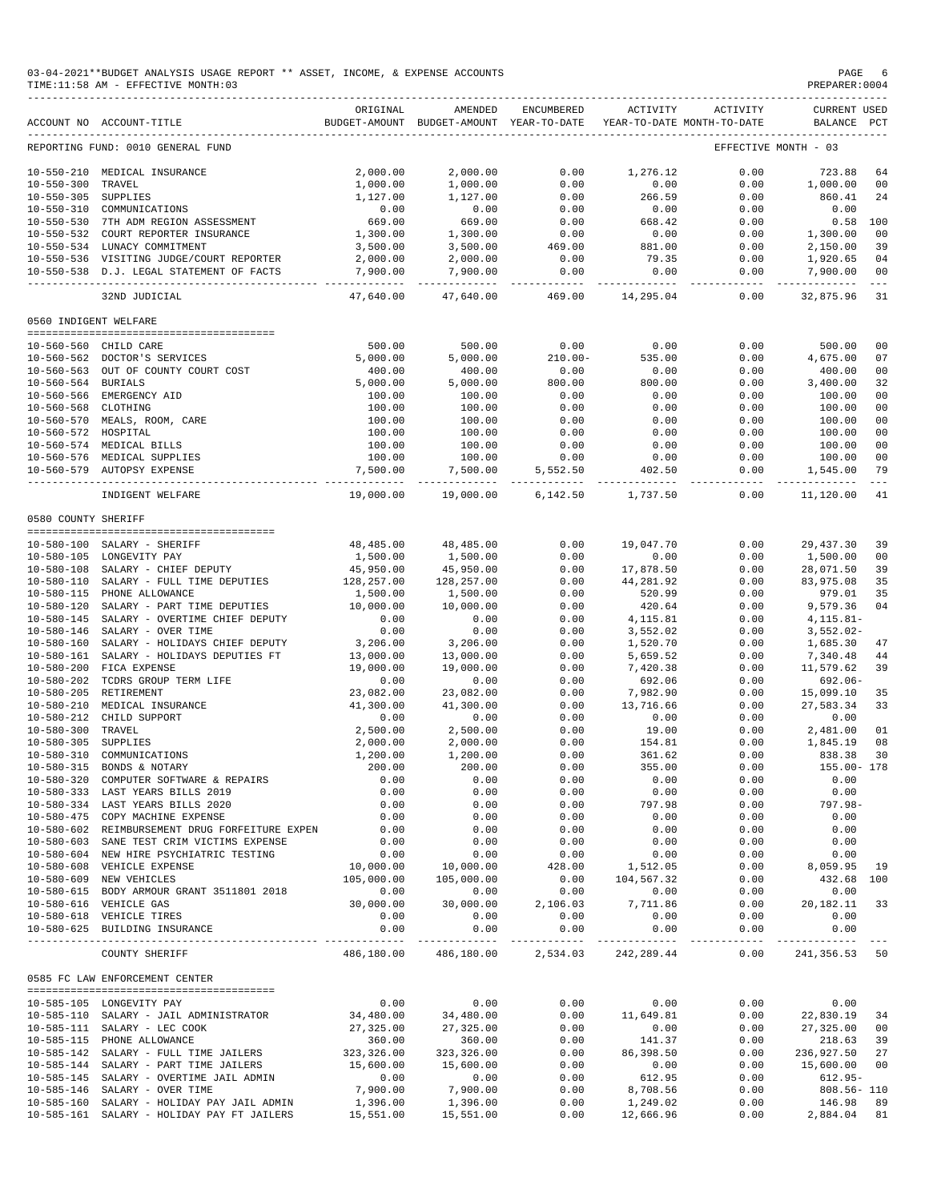03-04-2021**BUDGET ANALYSIS USAGE REPORT ** ASSET, INCOME, & EXPENSE ACCOUNTS
TIME:11:58 AM - EFFECTIVE MONTH:03

PREPARER:0004

| ACCOUNT NO | ACCOUNT-TITLE | ORIGINAL BUDGET-AMOUNT | AMENDED BUDGET-AMOUNT | ENCUMBERED YEAR-TO-DATE | ACTIVITY YEAR-TO-DATE | ACTIVITY MONTH-TO-DATE | CURRENT BALANCE | USED PCT |
|---|---|---|---|---|---|---|---|---|
| REPORTING FUND: 0010 GENERAL FUND | | | | | | EFFECTIVE MONTH - 03 | | |
| 10-550-210 | MEDICAL INSURANCE | 2,000.00 | 2,000.00 | 0.00 | 1,276.12 | 0.00 | 723.88 | 64 |
| 10-550-300 | TRAVEL | 1,000.00 | 1,000.00 | 0.00 | 0.00 | 0.00 | 1,000.00 | 00 |
| 10-550-305 | SUPPLIES | 1,127.00 | 1,127.00 | 0.00 | 266.59 | 0.00 | 860.41 | 24 |
| 10-550-310 | COMMUNICATIONS | 0.00 | 0.00 | 0.00 | 0.00 | 0.00 | 0.00 | |
| 10-550-530 | 7TH ADM REGION ASSESSMENT | 669.00 | 669.00 | 0.00 | 668.42 | 0.00 | 0.58 | 100 |
| 10-550-532 | COURT REPORTER INSURANCE | 1,300.00 | 1,300.00 | 0.00 | 0.00 | 0.00 | 1,300.00 | 00 |
| 10-550-534 | LUNACY COMMITMENT | 3,500.00 | 3,500.00 | 469.00 | 881.00 | 0.00 | 2,150.00 | 39 |
| 10-550-536 | VISITING JUDGE/COURT REPORTER | 2,000.00 | 2,000.00 | 0.00 | 79.35 | 0.00 | 1,920.65 | 04 |
| 10-550-538 | D.J. LEGAL STATEMENT OF FACTS | 7,900.00 | 7,900.00 | 0.00 | 0.00 | 0.00 | 7,900.00 | 00 |
| | 32ND JUDICIAL | 47,640.00 | 47,640.00 | 469.00 | 14,295.04 | 0.00 | 32,875.96 | 31 |
| 0560 INDIGENT WELFARE | | | | | | | | |
| 10-560-560 | CHILD CARE | 500.00 | 500.00 | 0.00 | 0.00 | 0.00 | 500.00 | 00 |
| 10-560-562 | DOCTOR'S SERVICES | 5,000.00 | 5,000.00 | 210.00- | 535.00 | 0.00 | 4,675.00 | 07 |
| 10-560-563 | OUT OF COUNTY COURT COST | 400.00 | 400.00 | 0.00 | 0.00 | 0.00 | 400.00 | 00 |
| 10-560-564 | BURIALS | 5,000.00 | 5,000.00 | 800.00 | 800.00 | 0.00 | 3,400.00 | 32 |
| 10-560-566 | EMERGENCY AID | 100.00 | 100.00 | 0.00 | 0.00 | 0.00 | 100.00 | 00 |
| 10-560-568 | CLOTHING | 100.00 | 100.00 | 0.00 | 0.00 | 0.00 | 100.00 | 00 |
| 10-560-570 | MEALS, ROOM, CARE | 100.00 | 100.00 | 0.00 | 0.00 | 0.00 | 100.00 | 00 |
| 10-560-572 | HOSPITAL | 100.00 | 100.00 | 0.00 | 0.00 | 0.00 | 100.00 | 00 |
| 10-560-574 | MEDICAL BILLS | 100.00 | 100.00 | 0.00 | 0.00 | 0.00 | 100.00 | 00 |
| 10-560-576 | MEDICAL SUPPLIES | 100.00 | 100.00 | 0.00 | 0.00 | 0.00 | 100.00 | 00 |
| 10-560-579 | AUTOPSY EXPENSE | 7,500.00 | 7,500.00 | 5,552.50 | 402.50 | 0.00 | 1,545.00 | 79 |
| | INDIGENT WELFARE | 19,000.00 | 19,000.00 | 6,142.50 | 1,737.50 | 0.00 | 11,120.00 | 41 |
| 0580 COUNTY SHERIFF | | | | | | | | |
| 10-580-100 | SALARY - SHERIFF | 48,485.00 | 48,485.00 | 0.00 | 19,047.70 | 0.00 | 29,437.30 | 39 |
| 10-580-105 | LONGEVITY PAY | 1,500.00 | 1,500.00 | 0.00 | 0.00 | 0.00 | 1,500.00 | 00 |
| 10-580-108 | SALARY - CHIEF DEPUTY | 45,950.00 | 45,950.00 | 0.00 | 17,878.50 | 0.00 | 28,071.50 | 39 |
| 10-580-110 | SALARY - FULL TIME DEPUTIES | 128,257.00 | 128,257.00 | 0.00 | 44,281.92 | 0.00 | 83,975.08 | 35 |
| 10-580-115 | PHONE ALLOWANCE | 1,500.00 | 1,500.00 | 0.00 | 520.99 | 0.00 | 979.01 | 35 |
| 10-580-120 | SALARY - PART TIME DEPUTIES | 10,000.00 | 10,000.00 | 0.00 | 420.64 | 0.00 | 9,579.36 | 04 |
| 10-580-145 | SALARY - OVERTIME CHIEF DEPUTY | 0.00 | 0.00 | 0.00 | 4,115.81 | 0.00 | 4,115.81- | |
| 10-580-146 | SALARY - OVER TIME | 0.00 | 0.00 | 0.00 | 3,552.02 | 0.00 | 3,552.02- | |
| 10-580-160 | SALARY - HOLIDAYS CHIEF DEPUTY | 3,206.00 | 3,206.00 | 0.00 | 1,520.70 | 0.00 | 1,685.30 | 47 |
| 10-580-161 | SALARY - HOLIDAYS DEPUTIES FT | 13,000.00 | 13,000.00 | 0.00 | 5,659.52 | 0.00 | 7,340.48 | 44 |
| 10-580-200 | FICA EXPENSE | 19,000.00 | 19,000.00 | 0.00 | 7,420.38 | 0.00 | 11,579.62 | 39 |
| 10-580-202 | TCDRS GROUP TERM LIFE | 0.00 | 0.00 | 0.00 | 692.06 | 0.00 | 692.06- | |
| 10-580-205 | RETIREMENT | 23,082.00 | 23,082.00 | 0.00 | 7,982.90 | 0.00 | 15,099.10 | 35 |
| 10-580-210 | MEDICAL INSURANCE | 41,300.00 | 41,300.00 | 0.00 | 13,716.66 | 0.00 | 27,583.34 | 33 |
| 10-580-212 | CHILD SUPPORT | 0.00 | 0.00 | 0.00 | 0.00 | 0.00 | 0.00 | |
| 10-580-300 | TRAVEL | 2,500.00 | 2,500.00 | 0.00 | 19.00 | 0.00 | 2,481.00 | 01 |
| 10-580-305 | SUPPLIES | 2,000.00 | 2,000.00 | 0.00 | 154.81 | 0.00 | 1,845.19 | 08 |
| 10-580-310 | COMMUNICATIONS | 1,200.00 | 1,200.00 | 0.00 | 361.62 | 0.00 | 838.38 | 30 |
| 10-580-315 | BONDS & NOTARY | 200.00 | 200.00 | 0.00 | 355.00 | 0.00 | 155.00- | 178 |
| 10-580-320 | COMPUTER SOFTWARE & REPAIRS | 0.00 | 0.00 | 0.00 | 0.00 | 0.00 | 0.00 | |
| 10-580-333 | LAST YEARS BILLS 2019 | 0.00 | 0.00 | 0.00 | 0.00 | 0.00 | 0.00 | |
| 10-580-334 | LAST YEARS BILLS 2020 | 0.00 | 0.00 | 0.00 | 797.98 | 0.00 | 797.98- | |
| 10-580-475 | COPY MACHINE EXPENSE | 0.00 | 0.00 | 0.00 | 0.00 | 0.00 | 0.00 | |
| 10-580-602 | REIMBURSEMENT DRUG FORFEITURE EXPEN | 0.00 | 0.00 | 0.00 | 0.00 | 0.00 | 0.00 | |
| 10-580-603 | SANE TEST CRIM VICTIMS EXPENSE | 0.00 | 0.00 | 0.00 | 0.00 | 0.00 | 0.00 | |
| 10-580-604 | NEW HIRE PSYCHIATRIC TESTING | 0.00 | 0.00 | 0.00 | 0.00 | 0.00 | 0.00 | |
| 10-580-608 | VEHICLE EXPENSE | 10,000.00 | 10,000.00 | 428.00 | 1,512.05 | 0.00 | 8,059.95 | 19 |
| 10-580-609 | NEW VEHICLES | 105,000.00 | 105,000.00 | 0.00 | 104,567.32 | 0.00 | 432.68 | 100 |
| 10-580-615 | BODY ARMOUR GRANT 3511801 2018 | 0.00 | 0.00 | 0.00 | 0.00 | 0.00 | 0.00 | |
| 10-580-616 | VEHICLE GAS | 30,000.00 | 30,000.00 | 2,106.03 | 7,711.86 | 0.00 | 20,182.11 | 33 |
| 10-580-618 | VEHICLE TIRES | 0.00 | 0.00 | 0.00 | 0.00 | 0.00 | 0.00 | |
| 10-580-625 | BUILDING INSURANCE | 0.00 | 0.00 | 0.00 | 0.00 | 0.00 | 0.00 | |
| | COUNTY SHERIFF | 486,180.00 | 486,180.00 | 2,534.03 | 242,289.44 | 0.00 | 241,356.53 | 50 |
| 0585 FC LAW ENFORCEMENT CENTER | | | | | | | | |
| 10-585-105 | LONGEVITY PAY | 0.00 | 0.00 | 0.00 | 0.00 | 0.00 | 0.00 | |
| 10-585-110 | SALARY - JAIL ADMINISTRATOR | 34,480.00 | 34,480.00 | 0.00 | 11,649.81 | 0.00 | 22,830.19 | 34 |
| 10-585-111 | SALARY - LEC COOK | 27,325.00 | 27,325.00 | 0.00 | 0.00 | 0.00 | 27,325.00 | 00 |
| 10-585-115 | PHONE ALLOWANCE | 360.00 | 360.00 | 0.00 | 141.37 | 0.00 | 218.63 | 39 |
| 10-585-142 | SALARY - FULL TIME JAILERS | 323,326.00 | 323,326.00 | 0.00 | 86,398.50 | 0.00 | 236,927.50 | 27 |
| 10-585-144 | SALARY - PART TIME JAILERS | 15,600.00 | 15,600.00 | 0.00 | 0.00 | 0.00 | 15,600.00 | 00 |
| 10-585-145 | SALARY - OVERTIME JAIL ADMIN | 0.00 | 0.00 | 0.00 | 612.95 | 0.00 | 612.95- | |
| 10-585-146 | SALARY - OVER TIME | 7,900.00 | 7,900.00 | 0.00 | 8,708.56 | 0.00 | 808.56- | 110 |
| 10-585-160 | SALARY - HOLIDAY PAY JAIL ADMIN | 1,396.00 | 1,396.00 | 0.00 | 1,249.02 | 0.00 | 146.98 | 89 |
| 10-585-161 | SALARY - HOLIDAY PAY FT JAILERS | 15,551.00 | 15,551.00 | 0.00 | 12,666.96 | 0.00 | 2,884.04 | 81 |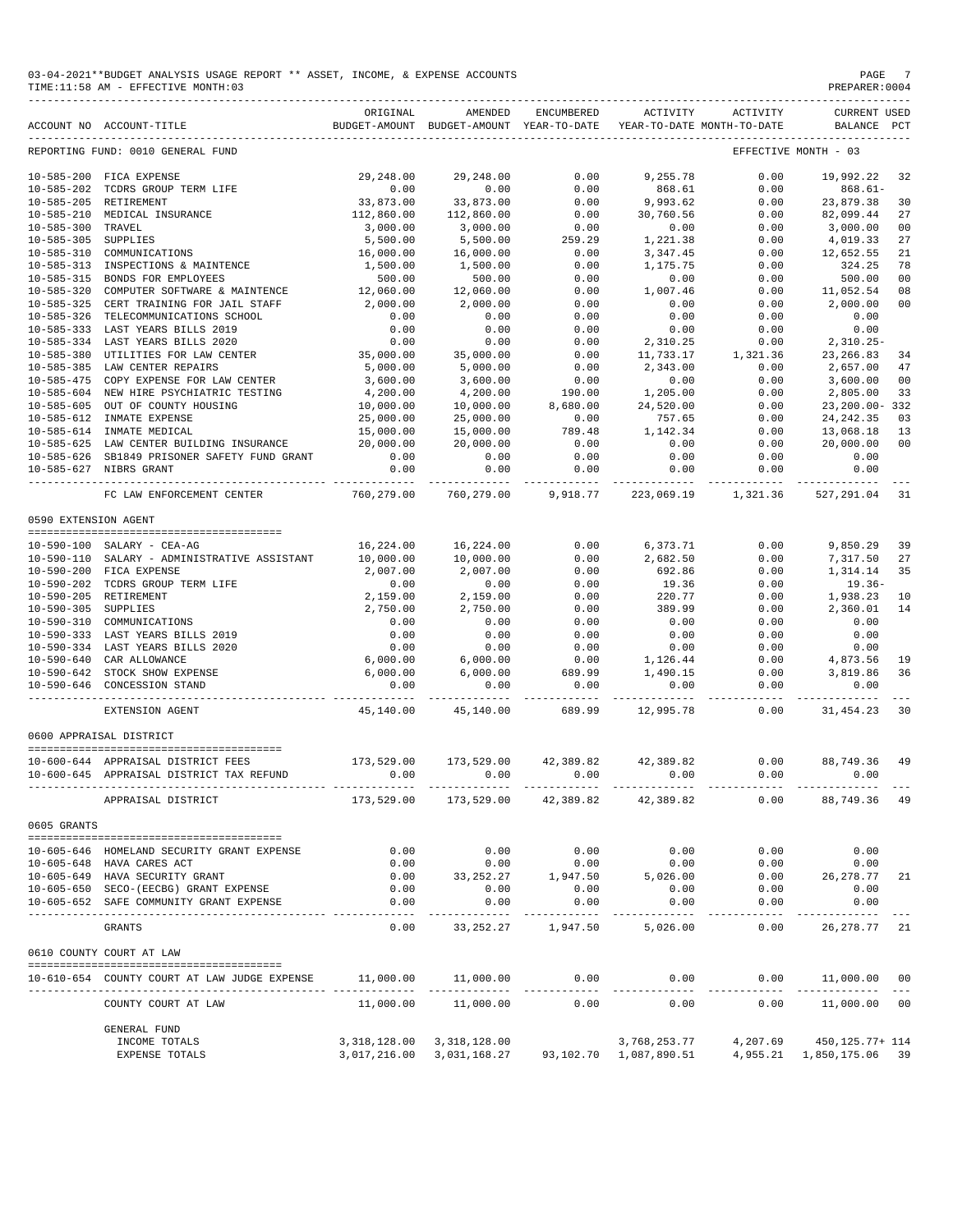03-04-2021**BUDGET ANALYSIS USAGE REPORT ** ASSET, INCOME, & EXPENSE ACCOUNTS
TIME:11:58 AM - EFFECTIVE MONTH:03

REPORTING FUND: 0010 GENERAL FUND — EFFECTIVE MONTH - 03

| ACCOUNT NO | ACCOUNT-TITLE | ORIGINAL BUDGET-AMOUNT | AMENDED BUDGET-AMOUNT | ENCUMBERED YEAR-TO-DATE | ACTIVITY YEAR-TO-DATE | ACTIVITY MONTH-TO-DATE | CURRENT BALANCE | USED PCT |
|---|---|---|---|---|---|---|---|---|
| 10-585-200 | FICA EXPENSE | 29,248.00 | 29,248.00 | 0.00 | 9,255.78 | 0.00 | 19,992.22 | 32 |
| 10-585-202 | TCDRS GROUP TERM LIFE | 0.00 | 0.00 | 0.00 | 868.61 | 0.00 | 868.61- | |
| 10-585-205 | RETIREMENT | 33,873.00 | 33,873.00 | 0.00 | 9,993.62 | 0.00 | 23,879.38 | 30 |
| 10-585-210 | MEDICAL INSURANCE | 112,860.00 | 112,860.00 | 0.00 | 30,760.56 | 0.00 | 82,099.44 | 27 |
| 10-585-300 | TRAVEL | 3,000.00 | 3,000.00 | 0.00 | 0.00 | 0.00 | 3,000.00 | 00 |
| 10-585-305 | SUPPLIES | 5,500.00 | 5,500.00 | 259.29 | 1,221.38 | 0.00 | 4,019.33 | 27 |
| 10-585-310 | COMMUNICATIONS | 16,000.00 | 16,000.00 | 0.00 | 3,347.45 | 0.00 | 12,652.55 | 21 |
| 10-585-313 | INSPECTIONS & MAINTENCE | 1,500.00 | 1,500.00 | 0.00 | 1,175.75 | 0.00 | 324.25 | 78 |
| 10-585-315 | BONDS FOR EMPLOYEES | 500.00 | 500.00 | 0.00 | 0.00 | 0.00 | 500.00 | 00 |
| 10-585-320 | COMPUTER SOFTWARE & MAINTENCE | 12,060.00 | 12,060.00 | 0.00 | 1,007.46 | 0.00 | 11,052.54 | 08 |
| 10-585-325 | CERT TRAINING FOR JAIL STAFF | 2,000.00 | 2,000.00 | 0.00 | 0.00 | 0.00 | 2,000.00 | 00 |
| 10-585-326 | TELECOMMUNICATIONS SCHOOL | 0.00 | 0.00 | 0.00 | 0.00 | 0.00 | 0.00 | |
| 10-585-333 | LAST YEARS BILLS 2019 | 0.00 | 0.00 | 0.00 | 0.00 | 0.00 | 0.00 | |
| 10-585-334 | LAST YEARS BILLS 2020 | 0.00 | 0.00 | 0.00 | 2,310.25 | 0.00 | 2,310.25- | |
| 10-585-380 | UTILITIES FOR LAW CENTER | 35,000.00 | 35,000.00 | 0.00 | 11,733.17 | 1,321.36 | 23,266.83 | 34 |
| 10-585-385 | LAW CENTER REPAIRS | 5,000.00 | 5,000.00 | 0.00 | 2,343.00 | 0.00 | 2,657.00 | 47 |
| 10-585-475 | COPY EXPENSE FOR LAW CENTER | 3,600.00 | 3,600.00 | 0.00 | 0.00 | 0.00 | 3,600.00 | 00 |
| 10-585-604 | NEW HIRE PSYCHIATRIC TESTING | 4,200.00 | 4,200.00 | 190.00 | 1,205.00 | 0.00 | 2,805.00 | 33 |
| 10-585-605 | OUT OF COUNTY HOUSING | 10,000.00 | 10,000.00 | 8,680.00 | 24,520.00 | 0.00 | 23,200.00- | 332 |
| 10-585-612 | INMATE EXPENSE | 25,000.00 | 25,000.00 | 0.00 | 757.65 | 0.00 | 24,242.35 | 03 |
| 10-585-614 | INMATE MEDICAL | 15,000.00 | 15,000.00 | 789.48 | 1,142.34 | 0.00 | 13,068.18 | 13 |
| 10-585-625 | LAW CENTER BUILDING INSURANCE | 20,000.00 | 20,000.00 | 0.00 | 0.00 | 0.00 | 20,000.00 | 00 |
| 10-585-626 | SB1849 PRISONER SAFETY FUND GRANT | 0.00 | 0.00 | 0.00 | 0.00 | 0.00 | 0.00 | |
| 10-585-627 | NIBRS GRANT | 0.00 | 0.00 | 0.00 | 0.00 | 0.00 | 0.00 | |
| | FC LAW ENFORCEMENT CENTER | 760,279.00 | 760,279.00 | 9,918.77 | 223,069.19 | 1,321.36 | 527,291.04 | 31 |
| **0590 EXTENSION AGENT** | | | | | | | | |
| 10-590-100 | SALARY - CEA-AG | 16,224.00 | 16,224.00 | 0.00 | 6,373.71 | 0.00 | 9,850.29 | 39 |
| 10-590-110 | SALARY - ADMINISTRATIVE ASSISTANT | 10,000.00 | 10,000.00 | 0.00 | 2,682.50 | 0.00 | 7,317.50 | 27 |
| 10-590-200 | FICA EXPENSE | 2,007.00 | 2,007.00 | 0.00 | 692.86 | 0.00 | 1,314.14 | 35 |
| 10-590-202 | TCDRS GROUP TERM LIFE | 0.00 | 0.00 | 0.00 | 19.36 | 0.00 | 19.36- | |
| 10-590-205 | RETIREMENT | 2,159.00 | 2,159.00 | 0.00 | 220.77 | 0.00 | 1,938.23 | 10 |
| 10-590-305 | SUPPLIES | 2,750.00 | 2,750.00 | 0.00 | 389.99 | 0.00 | 2,360.01 | 14 |
| 10-590-310 | COMMUNICATIONS | 0.00 | 0.00 | 0.00 | 0.00 | 0.00 | 0.00 | |
| 10-590-333 | LAST YEARS BILLS 2019 | 0.00 | 0.00 | 0.00 | 0.00 | 0.00 | 0.00 | |
| 10-590-334 | LAST YEARS BILLS 2020 | 0.00 | 0.00 | 0.00 | 0.00 | 0.00 | 0.00 | |
| 10-590-640 | CAR ALLOWANCE | 6,000.00 | 6,000.00 | 0.00 | 1,126.44 | 0.00 | 4,873.56 | 19 |
| 10-590-642 | STOCK SHOW EXPENSE | 6,000.00 | 6,000.00 | 689.99 | 1,490.15 | 0.00 | 3,819.86 | 36 |
| 10-590-646 | CONCESSION STAND | 0.00 | 0.00 | 0.00 | 0.00 | 0.00 | 0.00 | |
| | EXTENSION AGENT | 45,140.00 | 45,140.00 | 689.99 | 12,995.78 | 0.00 | 31,454.23 | 30 |
| **0600 APPRAISAL DISTRICT** | | | | | | | | |
| 10-600-644 | APPRAISAL DISTRICT FEES | 173,529.00 | 173,529.00 | 42,389.82 | 42,389.82 | 0.00 | 88,749.36 | 49 |
| 10-600-645 | APPRAISAL DISTRICT TAX REFUND | 0.00 | 0.00 | 0.00 | 0.00 | 0.00 | 0.00 | |
| | APPRAISAL DISTRICT | 173,529.00 | 173,529.00 | 42,389.82 | 42,389.82 | 0.00 | 88,749.36 | 49 |
| **0605 GRANTS** | | | | | | | | |
| 10-605-646 | HOMELAND SECURITY GRANT EXPENSE | 0.00 | 0.00 | 0.00 | 0.00 | 0.00 | 0.00 | |
| 10-605-648 | HAVA CARES ACT | 0.00 | 0.00 | 0.00 | 0.00 | 0.00 | 0.00 | |
| 10-605-649 | HAVA SECURITY GRANT | 0.00 | 33,252.27 | 1,947.50 | 5,026.00 | 0.00 | 26,278.77 | 21 |
| 10-605-650 | SECO-(EECBG) GRANT EXPENSE | 0.00 | 0.00 | 0.00 | 0.00 | 0.00 | 0.00 | |
| 10-605-652 | SAFE COMMUNITY GRANT EXPENSE | 0.00 | 0.00 | 0.00 | 0.00 | 0.00 | 0.00 | |
| | GRANTS | 0.00 | 33,252.27 | 1,947.50 | 5,026.00 | 0.00 | 26,278.77 | 21 |
| **0610 COUNTY COURT AT LAW** | | | | | | | | |
| 10-610-654 | COUNTY COURT AT LAW JUDGE EXPENSE | 11,000.00 | 11,000.00 | 0.00 | 0.00 | 0.00 | 11,000.00 | 00 |
| | COUNTY COURT AT LAW | 11,000.00 | 11,000.00 | 0.00 | 0.00 | 0.00 | 11,000.00 | 00 |
| | GENERAL FUND | | | | | | | |
| | INCOME TOTALS | 3,318,128.00 | 3,318,128.00 | | 3,768,253.77 | 4,207.69 | 450,125.77+ | 114 |
| | EXPENSE TOTALS | 3,017,216.00 | 3,031,168.27 | 93,102.70 | 1,087,890.51 | 4,955.21 | 1,850,175.06 | 39 |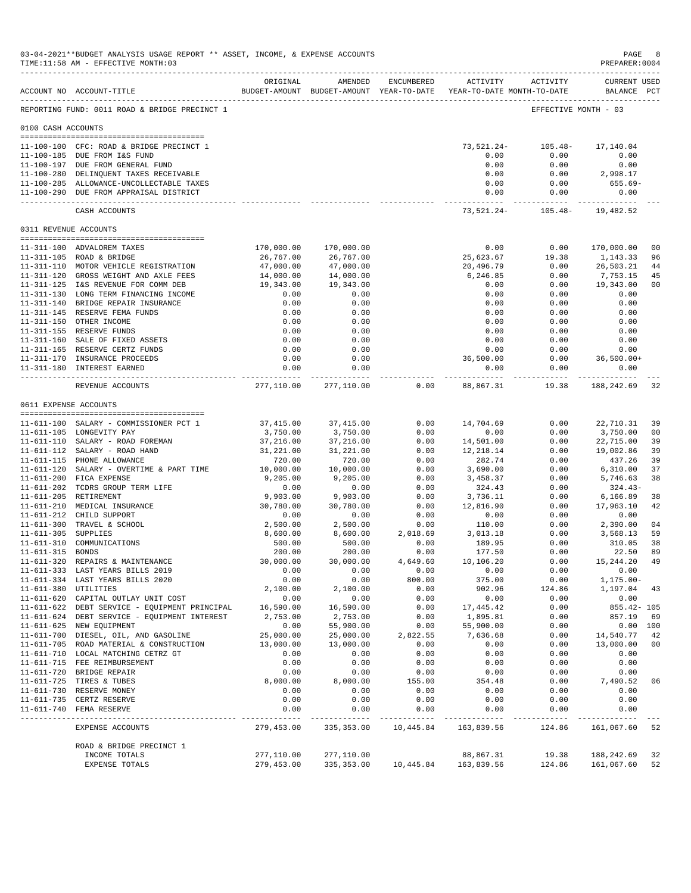03-04-2021**BUDGET ANALYSIS USAGE REPORT ** ASSET, INCOME, & EXPENSE ACCOUNTS

TIME:11:58 AM - EFFECTIVE MONTH:03

PREPARER:0004

| ACCOUNT NO | ACCOUNT-TITLE | ORIGINAL BUDGET-AMOUNT | AMENDED BUDGET-AMOUNT | ENCUMBERED YEAR-TO-DATE | ACTIVITY YEAR-TO-DATE | ACTIVITY MONTH-TO-DATE | CURRENT BALANCE | USED PCT |
|---|---|---|---|---|---|---|---|---|
| REPORTING FUND: 0011 ROAD & BRIDGE PRECINCT 1 | | | | | | EFFECTIVE MONTH - 03 | | |
| **0100 CASH ACCOUNTS** | | | | | | | | |
| 11-100-100 | CFC: ROAD & BRIDGE PRECINCT 1 | | | | 73,521.24- | 105.48- | 17,140.04 | |
| 11-100-185 | DUE FROM I&S FUND | | | | 0.00 | 0.00 | 0.00 | |
| 11-100-197 | DUE FROM GENERAL FUND | | | | 0.00 | 0.00 | 0.00 | |
| 11-100-280 | DELINQUENT TAXES RECEIVABLE | | | | 0.00 | 0.00 | 2,998.17 | |
| 11-100-285 | ALLOWANCE-UNCOLLECTABLE TAXES | | | | 0.00 | 0.00 | 655.69- | |
| 11-100-290 | DUE FROM APPRAISAL DISTRICT | | | | 0.00 | 0.00 | 0.00 | |
| | CASH ACCOUNTS | | | | 73,521.24- | 105.48- | 19,482.52 | |
| **0311 REVENUE ACCOUNTS** | | | | | | | | |
| 11-311-100 | ADVALOREM TAXES | 170,000.00 | 170,000.00 | | 0.00 | 0.00 | 170,000.00 | 00 |
| 11-311-105 | ROAD & BRIDGE | 26,767.00 | 26,767.00 | | 25,623.67 | 19.38 | 1,143.33 | 96 |
| 11-311-110 | MOTOR VEHICLE REGISTRATION | 47,000.00 | 47,000.00 | | 20,496.79 | 0.00 | 26,503.21 | 44 |
| 11-311-120 | GROSS WEIGHT AND AXLE FEES | 14,000.00 | 14,000.00 | | 6,246.85 | 0.00 | 7,753.15 | 45 |
| 11-311-125 | I&S REVENUE FOR COMM DEB | 19,343.00 | 19,343.00 | | 0.00 | 0.00 | 19,343.00 | 00 |
| 11-311-130 | LONG TERM FINANCING INCOME | 0.00 | 0.00 | | 0.00 | 0.00 | 0.00 | |
| 11-311-140 | BRIDGE REPAIR INSURANCE | 0.00 | 0.00 | | 0.00 | 0.00 | 0.00 | |
| 11-311-145 | RESERVE FEMA FUNDS | 0.00 | 0.00 | | 0.00 | 0.00 | 0.00 | |
| 11-311-150 | OTHER INCOME | 0.00 | 0.00 | | 0.00 | 0.00 | 0.00 | |
| 11-311-155 | RESERVE FUNDS | 0.00 | 0.00 | | 0.00 | 0.00 | 0.00 | |
| 11-311-160 | SALE OF FIXED ASSETS | 0.00 | 0.00 | | 0.00 | 0.00 | 0.00 | |
| 11-311-165 | RESERVE CERTZ FUNDS | 0.00 | 0.00 | | 0.00 | 0.00 | 0.00 | |
| 11-311-170 | INSURANCE PROCEEDS | 0.00 | 0.00 | | 36,500.00 | 0.00 | 36,500.00+ | |
| 11-311-180 | INTEREST EARNED | 0.00 | 0.00 | | 0.00 | 0.00 | 0.00 | |
| | REVENUE ACCOUNTS | 277,110.00 | 277,110.00 | 0.00 | 88,867.31 | 19.38 | 188,242.69 | 32 |
| **0611 EXPENSE ACCOUNTS** | | | | | | | | |
| 11-611-100 | SALARY - COMMISSIONER PCT 1 | 37,415.00 | 37,415.00 | 0.00 | 14,704.69 | 0.00 | 22,710.31 | 39 |
| 11-611-105 | LONGEVITY PAY | 3,750.00 | 3,750.00 | 0.00 | 0.00 | 0.00 | 3,750.00 | 00 |
| 11-611-110 | SALARY - ROAD FOREMAN | 37,216.00 | 37,216.00 | 0.00 | 14,501.00 | 0.00 | 22,715.00 | 39 |
| 11-611-112 | SALARY - ROAD HAND | 31,221.00 | 31,221.00 | 0.00 | 12,218.14 | 0.00 | 19,002.86 | 39 |
| 11-611-115 | PHONE ALLOWANCE | 720.00 | 720.00 | 0.00 | 282.74 | 0.00 | 437.26 | 39 |
| 11-611-120 | SALARY - OVERTIME & PART TIME | 10,000.00 | 10,000.00 | 0.00 | 3,690.00 | 0.00 | 6,310.00 | 37 |
| 11-611-200 | FICA EXPENSE | 9,205.00 | 9,205.00 | 0.00 | 3,458.37 | 0.00 | 5,746.63 | 38 |
| 11-611-202 | TCDRS GROUP TERM LIFE | 0.00 | 0.00 | 0.00 | 324.43 | 0.00 | 324.43- | |
| 11-611-205 | RETIREMENT | 9,903.00 | 9,903.00 | 0.00 | 3,736.11 | 0.00 | 6,166.89 | 38 |
| 11-611-210 | MEDICAL INSURANCE | 30,780.00 | 30,780.00 | 0.00 | 12,816.90 | 0.00 | 17,963.10 | 42 |
| 11-611-212 | CHILD SUPPORT | 0.00 | 0.00 | 0.00 | 0.00 | 0.00 | 0.00 | |
| 11-611-300 | TRAVEL & SCHOOL | 2,500.00 | 2,500.00 | 0.00 | 110.00 | 0.00 | 2,390.00 | 04 |
| 11-611-305 | SUPPLIES | 8,600.00 | 8,600.00 | 2,018.69 | 3,013.18 | 0.00 | 3,568.13 | 59 |
| 11-611-310 | COMMUNICATIONS | 500.00 | 500.00 | 0.00 | 189.95 | 0.00 | 310.05 | 38 |
| 11-611-315 | BONDS | 200.00 | 200.00 | 0.00 | 177.50 | 0.00 | 22.50 | 89 |
| 11-611-320 | REPAIRS & MAINTENANCE | 30,000.00 | 30,000.00 | 4,649.60 | 10,106.20 | 0.00 | 15,244.20 | 49 |
| 11-611-333 | LAST YEARS BILLS 2019 | 0.00 | 0.00 | 0.00 | 0.00 | 0.00 | 0.00 | |
| 11-611-334 | LAST YEARS BILLS 2020 | 0.00 | 0.00 | 800.00 | 375.00 | 0.00 | 1,175.00- | |
| 11-611-380 | UTILITIES | 2,100.00 | 2,100.00 | 0.00 | 902.96 | 124.86 | 1,197.04 | 43 |
| 11-611-620 | CAPITAL OUTLAY UNIT COST | 0.00 | 0.00 | 0.00 | 0.00 | 0.00 | 0.00 | |
| 11-611-622 | DEBT SERVICE - EQUIPMENT PRINCIPAL | 16,590.00 | 16,590.00 | 0.00 | 17,445.42 | 0.00 | 855.42- | 105 |
| 11-611-624 | DEBT SERVICE - EQUIPMENT INTEREST | 2,753.00 | 2,753.00 | 0.00 | 1,895.81 | 0.00 | 857.19 | 69 |
| 11-611-625 | NEW EQUIPMENT | 0.00 | 55,900.00 | 0.00 | 55,900.00 | 0.00 | 0.00 | 100 |
| 11-611-700 | DIESEL, OIL, AND GASOLINE | 25,000.00 | 25,000.00 | 2,822.55 | 7,636.68 | 0.00 | 14,540.77 | 42 |
| 11-611-705 | ROAD MATERIAL & CONSTRUCTION | 13,000.00 | 13,000.00 | 0.00 | 0.00 | 0.00 | 13,000.00 | 00 |
| 11-611-710 | LOCAL MATCHING CETRZ GT | 0.00 | 0.00 | 0.00 | 0.00 | 0.00 | 0.00 | |
| 11-611-715 | FEE REIMBURSEMENT | 0.00 | 0.00 | 0.00 | 0.00 | 0.00 | 0.00 | |
| 11-611-720 | BRIDGE REPAIR | 0.00 | 0.00 | 0.00 | 0.00 | 0.00 | 0.00 | |
| 11-611-725 | TIRES & TUBES | 8,000.00 | 8,000.00 | 155.00 | 354.48 | 0.00 | 7,490.52 | 06 |
| 11-611-730 | RESERVE MONEY | 0.00 | 0.00 | 0.00 | 0.00 | 0.00 | 0.00 | |
| 11-611-735 | CERTZ RESERVE | 0.00 | 0.00 | 0.00 | 0.00 | 0.00 | 0.00 | |
| 11-611-740 | FEMA RESERVE | 0.00 | 0.00 | 0.00 | 0.00 | 0.00 | 0.00 | |
| | EXPENSE ACCOUNTS | 279,453.00 | 335,353.00 | 10,445.84 | 163,839.56 | 124.86 | 161,067.60 | 52 |
| | ROAD & BRIDGE PRECINCT 1 | | | | | | | |
| | INCOME TOTALS | 277,110.00 | 277,110.00 | | 88,867.31 | 19.38 | 188,242.69 | 32 |
| | EXPENSE TOTALS | 279,453.00 | 335,353.00 | 10,445.84 | 163,839.56 | 124.86 | 161,067.60 | 52 |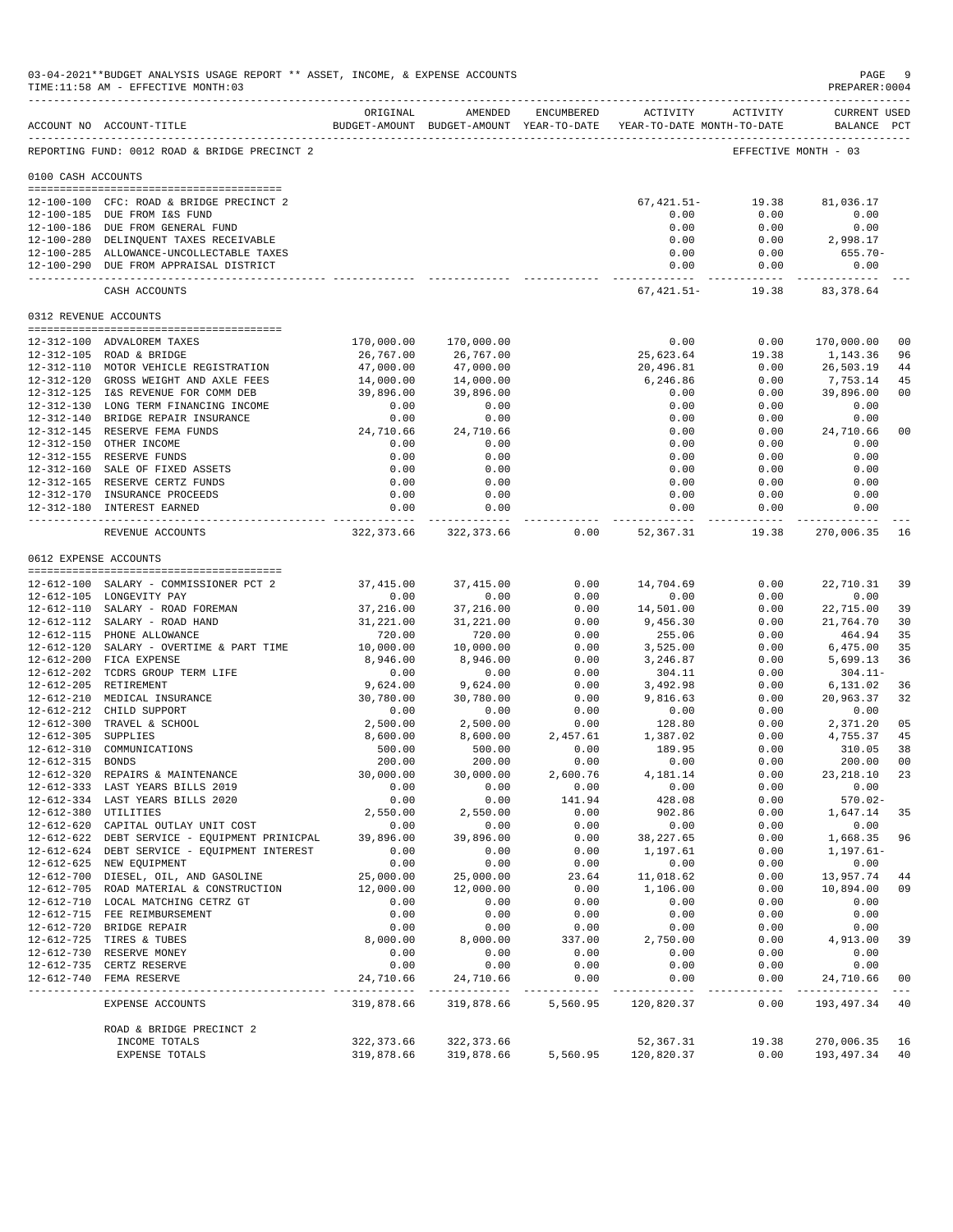03-04-2021**BUDGET ANALYSIS USAGE REPORT ** ASSET, INCOME, & EXPENSE ACCOUNTS
TIME:11:58 AM - EFFECTIVE MONTH:03
PREPARER:0004

REPORTING FUND: 0012 ROAD & BRIDGE PRECINCT 2 — EFFECTIVE MONTH - 03

| ACCOUNT NO | ACCOUNT-TITLE | ORIGINAL BUDGET-AMOUNT | AMENDED BUDGET-AMOUNT | ENCUMBERED YEAR-TO-DATE | ACTIVITY YEAR-TO-DATE | ACTIVITY MONTH-TO-DATE | CURRENT BALANCE | USED PCT |
|---|---|---|---|---|---|---|---|---|
| **0100 CASH ACCOUNTS** | | | | | | | | |
| 12-100-100 | CFC: ROAD & BRIDGE PRECINCT 2 | | | | 67,421.51- | 19.38 | 81,036.17 | |
| 12-100-185 | DUE FROM I&S FUND | | | | 0.00 | 0.00 | 0.00 | |
| 12-100-186 | DUE FROM GENERAL FUND | | | | 0.00 | 0.00 | 0.00 | |
| 12-100-280 | DELINQUENT TAXES RECEIVABLE | | | | 0.00 | 0.00 | 2,998.17 | |
| 12-100-285 | ALLOWANCE-UNCOLLECTABLE TAXES | | | | 0.00 | 0.00 | 655.70- | |
| 12-100-290 | DUE FROM APPRAISAL DISTRICT | | | | 0.00 | 0.00 | 0.00 | |
| | CASH ACCOUNTS | | | | 67,421.51- | 19.38 | 83,378.64 | |
| **0312 REVENUE ACCOUNTS** | | | | | | | | |
| 12-312-100 | ADVALOREM TAXES | 170,000.00 | 170,000.00 | | 0.00 | 0.00 | 170,000.00 | 00 |
| 12-312-105 | ROAD & BRIDGE | 26,767.00 | 26,767.00 | | 25,623.64 | 19.38 | 1,143.36 | 96 |
| 12-312-110 | MOTOR VEHICLE REGISTRATION | 47,000.00 | 47,000.00 | | 20,496.81 | 0.00 | 26,503.19 | 44 |
| 12-312-120 | GROSS WEIGHT AND AXLE FEES | 14,000.00 | 14,000.00 | | 6,246.86 | 0.00 | 7,753.14 | 45 |
| 12-312-125 | I&S REVENUE FOR COMM DEB | 39,896.00 | 39,896.00 | | 0.00 | 0.00 | 39,896.00 | 00 |
| 12-312-130 | LONG TERM FINANCING INCOME | 0.00 | 0.00 | | 0.00 | 0.00 | 0.00 | |
| 12-312-140 | BRIDGE REPAIR INSURANCE | 0.00 | 0.00 | | 0.00 | 0.00 | 0.00 | |
| 12-312-145 | RESERVE FEMA FUNDS | 24,710.66 | 24,710.66 | | 0.00 | 0.00 | 24,710.66 | 00 |
| 12-312-150 | OTHER INCOME | 0.00 | 0.00 | | 0.00 | 0.00 | 0.00 | |
| 12-312-155 | RESERVE FUNDS | 0.00 | 0.00 | | 0.00 | 0.00 | 0.00 | |
| 12-312-160 | SALE OF FIXED ASSETS | 0.00 | 0.00 | | 0.00 | 0.00 | 0.00 | |
| 12-312-165 | RESERVE CERTZ FUNDS | 0.00 | 0.00 | | 0.00 | 0.00 | 0.00 | |
| 12-312-170 | INSURANCE PROCEEDS | 0.00 | 0.00 | | 0.00 | 0.00 | 0.00 | |
| 12-312-180 | INTEREST EARNED | 0.00 | 0.00 | | 0.00 | 0.00 | 0.00 | |
| | REVENUE ACCOUNTS | 322,373.66 | 322,373.66 | 0.00 | 52,367.31 | 19.38 | 270,006.35 | 16 |
| **0612 EXPENSE ACCOUNTS** | | | | | | | | |
| 12-612-100 | SALARY - COMMISSIONER PCT 2 | 37,415.00 | 37,415.00 | 0.00 | 14,704.69 | 0.00 | 22,710.31 | 39 |
| 12-612-105 | LONGEVITY PAY | 0.00 | 0.00 | 0.00 | 0.00 | 0.00 | 0.00 | |
| 12-612-110 | SALARY - ROAD FOREMAN | 37,216.00 | 37,216.00 | 0.00 | 14,501.00 | 0.00 | 22,715.00 | 39 |
| 12-612-112 | SALARY - ROAD HAND | 31,221.00 | 31,221.00 | 0.00 | 9,456.30 | 0.00 | 21,764.70 | 30 |
| 12-612-115 | PHONE ALLOWANCE | 720.00 | 720.00 | 0.00 | 255.06 | 0.00 | 464.94 | 35 |
| 12-612-120 | SALARY - OVERTIME & PART TIME | 10,000.00 | 10,000.00 | 0.00 | 3,525.00 | 0.00 | 6,475.00 | 35 |
| 12-612-200 | FICA EXPENSE | 8,946.00 | 8,946.00 | 0.00 | 3,246.87 | 0.00 | 5,699.13 | 36 |
| 12-612-202 | TCDRS GROUP TERM LIFE | 0.00 | 0.00 | 0.00 | 304.11 | 0.00 | 304.11- | |
| 12-612-205 | RETIREMENT | 9,624.00 | 9,624.00 | 0.00 | 3,492.98 | 0.00 | 6,131.02 | 36 |
| 12-612-210 | MEDICAL INSURANCE | 30,780.00 | 30,780.00 | 0.00 | 9,816.63 | 0.00 | 20,963.37 | 32 |
| 12-612-212 | CHILD SUPPORT | 0.00 | 0.00 | 0.00 | 0.00 | 0.00 | 0.00 | |
| 12-612-300 | TRAVEL & SCHOOL | 2,500.00 | 2,500.00 | 0.00 | 128.80 | 0.00 | 2,371.20 | 05 |
| 12-612-305 | SUPPLIES | 8,600.00 | 8,600.00 | 2,457.61 | 1,387.02 | 0.00 | 4,755.37 | 45 |
| 12-612-310 | COMMUNICATIONS | 500.00 | 500.00 | 0.00 | 189.95 | 0.00 | 310.05 | 38 |
| 12-612-315 | BONDS | 200.00 | 200.00 | 0.00 | 0.00 | 0.00 | 200.00 | 00 |
| 12-612-320 | REPAIRS & MAINTENANCE | 30,000.00 | 30,000.00 | 2,600.76 | 4,181.14 | 0.00 | 23,218.10 | 23 |
| 12-612-333 | LAST YEARS BILLS 2019 | 0.00 | 0.00 | 0.00 | 0.00 | 0.00 | 0.00 | |
| 12-612-334 | LAST YEARS BILLS 2020 | 0.00 | 0.00 | 141.94 | 428.08 | 0.00 | 570.02- | |
| 12-612-380 | UTILITIES | 2,550.00 | 2,550.00 | 0.00 | 902.86 | 0.00 | 1,647.14 | 35 |
| 12-612-620 | CAPITAL OUTLAY UNIT COST | 0.00 | 0.00 | 0.00 | 0.00 | 0.00 | 0.00 | |
| 12-612-622 | DEBT SERVICE - EQUIPMENT PRINICPAL | 39,896.00 | 39,896.00 | 0.00 | 38,227.65 | 0.00 | 1,668.35 | 96 |
| 12-612-624 | DEBT SERVICE - EQUIPMENT INTEREST | 0.00 | 0.00 | 0.00 | 1,197.61 | 0.00 | 1,197.61- | |
| 12-612-625 | NEW EQUIPMENT | 0.00 | 0.00 | 0.00 | 0.00 | 0.00 | 0.00 | |
| 12-612-700 | DIESEL, OIL, AND GASOLINE | 25,000.00 | 25,000.00 | 23.64 | 11,018.62 | 0.00 | 13,957.74 | 44 |
| 12-612-705 | ROAD MATERIAL & CONSTRUCTION | 12,000.00 | 12,000.00 | 0.00 | 1,106.00 | 0.00 | 10,894.00 | 09 |
| 12-612-710 | LOCAL MATCHING CETRZ GT | 0.00 | 0.00 | 0.00 | 0.00 | 0.00 | 0.00 | |
| 12-612-715 | FEE REIMBURSEMENT | 0.00 | 0.00 | 0.00 | 0.00 | 0.00 | 0.00 | |
| 12-612-720 | BRIDGE REPAIR | 0.00 | 0.00 | 0.00 | 0.00 | 0.00 | 0.00 | |
| 12-612-725 | TIRES & TUBES | 8,000.00 | 8,000.00 | 337.00 | 2,750.00 | 0.00 | 4,913.00 | 39 |
| 12-612-730 | RESERVE MONEY | 0.00 | 0.00 | 0.00 | 0.00 | 0.00 | 0.00 | |
| 12-612-735 | CERTZ RESERVE | 0.00 | 0.00 | 0.00 | 0.00 | 0.00 | 0.00 | |
| 12-612-740 | FEMA RESERVE | 24,710.66 | 24,710.66 | 0.00 | 0.00 | 0.00 | 24,710.66 | 00 |
| | EXPENSE ACCOUNTS | 319,878.66 | 319,878.66 | 5,560.95 | 120,820.37 | 0.00 | 193,497.34 | 40 |
| | ROAD & BRIDGE PRECINCT 2 | | | | | | | |
| | INCOME TOTALS | 322,373.66 | 322,373.66 | | 52,367.31 | 19.38 | 270,006.35 | 16 |
| | EXPENSE TOTALS | 319,878.66 | 319,878.66 | 5,560.95 | 120,820.37 | 0.00 | 193,497.34 | 40 |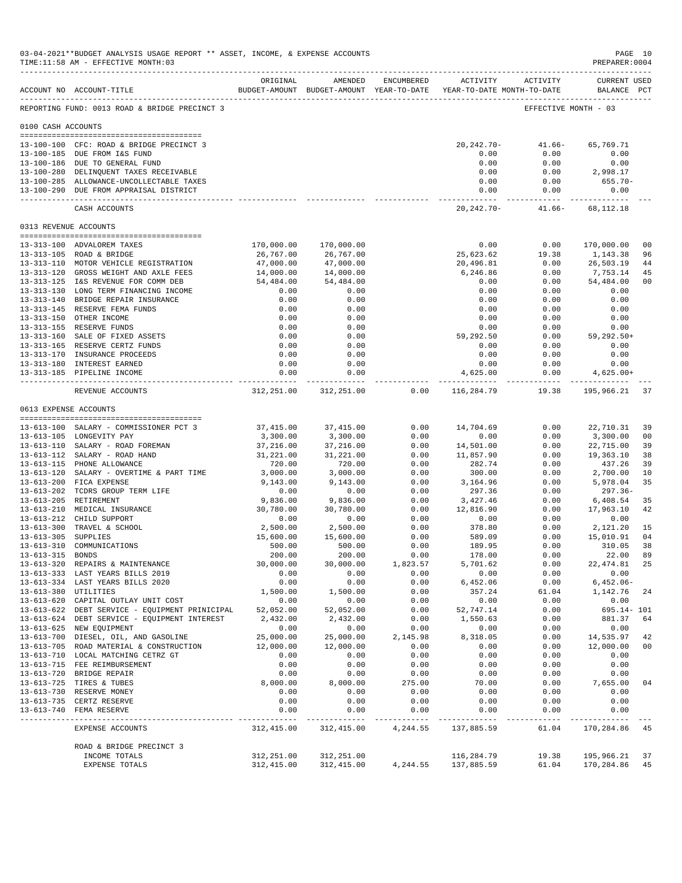03-04-2021**BUDGET ANALYSIS USAGE REPORT ** ASSET, INCOME, & EXPENSE ACCOUNTS
TIME:11:58 AM - EFFECTIVE MONTH:03

PREPARER:0004

REPORTING FUND: 0013 ROAD & BRIDGE PRECINCT 3 — EFFECTIVE MONTH - 03

| ACCOUNT NO | ACCOUNT-TITLE | ORIGINAL BUDGET-AMOUNT | AMENDED BUDGET-AMOUNT | ENCUMBERED YEAR-TO-DATE | ACTIVITY YEAR-TO-DATE | ACTIVITY MONTH-TO-DATE | CURRENT BALANCE | USED PCT |
|---|---|---|---|---|---|---|---|---|
| **0100 CASH ACCOUNTS** | | | | | | | | |
| 13-100-100 | CFC: ROAD & BRIDGE PRECINCT 3 | | | | 20,242.70- | 41.66- | 65,769.71 | |
| 13-100-185 | DUE FROM I&S FUND | | | | 0.00 | 0.00 | 0.00 | |
| 13-100-186 | DUE TO GENERAL FUND | | | | 0.00 | 0.00 | 0.00 | |
| 13-100-280 | DELINQUENT TAXES RECEIVABLE | | | | 0.00 | 0.00 | 2,998.17 | |
| 13-100-285 | ALLOWANCE-UNCOLLECTABLE TAXES | | | | 0.00 | 0.00 | 655.70- | |
| 13-100-290 | DUE FROM APPRAISAL DISTRICT | | | | 0.00 | 0.00 | 0.00 | |
| | CASH ACCOUNTS | | | | 20,242.70- | 41.66- | 68,112.18 | |
| **0313 REVENUE ACCOUNTS** | | | | | | | | |
| 13-313-100 | ADVALOREM TAXES | 170,000.00 | 170,000.00 | | 0.00 | 0.00 | 170,000.00 | 00 |
| 13-313-105 | ROAD & BRIDGE | 26,767.00 | 26,767.00 | | 25,623.62 | 19.38 | 1,143.38 | 96 |
| 13-313-110 | MOTOR VEHICLE REGISTRATION | 47,000.00 | 47,000.00 | | 20,496.81 | 0.00 | 26,503.19 | 44 |
| 13-313-120 | GROSS WEIGHT AND AXLE FEES | 14,000.00 | 14,000.00 | | 6,246.86 | 0.00 | 7,753.14 | 45 |
| 13-313-125 | I&S REVENUE FOR COMM DEB | 54,484.00 | 54,484.00 | | 0.00 | 0.00 | 54,484.00 | 00 |
| 13-313-130 | LONG TERM FINANCING INCOME | 0.00 | 0.00 | | 0.00 | 0.00 | 0.00 | |
| 13-313-140 | BRIDGE REPAIR INSURANCE | 0.00 | 0.00 | | 0.00 | 0.00 | 0.00 | |
| 13-313-145 | RESERVE FEMA FUNDS | 0.00 | 0.00 | | 0.00 | 0.00 | 0.00 | |
| 13-313-150 | OTHER INCOME | 0.00 | 0.00 | | 0.00 | 0.00 | 0.00 | |
| 13-313-155 | RESERVE FUNDS | 0.00 | 0.00 | | 0.00 | 0.00 | 0.00 | |
| 13-313-160 | SALE OF FIXED ASSETS | 0.00 | 0.00 | | 59,292.50 | 0.00 | 59,292.50+ | |
| 13-313-165 | RESERVE CERTZ FUNDS | 0.00 | 0.00 | | 0.00 | 0.00 | 0.00 | |
| 13-313-170 | INSURANCE PROCEEDS | 0.00 | 0.00 | | 0.00 | 0.00 | 0.00 | |
| 13-313-180 | INTEREST EARNED | 0.00 | 0.00 | | 0.00 | 0.00 | 0.00 | |
| 13-313-185 | PIPELINE INCOME | 0.00 | 0.00 | | 4,625.00 | 0.00 | 4,625.00+ | |
| | REVENUE ACCOUNTS | 312,251.00 | 312,251.00 | 0.00 | 116,284.79 | 19.38 | 195,966.21 | 37 |
| **0613 EXPENSE ACCOUNTS** | | | | | | | | |
| 13-613-100 | SALARY - COMMISSIONER PCT 3 | 37,415.00 | 37,415.00 | 0.00 | 14,704.69 | 0.00 | 22,710.31 | 39 |
| 13-613-105 | LONGEVITY PAY | 3,300.00 | 3,300.00 | 0.00 | 0.00 | 0.00 | 3,300.00 | 00 |
| 13-613-110 | SALARY - ROAD FOREMAN | 37,216.00 | 37,216.00 | 0.00 | 14,501.00 | 0.00 | 22,715.00 | 39 |
| 13-613-112 | SALARY - ROAD HAND | 31,221.00 | 31,221.00 | 0.00 | 11,857.90 | 0.00 | 19,363.10 | 38 |
| 13-613-115 | PHONE ALLOWANCE | 720.00 | 720.00 | 0.00 | 282.74 | 0.00 | 437.26 | 39 |
| 13-613-120 | SALARY - OVERTIME & PART TIME | 3,000.00 | 3,000.00 | 0.00 | 300.00 | 0.00 | 2,700.00 | 10 |
| 13-613-200 | FICA EXPENSE | 9,143.00 | 9,143.00 | 0.00 | 3,164.96 | 0.00 | 5,978.04 | 35 |
| 13-613-202 | TCDRS GROUP TERM LIFE | 0.00 | 0.00 | 0.00 | 297.36 | 0.00 | 297.36- | |
| 13-613-205 | RETIREMENT | 9,836.00 | 9,836.00 | 0.00 | 3,427.46 | 0.00 | 6,408.54 | 35 |
| 13-613-210 | MEDICAL INSURANCE | 30,780.00 | 30,780.00 | 0.00 | 12,816.90 | 0.00 | 17,963.10 | 42 |
| 13-613-212 | CHILD SUPPORT | 0.00 | 0.00 | 0.00 | 0.00 | 0.00 | 0.00 | |
| 13-613-300 | TRAVEL & SCHOOL | 2,500.00 | 2,500.00 | 0.00 | 378.80 | 0.00 | 2,121.20 | 15 |
| 13-613-305 | SUPPLIES | 15,600.00 | 15,600.00 | 0.00 | 589.09 | 0.00 | 15,010.91 | 04 |
| 13-613-310 | COMMUNICATIONS | 500.00 | 500.00 | 0.00 | 189.95 | 0.00 | 310.05 | 38 |
| 13-613-315 | BONDS | 200.00 | 200.00 | 0.00 | 178.00 | 0.00 | 22.00 | 89 |
| 13-613-320 | REPAIRS & MAINTENANCE | 30,000.00 | 30,000.00 | 1,823.57 | 5,701.62 | 0.00 | 22,474.81 | 25 |
| 13-613-333 | LAST YEARS BILLS 2019 | 0.00 | 0.00 | 0.00 | 0.00 | 0.00 | 0.00 | |
| 13-613-334 | LAST YEARS BILLS 2020 | 0.00 | 0.00 | 0.00 | 6,452.06 | 0.00 | 6,452.06- | |
| 13-613-380 | UTILITIES | 1,500.00 | 1,500.00 | 0.00 | 357.24 | 61.04 | 1,142.76 | 24 |
| 13-613-620 | CAPITAL OUTLAY UNIT COST | 0.00 | 0.00 | 0.00 | 0.00 | 0.00 | 0.00 | |
| 13-613-622 | DEBT SERVICE - EQUIPMENT PRINICIPAL | 52,052.00 | 52,052.00 | 0.00 | 52,747.14 | 0.00 | 695.14- | 101 |
| 13-613-624 | DEBT SERVICE - EQUIPMENT INTEREST | 2,432.00 | 2,432.00 | 0.00 | 1,550.63 | 0.00 | 881.37 | 64 |
| 13-613-625 | NEW EQUIPMENT | 0.00 | 0.00 | 0.00 | 0.00 | 0.00 | 0.00 | |
| 13-613-700 | DIESEL, OIL, AND GASOLINE | 25,000.00 | 25,000.00 | 2,145.98 | 8,318.05 | 0.00 | 14,535.97 | 42 |
| 13-613-705 | ROAD MATERIAL & CONSTRUCTION | 12,000.00 | 12,000.00 | 0.00 | 0.00 | 0.00 | 12,000.00 | 00 |
| 13-613-710 | LOCAL MATCHING CETRZ GT | 0.00 | 0.00 | 0.00 | 0.00 | 0.00 | 0.00 | |
| 13-613-715 | FEE REIMBURSEMENT | 0.00 | 0.00 | 0.00 | 0.00 | 0.00 | 0.00 | |
| 13-613-720 | BRIDGE REPAIR | 0.00 | 0.00 | 0.00 | 0.00 | 0.00 | 0.00 | |
| 13-613-725 | TIRES & TUBES | 8,000.00 | 8,000.00 | 275.00 | 70.00 | 0.00 | 7,655.00 | 04 |
| 13-613-730 | RESERVE MONEY | 0.00 | 0.00 | 0.00 | 0.00 | 0.00 | 0.00 | |
| 13-613-735 | CERTZ RESERVE | 0.00 | 0.00 | 0.00 | 0.00 | 0.00 | 0.00 | |
| 13-613-740 | FEMA RESERVE | 0.00 | 0.00 | 0.00 | 0.00 | 0.00 | 0.00 | |
| | EXPENSE ACCOUNTS | 312,415.00 | 312,415.00 | 4,244.55 | 137,885.59 | 61.04 | 170,284.86 | 45 |
| | ROAD & BRIDGE PRECINCT 3 | | | | | | | |
| | INCOME TOTALS | 312,251.00 | 312,251.00 | | 116,284.79 | 19.38 | 195,966.21 | 37 |
| | EXPENSE TOTALS | 312,415.00 | 312,415.00 | 4,244.55 | 137,885.59 | 61.04 | 170,284.86 | 45 |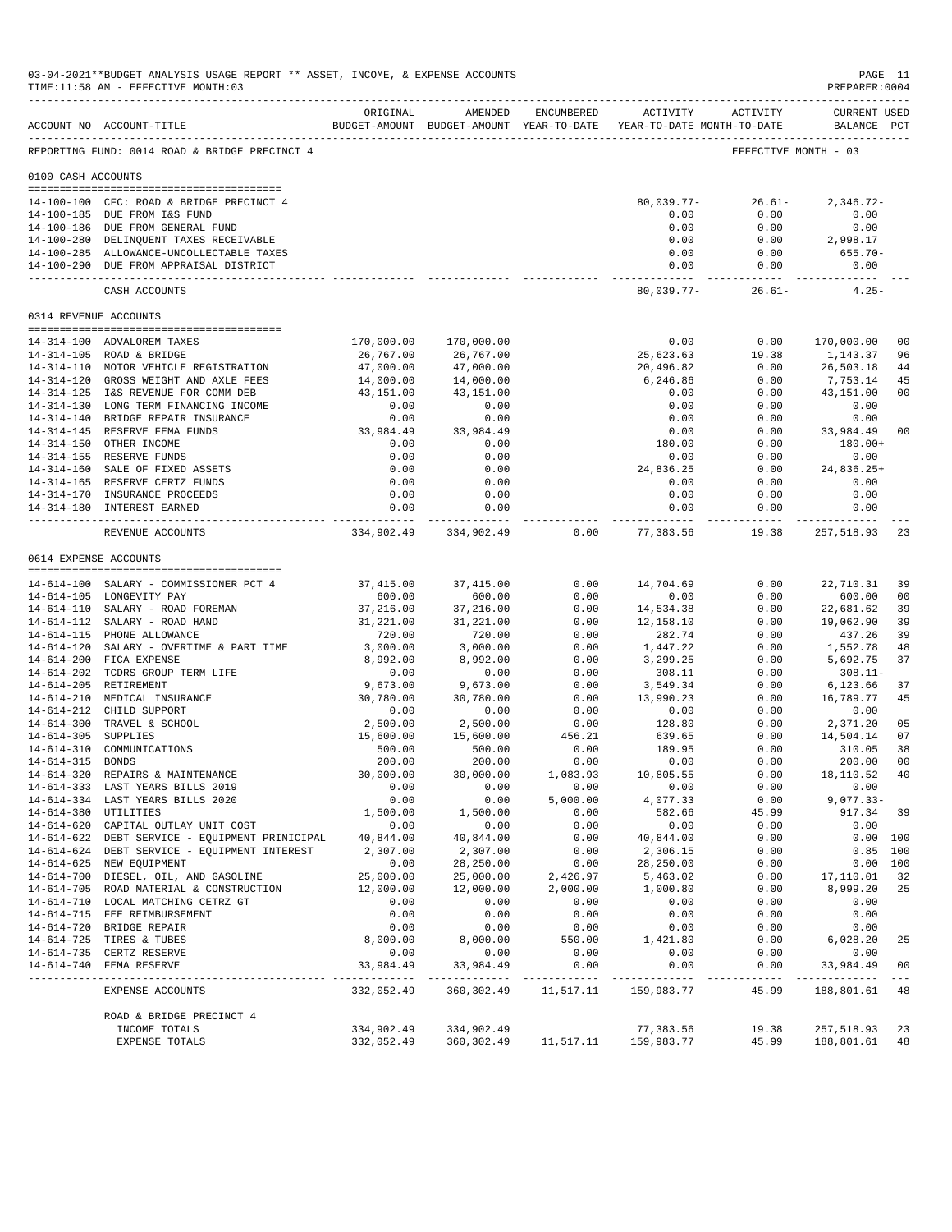03-04-2021**BUDGET ANALYSIS USAGE REPORT ** ASSET, INCOME, & EXPENSE ACCOUNTS
TIME:11:58 AM - EFFECTIVE MONTH:03

PREPARER:0004

REPORTING FUND: 0014 ROAD & BRIDGE PRECINCT 4 — EFFECTIVE MONTH - 03

| ACCOUNT NO | ACCOUNT-TITLE | ORIGINAL BUDGET-AMOUNT | AMENDED BUDGET-AMOUNT | ENCUMBERED YEAR-TO-DATE | ACTIVITY YEAR-TO-DATE | ACTIVITY MONTH-TO-DATE | CURRENT USED BALANCE | PCT |
|---|---|---|---|---|---|---|---|---|
| **0100 CASH ACCOUNTS** | | | | | | | | |
| 14-100-100 | CFC: ROAD & BRIDGE PRECINCT 4 | | | | 80,039.77- | 26.61- | 2,346.72- | |
| 14-100-185 | DUE FROM I&S FUND | | | | 0.00 | 0.00 | 0.00 | |
| 14-100-186 | DUE FROM GENERAL FUND | | | | 0.00 | 0.00 | 0.00 | |
| 14-100-280 | DELINQUENT TAXES RECEIVABLE | | | | 0.00 | 0.00 | 2,998.17 | |
| 14-100-285 | ALLOWANCE-UNCOLLECTABLE TAXES | | | | 0.00 | 0.00 | 655.70- | |
| 14-100-290 | DUE FROM APPRAISAL DISTRICT | | | | 0.00 | 0.00 | 0.00 | |
| | CASH ACCOUNTS | | | | 80,039.77- | 26.61- | 4.25- | |
| **0314 REVENUE ACCOUNTS** | | | | | | | | |
| 14-314-100 | ADVALOREM TAXES | 170,000.00 | 170,000.00 | | 0.00 | 0.00 | 170,000.00 | 00 |
| 14-314-105 | ROAD & BRIDGE | 26,767.00 | 26,767.00 | | 25,623.63 | 19.38 | 1,143.37 | 96 |
| 14-314-110 | MOTOR VEHICLE REGISTRATION | 47,000.00 | 47,000.00 | | 20,496.82 | 0.00 | 26,503.18 | 44 |
| 14-314-120 | GROSS WEIGHT AND AXLE FEES | 14,000.00 | 14,000.00 | | 6,246.86 | 0.00 | 7,753.14 | 45 |
| 14-314-125 | I&S REVENUE FOR COMM DEB | 43,151.00 | 43,151.00 | | 0.00 | 0.00 | 43,151.00 | 00 |
| 14-314-130 | LONG TERM FINANCING INCOME | 0.00 | 0.00 | | 0.00 | 0.00 | 0.00 | |
| 14-314-140 | BRIDGE REPAIR INSURANCE | 0.00 | 0.00 | | 0.00 | 0.00 | 0.00 | |
| 14-314-145 | RESERVE FEMA FUNDS | 33,984.49 | 33,984.49 | | 0.00 | 0.00 | 33,984.49 | 00 |
| 14-314-150 | OTHER INCOME | 0.00 | 0.00 | | 180.00 | 0.00 | 180.00+ | |
| 14-314-155 | RESERVE FUNDS | 0.00 | 0.00 | | 0.00 | 0.00 | 0.00 | |
| 14-314-160 | SALE OF FIXED ASSETS | 0.00 | 0.00 | | 24,836.25 | 0.00 | 24,836.25+ | |
| 14-314-165 | RESERVE CERTZ FUNDS | 0.00 | 0.00 | | 0.00 | 0.00 | 0.00 | |
| 14-314-170 | INSURANCE PROCEEDS | 0.00 | 0.00 | | 0.00 | 0.00 | 0.00 | |
| 14-314-180 | INTEREST EARNED | 0.00 | 0.00 | | 0.00 | 0.00 | 0.00 | |
| | REVENUE ACCOUNTS | 334,902.49 | 334,902.49 | 0.00 | 77,383.56 | 19.38 | 257,518.93 | 23 |
| **0614 EXPENSE ACCOUNTS** | | | | | | | | |
| 14-614-100 | SALARY - COMMISSIONER PCT 4 | 37,415.00 | 37,415.00 | 0.00 | 14,704.69 | 0.00 | 22,710.31 | 39 |
| 14-614-105 | LONGEVITY PAY | 600.00 | 600.00 | 0.00 | 0.00 | 0.00 | 600.00 | 00 |
| 14-614-110 | SALARY - ROAD FOREMAN | 37,216.00 | 37,216.00 | 0.00 | 14,534.38 | 0.00 | 22,681.62 | 39 |
| 14-614-112 | SALARY - ROAD HAND | 31,221.00 | 31,221.00 | 0.00 | 12,158.10 | 0.00 | 19,062.90 | 39 |
| 14-614-115 | PHONE ALLOWANCE | 720.00 | 720.00 | 0.00 | 282.74 | 0.00 | 437.26 | 39 |
| 14-614-120 | SALARY - OVERTIME & PART TIME | 3,000.00 | 3,000.00 | 0.00 | 1,447.22 | 0.00 | 1,552.78 | 48 |
| 14-614-200 | FICA EXPENSE | 8,992.00 | 8,992.00 | 0.00 | 3,299.25 | 0.00 | 5,692.75 | 37 |
| 14-614-202 | TCDRS GROUP TERM LIFE | 0.00 | 0.00 | 0.00 | 308.11 | 0.00 | 308.11- | |
| 14-614-205 | RETIREMENT | 9,673.00 | 9,673.00 | 0.00 | 3,549.34 | 0.00 | 6,123.66 | 37 |
| 14-614-210 | MEDICAL INSURANCE | 30,780.00 | 30,780.00 | 0.00 | 13,990.23 | 0.00 | 16,789.77 | 45 |
| 14-614-212 | CHILD SUPPORT | 0.00 | 0.00 | 0.00 | 0.00 | 0.00 | 0.00 | |
| 14-614-300 | TRAVEL & SCHOOL | 2,500.00 | 2,500.00 | 0.00 | 128.80 | 0.00 | 2,371.20 | 05 |
| 14-614-305 | SUPPLIES | 15,600.00 | 15,600.00 | 456.21 | 639.65 | 0.00 | 14,504.14 | 07 |
| 14-614-310 | COMMUNICATIONS | 500.00 | 500.00 | 0.00 | 189.95 | 0.00 | 310.05 | 38 |
| 14-614-315 | BONDS | 200.00 | 200.00 | 0.00 | 0.00 | 0.00 | 200.00 | 00 |
| 14-614-320 | REPAIRS & MAINTENANCE | 30,000.00 | 30,000.00 | 1,083.93 | 10,805.55 | 0.00 | 18,110.52 | 40 |
| 14-614-333 | LAST YEARS BILLS 2019 | 0.00 | 0.00 | 0.00 | 0.00 | 0.00 | 0.00 | |
| 14-614-334 | LAST YEARS BILLS 2020 | 0.00 | 0.00 | 5,000.00 | 4,077.33 | 0.00 | 9,077.33- | |
| 14-614-380 | UTILITIES | 1,500.00 | 1,500.00 | 0.00 | 582.66 | 45.99 | 917.34 | 39 |
| 14-614-620 | CAPITAL OUTLAY UNIT COST | 0.00 | 0.00 | 0.00 | 0.00 | 0.00 | 0.00 | |
| 14-614-622 | DEBT SERVICE - EQUIPMENT PRINICIPAL | 40,844.00 | 40,844.00 | 0.00 | 40,844.00 | 0.00 | 0.00 | 100 |
| 14-614-624 | DEBT SERVICE - EQUIPMENT INTEREST | 2,307.00 | 2,307.00 | 0.00 | 2,306.15 | 0.00 | 0.85 | 100 |
| 14-614-625 | NEW EQUIPMENT | 0.00 | 28,250.00 | 0.00 | 28,250.00 | 0.00 | 0.00 | 100 |
| 14-614-700 | DIESEL, OIL, AND GASOLINE | 25,000.00 | 25,000.00 | 2,426.97 | 5,463.02 | 0.00 | 17,110.01 | 32 |
| 14-614-705 | ROAD MATERIAL & CONSTRUCTION | 12,000.00 | 12,000.00 | 2,000.00 | 1,000.80 | 0.00 | 8,999.20 | 25 |
| 14-614-710 | LOCAL MATCHING CETRZ GT | 0.00 | 0.00 | 0.00 | 0.00 | 0.00 | 0.00 | |
| 14-614-715 | FEE REIMBURSEMENT | 0.00 | 0.00 | 0.00 | 0.00 | 0.00 | 0.00 | |
| 14-614-720 | BRIDGE REPAIR | 0.00 | 0.00 | 0.00 | 0.00 | 0.00 | 0.00 | |
| 14-614-725 | TIRES & TUBES | 8,000.00 | 8,000.00 | 550.00 | 1,421.80 | 0.00 | 6,028.20 | 25 |
| 14-614-735 | CERTZ RESERVE | 0.00 | 0.00 | 0.00 | 0.00 | 0.00 | 0.00 | |
| 14-614-740 | FEMA RESERVE | 33,984.49 | 33,984.49 | 0.00 | 0.00 | 0.00 | 33,984.49 | 00 |
| | EXPENSE ACCOUNTS | 332,052.49 | 360,302.49 | 11,517.11 | 159,983.77 | 45.99 | 188,801.61 | 48 |
| | ROAD & BRIDGE PRECINCT 4 | | | | | | | |
| | INCOME TOTALS | 334,902.49 | 334,902.49 | | 77,383.56 | 19.38 | 257,518.93 | 23 |
| | EXPENSE TOTALS | 332,052.49 | 360,302.49 | 11,517.11 | 159,983.77 | 45.99 | 188,801.61 | 48 |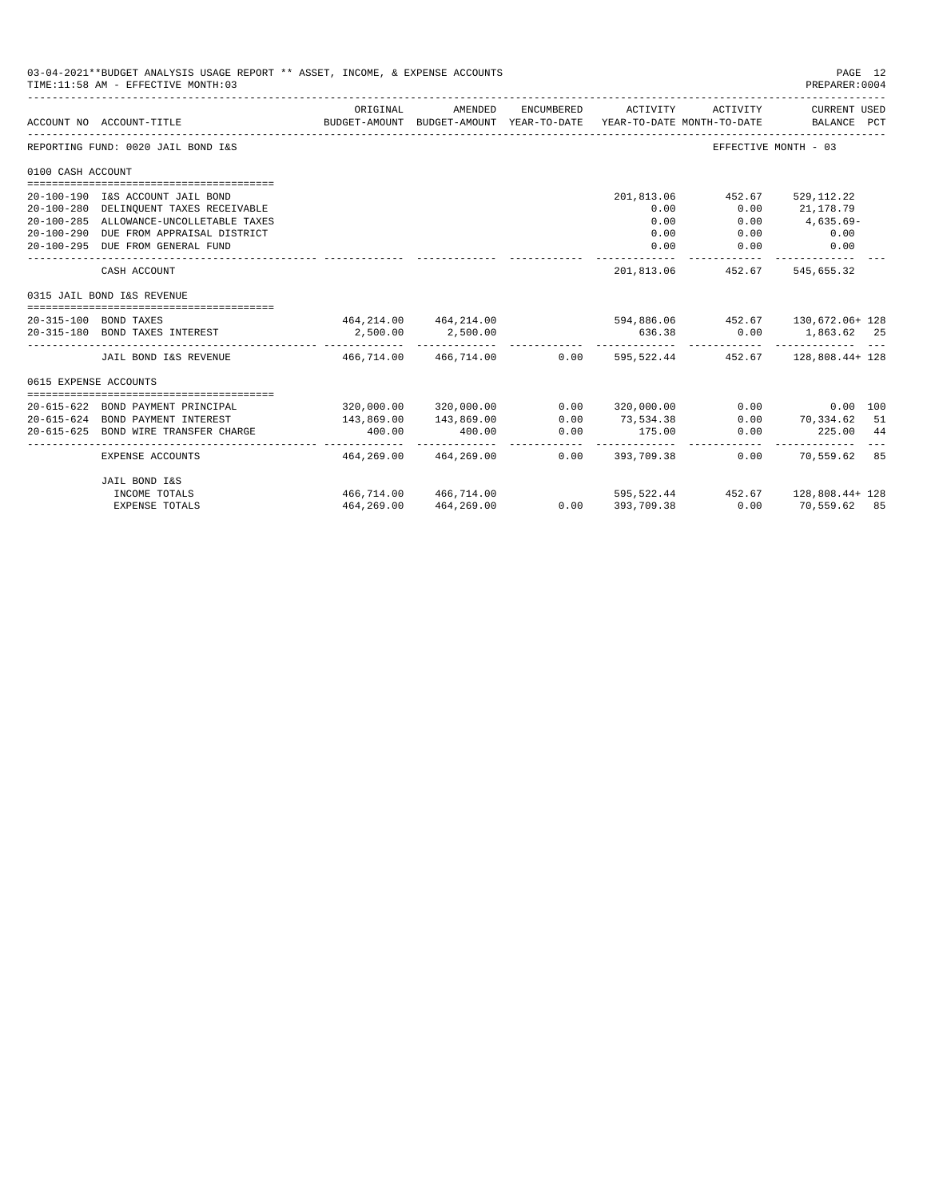03-04-2021**BUDGET ANALYSIS USAGE REPORT ** ASSET, INCOME, & EXPENSE ACCOUNTS

TIME:11:58 AM - EFFECTIVE MONTH:03

PREPARER:0004

| ACCOUNT NO | ACCOUNT-TITLE | ORIGINAL BUDGET-AMOUNT | AMENDED BUDGET-AMOUNT | ENCUMBERED YEAR-TO-DATE | ACTIVITY YEAR-TO-DATE | ACTIVITY MONTH-TO-DATE | CURRENT USED BALANCE | PCT |
|---|---|---|---|---|---|---|---|---|
| REPORTING FUND: 0020 JAIL BOND I&S | | | | | | | EFFECTIVE MONTH - 03 | |
| 0100 CASH ACCOUNT | | | | | | | | |
| 20-100-190 | I&S ACCOUNT JAIL BOND | | | | 201,813.06 | 452.67 | 529,112.22 | |
| 20-100-280 | DELINQUENT TAXES RECEIVABLE | | | | 0.00 | 0.00 | 21,178.79 | |
| 20-100-285 | ALLOWANCE-UNCOLLETABLE TAXES | | | | 0.00 | 0.00 | 4,635.69- | |
| 20-100-290 | DUE FROM APPRAISAL DISTRICT | | | | 0.00 | 0.00 | 0.00 | |
| 20-100-295 | DUE FROM GENERAL FUND | | | | 0.00 | 0.00 | 0.00 | |
| | CASH ACCOUNT | | | | 201,813.06 | 452.67 | 545,655.32 | |
| 0315 JAIL BOND I&S REVENUE | | | | | | | | |
| 20-315-100 | BOND TAXES | 464,214.00 | 464,214.00 | | 594,886.06 | 452.67 | 130,672.06+ | 128 |
| 20-315-180 | BOND TAXES INTEREST | 2,500.00 | 2,500.00 | | 636.38 | 0.00 | 1,863.62 | 25 |
| | JAIL BOND I&S REVENUE | 466,714.00 | 466,714.00 | 0.00 | 595,522.44 | 452.67 | 128,808.44+ | 128 |
| 0615 EXPENSE ACCOUNTS | | | | | | | | |
| 20-615-622 | BOND PAYMENT PRINCIPAL | 320,000.00 | 320,000.00 | 0.00 | 320,000.00 | 0.00 | 0.00 | 100 |
| 20-615-624 | BOND PAYMENT INTEREST | 143,869.00 | 143,869.00 | 0.00 | 73,534.38 | 0.00 | 70,334.62 | 51 |
| 20-615-625 | BOND WIRE TRANSFER CHARGE | 400.00 | 400.00 | 0.00 | 175.00 | 0.00 | 225.00 | 44 |
| | EXPENSE ACCOUNTS | 464,269.00 | 464,269.00 | 0.00 | 393,709.38 | 0.00 | 70,559.62 | 85 |
| | JAIL BOND I&S | | | | | | | |
| | INCOME TOTALS | 466,714.00 | 466,714.00 | | 595,522.44 | 452.67 | 128,808.44+ | 128 |
| | EXPENSE TOTALS | 464,269.00 | 464,269.00 | 0.00 | 393,709.38 | 0.00 | 70,559.62 | 85 |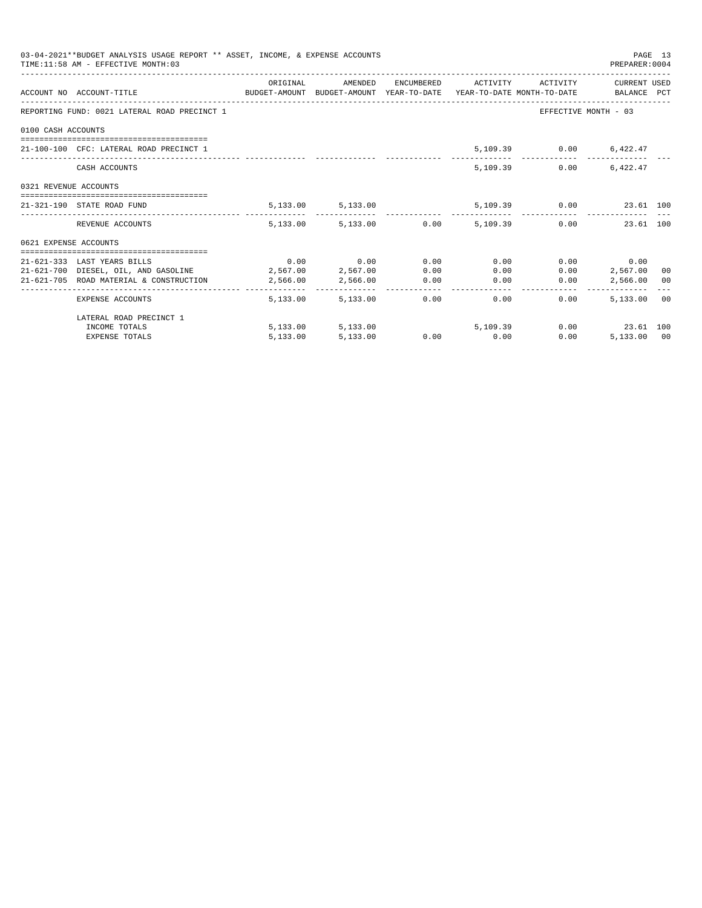03-04-2021**BUDGET ANALYSIS USAGE REPORT ** ASSET, INCOME, & EXPENSE ACCOUNTS
TIME:11:58 AM - EFFECTIVE MONTH:03

PREPARER:0004

| ACCOUNT NO | ACCOUNT-TITLE | ORIGINAL BUDGET-AMOUNT | AMENDED BUDGET-AMOUNT | ENCUMBERED YEAR-TO-DATE | ACTIVITY YEAR-TO-DATE | ACTIVITY MONTH-TO-DATE | CURRENT USED BALANCE | PCT |
|---|---|---|---|---|---|---|---|---|
| REPORTING FUND: 0021 LATERAL ROAD PRECINCT 1 | | | | | | EFFECTIVE MONTH - 03 | | |
| 0100 CASH ACCOUNTS | | | | | | | | |
| 21-100-100 | CFC: LATERAL ROAD PRECINCT 1 | | | | 5,109.39 | 0.00 | 6,422.47 | |
| | CASH ACCOUNTS | | | | 5,109.39 | 0.00 | 6,422.47 | |
| 0321 REVENUE ACCOUNTS | | | | | | | | |
| 21-321-190 | STATE ROAD FUND | 5,133.00 | 5,133.00 | | 5,109.39 | 0.00 | 23.61 | 100 |
| | REVENUE ACCOUNTS | 5,133.00 | 5,133.00 | 0.00 | 5,109.39 | 0.00 | 23.61 | 100 |
| 0621 EXPENSE ACCOUNTS | | | | | | | | |
| 21-621-333 | LAST YEARS BILLS | 0.00 | 0.00 | 0.00 | 0.00 | 0.00 | 0.00 | |
| 21-621-700 | DIESEL, OIL, AND GASOLINE | 2,567.00 | 2,567.00 | 0.00 | 0.00 | 0.00 | 2,567.00 | 00 |
| 21-621-705 | ROAD MATERIAL & CONSTRUCTION | 2,566.00 | 2,566.00 | 0.00 | 0.00 | 0.00 | 2,566.00 | 00 |
| | EXPENSE ACCOUNTS | 5,133.00 | 5,133.00 | 0.00 | 0.00 | 0.00 | 5,133.00 | 00 |
| | LATERAL ROAD PRECINCT 1 | | | | | | | |
| | INCOME TOTALS | 5,133.00 | 5,133.00 | | 5,109.39 | 0.00 | 23.61 | 100 |
| | EXPENSE TOTALS | 5,133.00 | 5,133.00 | 0.00 | 0.00 | 0.00 | 5,133.00 | 00 |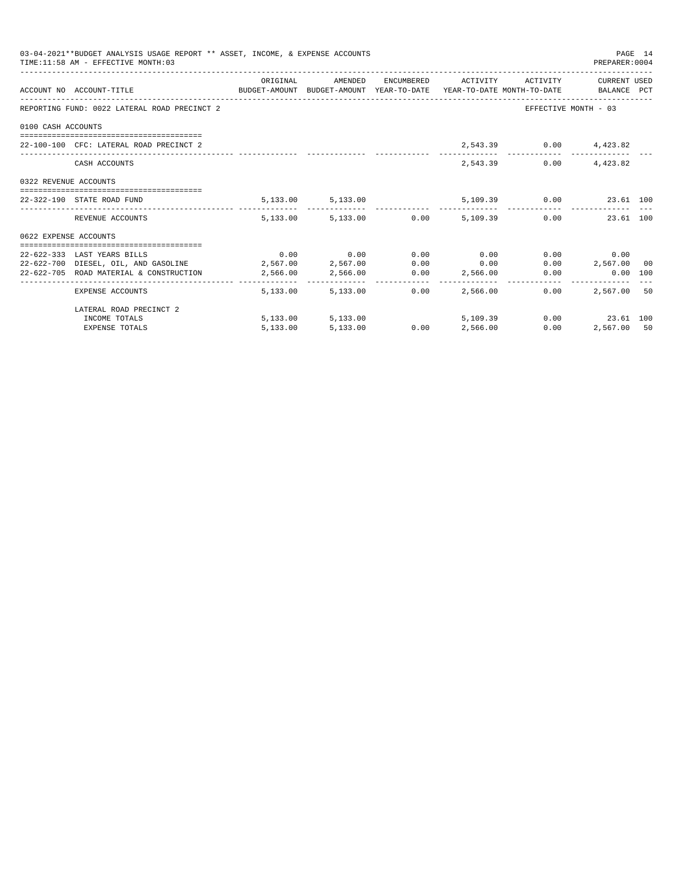03-04-2021**BUDGET ANALYSIS USAGE REPORT ** ASSET, INCOME, & EXPENSE ACCOUNTS
TIME:11:58 AM - EFFECTIVE MONTH:03

PREPARER:0004

| ACCOUNT NO | ACCOUNT-TITLE | ORIGINAL BUDGET-AMOUNT | AMENDED BUDGET-AMOUNT | ENCUMBERED YEAR-TO-DATE | ACTIVITY YEAR-TO-DATE | ACTIVITY MONTH-TO-DATE | CURRENT USED BALANCE | PCT |
|---|---|---|---|---|---|---|---|---|
| REPORTING FUND: 0022 LATERAL ROAD PRECINCT 2 | | | | | | | EFFECTIVE MONTH - 03 | |
| 0100 CASH ACCOUNTS | | | | | | | | |
| 22-100-100 | CFC: LATERAL ROAD PRECINCT 2 | | | | 2,543.39 | 0.00 | 4,423.82 | |
| | CASH ACCOUNTS | | | | 2,543.39 | 0.00 | 4,423.82 | |
| 0322 REVENUE ACCOUNTS | | | | | | | | |
| 22-322-190 | STATE ROAD FUND | 5,133.00 | 5,133.00 | | 5,109.39 | 0.00 | 23.61 | 100 |
| | REVENUE ACCOUNTS | 5,133.00 | 5,133.00 | 0.00 | 5,109.39 | 0.00 | 23.61 | 100 |
| 0622 EXPENSE ACCOUNTS | | | | | | | | |
| 22-622-333 | LAST YEARS BILLS | 0.00 | 0.00 | 0.00 | 0.00 | 0.00 | 0.00 | |
| 22-622-700 | DIESEL, OIL, AND GASOLINE | 2,567.00 | 2,567.00 | 0.00 | 0.00 | 0.00 | 2,567.00 | 00 |
| 22-622-705 | ROAD MATERIAL & CONSTRUCTION | 2,566.00 | 2,566.00 | 0.00 | 2,566.00 | 0.00 | 0.00 | 100 |
| | EXPENSE ACCOUNTS | 5,133.00 | 5,133.00 | 0.00 | 2,566.00 | 0.00 | 2,567.00 | 50 |
| | LATERAL ROAD PRECINCT 2 | | | | | | | |
| | INCOME TOTALS | 5,133.00 | 5,133.00 | | 5,109.39 | 0.00 | 23.61 | 100 |
| | EXPENSE TOTALS | 5,133.00 | 5,133.00 | 0.00 | 2,566.00 | 0.00 | 2,567.00 | 50 |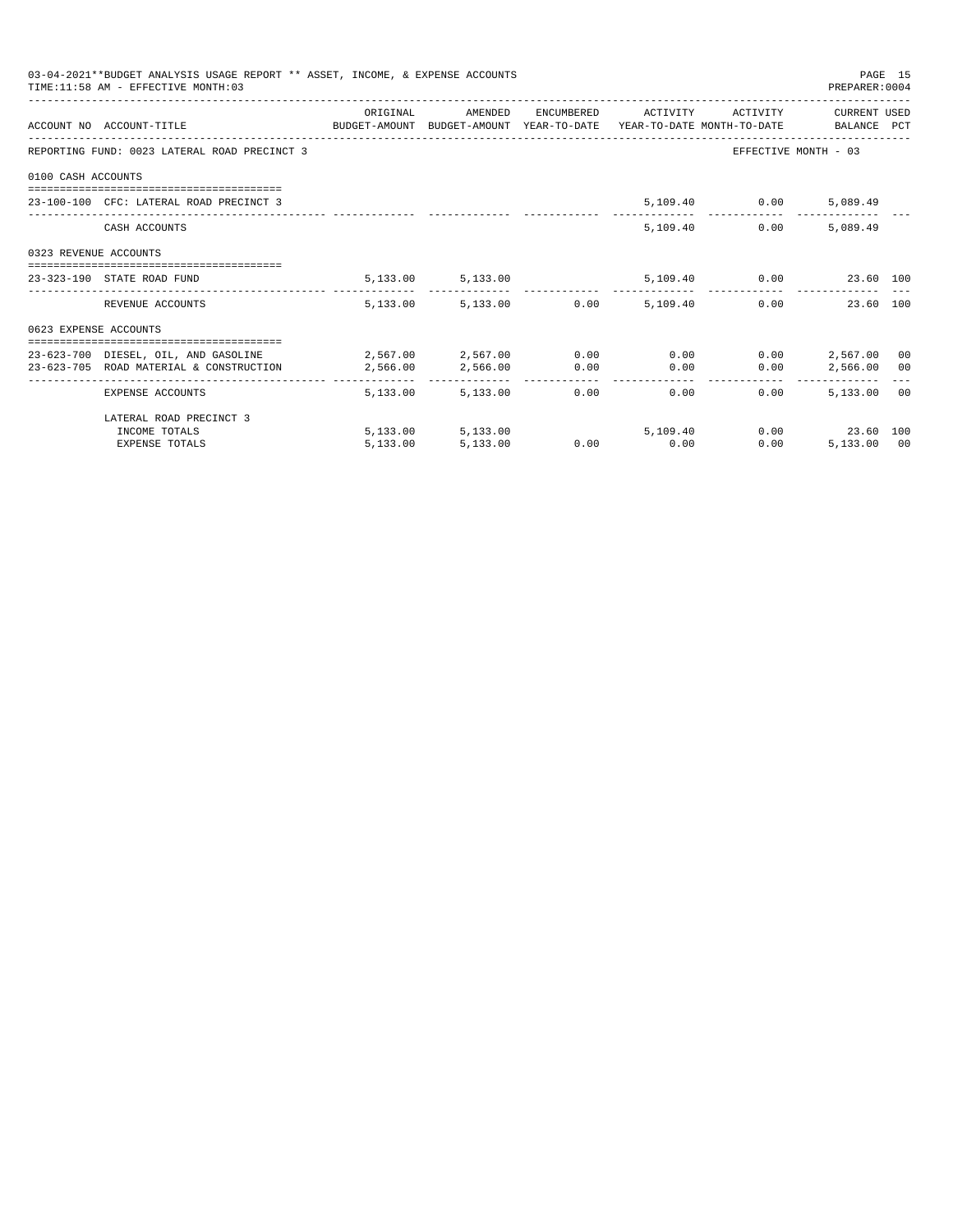03-04-2021**BUDGET ANALYSIS USAGE REPORT ** ASSET, INCOME, & EXPENSE ACCOUNTS

TIME:11:58 AM - EFFECTIVE MONTH:03

PREPARER:0004

| ACCOUNT NO | ACCOUNT-TITLE | ORIGINAL BUDGET-AMOUNT | AMENDED BUDGET-AMOUNT | ENCUMBERED YEAR-TO-DATE | ACTIVITY YEAR-TO-DATE | ACTIVITY MONTH-TO-DATE | CURRENT BALANCE | USED PCT |
|---|---|---|---|---|---|---|---|---|
| REPORTING FUND: 0023 LATERAL ROAD PRECINCT 3 | | | | | | EFFECTIVE MONTH - 03 | | |
| 0100 CASH ACCOUNTS | | | | | | | | |
| 23-100-100 | CFC: LATERAL ROAD PRECINCT 3 | | | | 5,109.40 | 0.00 | 5,089.49 | |
| | CASH ACCOUNTS | | | | 5,109.40 | 0.00 | 5,089.49 | |
| 0323 REVENUE ACCOUNTS | | | | | | | | |
| 23-323-190 | STATE ROAD FUND | 5,133.00 | 5,133.00 | | 5,109.40 | 0.00 | 23.60 | 100 |
| | REVENUE ACCOUNTS | 5,133.00 | 5,133.00 | 0.00 | 5,109.40 | 0.00 | 23.60 | 100 |
| 0623 EXPENSE ACCOUNTS | | | | | | | | |
| 23-623-700 | DIESEL, OIL, AND GASOLINE | 2,567.00 | 2,567.00 | 0.00 | 0.00 | 0.00 | 2,567.00 | 00 |
| 23-623-705 | ROAD MATERIAL & CONSTRUCTION | 2,566.00 | 2,566.00 | 0.00 | 0.00 | 0.00 | 2,566.00 | 00 |
| | EXPENSE ACCOUNTS | 5,133.00 | 5,133.00 | 0.00 | 0.00 | 0.00 | 5,133.00 | 00 |
| | LATERAL ROAD PRECINCT 3 | | | | | | | |
| | INCOME TOTALS | 5,133.00 | 5,133.00 | | 5,109.40 | 0.00 | 23.60 | 100 |
| | EXPENSE TOTALS | 5,133.00 | 5,133.00 | 0.00 | 0.00 | 0.00 | 5,133.00 | 00 |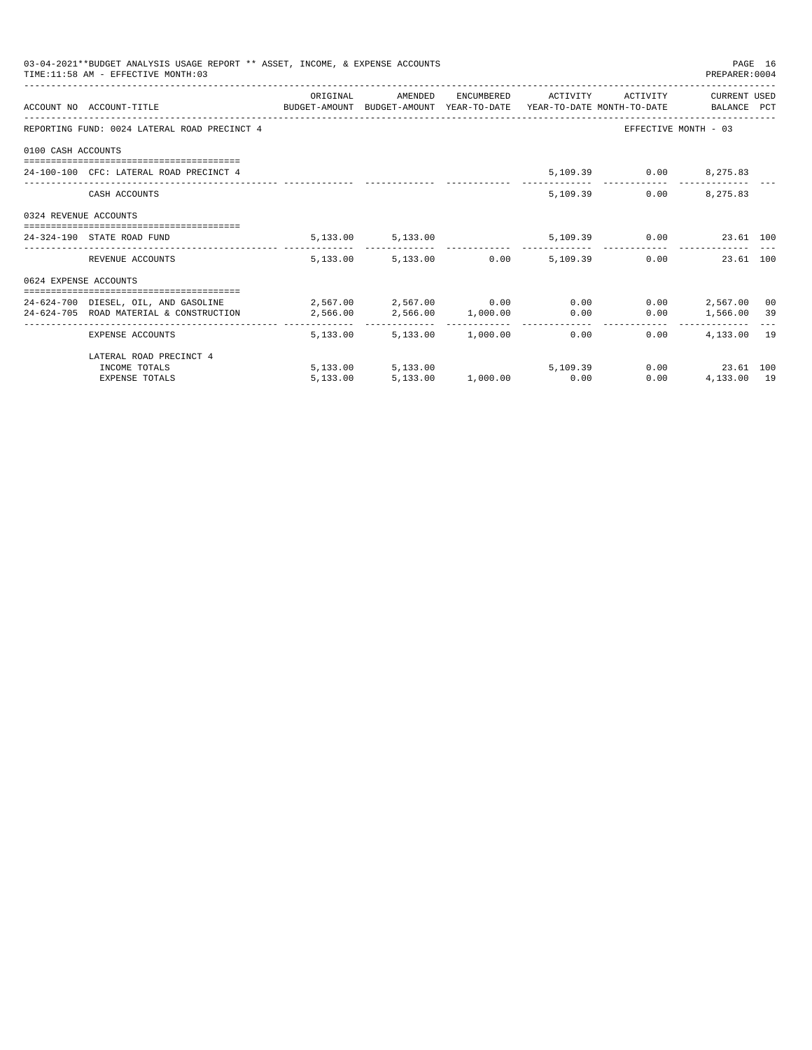03-04-2021**BUDGET ANALYSIS USAGE REPORT ** ASSET, INCOME, & EXPENSE ACCOUNTS
TIME:11:58 AM - EFFECTIVE MONTH:03
PREPARER:0004

| ACCOUNT NO | ACCOUNT-TITLE | ORIGINAL BUDGET-AMOUNT | AMENDED BUDGET-AMOUNT | ENCUMBERED YEAR-TO-DATE | ACTIVITY YEAR-TO-DATE | ACTIVITY MONTH-TO-DATE | CURRENT BALANCE | USED PCT |
|---|---|---|---|---|---|---|---|---|
| REPORTING FUND: 0024 LATERAL ROAD PRECINCT 4 | | | | | | EFFECTIVE MONTH - 03 | | |
| 0100 CASH ACCOUNTS | | | | | | | | |
| 24-100-100 | CFC: LATERAL ROAD PRECINCT 4 | | | | 5,109.39 | 0.00 | 8,275.83 | |
| | CASH ACCOUNTS | | | | 5,109.39 | 0.00 | 8,275.83 | |
| 0324 REVENUE ACCOUNTS | | | | | | | | |
| 24-324-190 | STATE ROAD FUND | 5,133.00 | 5,133.00 | | 5,109.39 | 0.00 | 23.61 | 100 |
| | REVENUE ACCOUNTS | 5,133.00 | 5,133.00 | 0.00 | 5,109.39 | 0.00 | 23.61 | 100 |
| 0624 EXPENSE ACCOUNTS | | | | | | | | |
| 24-624-700 | DIESEL, OIL, AND GASOLINE | 2,567.00 | 2,567.00 | 0.00 | 0.00 | 0.00 | 2,567.00 | 00 |
| 24-624-705 | ROAD MATERIAL & CONSTRUCTION | 2,566.00 | 2,566.00 | 1,000.00 | 0.00 | 0.00 | 1,566.00 | 39 |
| | EXPENSE ACCOUNTS | 5,133.00 | 5,133.00 | 1,000.00 | 0.00 | 0.00 | 4,133.00 | 19 |
| | LATERAL ROAD PRECINCT 4 | | | | | | | |
| | INCOME TOTALS | 5,133.00 | 5,133.00 | | 5,109.39 | 0.00 | 23.61 | 100 |
| | EXPENSE TOTALS | 5,133.00 | 5,133.00 | 1,000.00 | 0.00 | 0.00 | 4,133.00 | 19 |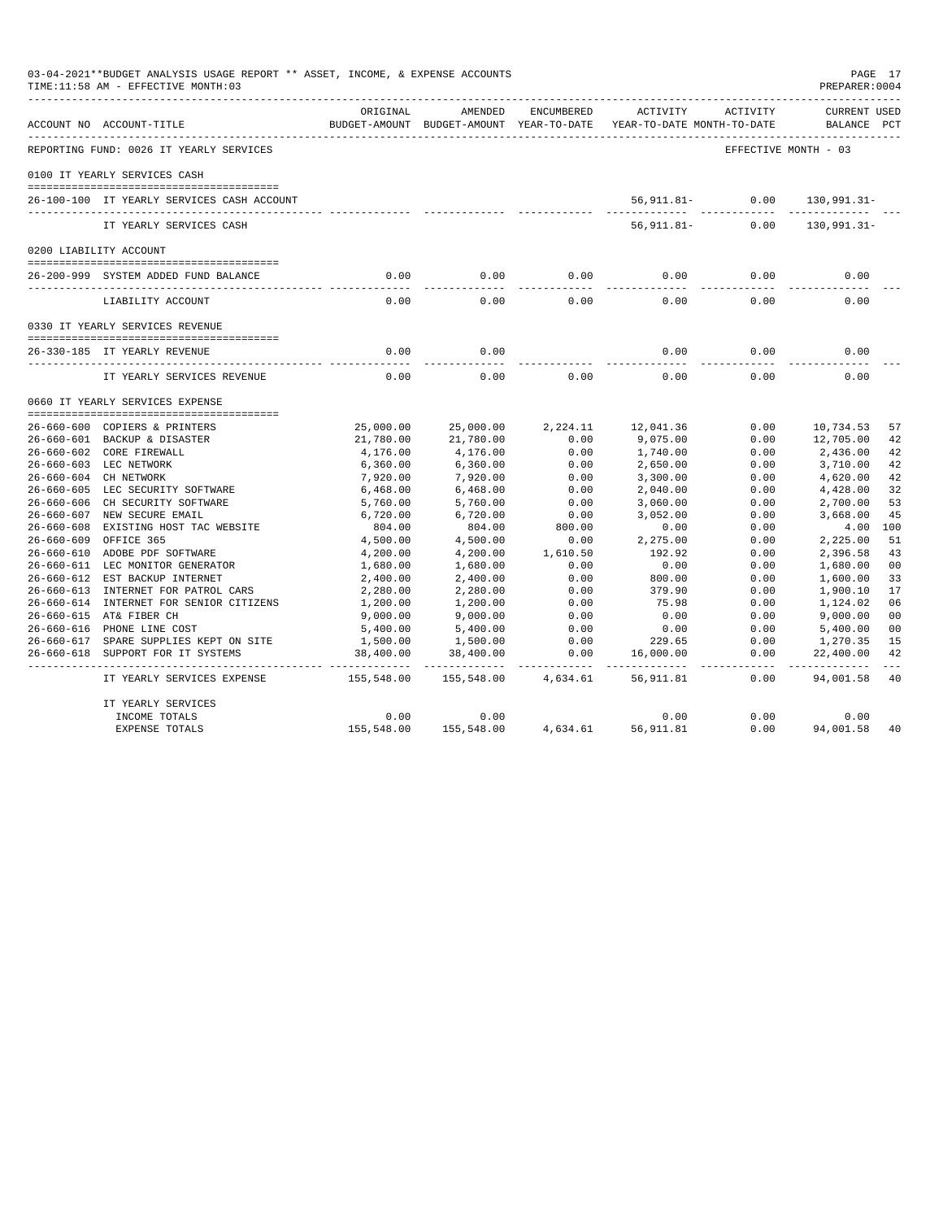03-04-2021**BUDGET ANALYSIS USAGE REPORT ** ASSET, INCOME, & EXPENSE ACCOUNTS
TIME:11:58 AM - EFFECTIVE MONTH:03

PREPARER:0004

| ACCOUNT NO | ACCOUNT-TITLE | ORIGINAL BUDGET-AMOUNT | AMENDED BUDGET-AMOUNT | ENCUMBERED YEAR-TO-DATE | ACTIVITY YEAR-TO-DATE | ACTIVITY MONTH-TO-DATE | CURRENT BALANCE | USED PCT |
|---|---|---|---|---|---|---|---|---|
| REPORTING FUND: 0026 IT YEARLY SERVICES | | | | | | EFFECTIVE MONTH - 03 | | |
| 0100 IT YEARLY SERVICES CASH | | | | | | | | |
| 26-100-100 | IT YEARLY SERVICES CASH ACCOUNT | | | | 56,911.81- | 0.00 | 130,991.31- | |
| | IT YEARLY SERVICES CASH | | | | 56,911.81- | 0.00 | 130,991.31- | |
| 0200 LIABILITY ACCOUNT | | | | | | | | |
| 26-200-999 | SYSTEM ADDED FUND BALANCE | 0.00 | 0.00 | 0.00 | 0.00 | 0.00 | 0.00 | |
| | LIABILITY ACCOUNT | 0.00 | 0.00 | 0.00 | 0.00 | 0.00 | 0.00 | |
| 0330 IT YEARLY SERVICES REVENUE | | | | | | | | |
| 26-330-185 | IT YEARLY REVENUE | 0.00 | 0.00 | | 0.00 | 0.00 | 0.00 | |
| | IT YEARLY SERVICES REVENUE | 0.00 | 0.00 | 0.00 | 0.00 | 0.00 | 0.00 | |
| 0660 IT YEARLY SERVICES EXPENSE | | | | | | | | |
| 26-660-600 | COPIERS & PRINTERS | 25,000.00 | 25,000.00 | 2,224.11 | 12,041.36 | 0.00 | 10,734.53 | 57 |
| 26-660-601 | BACKUP & DISASTER | 21,780.00 | 21,780.00 | 0.00 | 9,075.00 | 0.00 | 12,705.00 | 42 |
| 26-660-602 | CORE FIREWALL | 4,176.00 | 4,176.00 | 0.00 | 1,740.00 | 0.00 | 2,436.00 | 42 |
| 26-660-603 | LEC NETWORK | 6,360.00 | 6,360.00 | 0.00 | 2,650.00 | 0.00 | 3,710.00 | 42 |
| 26-660-604 | CH NETWORK | 7,920.00 | 7,920.00 | 0.00 | 3,300.00 | 0.00 | 4,620.00 | 42 |
| 26-660-605 | LEC SECURITY SOFTWARE | 6,468.00 | 6,468.00 | 0.00 | 2,040.00 | 0.00 | 4,428.00 | 32 |
| 26-660-606 | CH SECURITY SOFTWARE | 5,760.00 | 5,760.00 | 0.00 | 3,060.00 | 0.00 | 2,700.00 | 53 |
| 26-660-607 | NEW SECURE EMAIL | 6,720.00 | 6,720.00 | 0.00 | 3,052.00 | 0.00 | 3,668.00 | 45 |
| 26-660-608 | EXISTING HOST TAC WEBSITE | 804.00 | 804.00 | 800.00 | 0.00 | 0.00 | 4.00 | 100 |
| 26-660-609 | OFFICE 365 | 4,500.00 | 4,500.00 | 0.00 | 2,275.00 | 0.00 | 2,225.00 | 51 |
| 26-660-610 | ADOBE PDF SOFTWARE | 4,200.00 | 4,200.00 | 1,610.50 | 192.92 | 0.00 | 2,396.58 | 43 |
| 26-660-611 | LEC MONITOR GENERATOR | 1,680.00 | 1,680.00 | 0.00 | 0.00 | 0.00 | 1,680.00 | 00 |
| 26-660-612 | EST BACKUP INTERNET | 2,400.00 | 2,400.00 | 0.00 | 800.00 | 0.00 | 1,600.00 | 33 |
| 26-660-613 | INTERNET FOR PATROL CARS | 2,280.00 | 2,280.00 | 0.00 | 379.90 | 0.00 | 1,900.10 | 17 |
| 26-660-614 | INTERNET FOR SENIOR CITIZENS | 1,200.00 | 1,200.00 | 0.00 | 75.98 | 0.00 | 1,124.02 | 06 |
| 26-660-615 | AT& FIBER CH | 9,000.00 | 9,000.00 | 0.00 | 0.00 | 0.00 | 9,000.00 | 00 |
| 26-660-616 | PHONE LINE COST | 5,400.00 | 5,400.00 | 0.00 | 0.00 | 0.00 | 5,400.00 | 00 |
| 26-660-617 | SPARE SUPPLIES KEPT ON SITE | 1,500.00 | 1,500.00 | 0.00 | 229.65 | 0.00 | 1,270.35 | 15 |
| 26-660-618 | SUPPORT FOR IT SYSTEMS | 38,400.00 | 38,400.00 | 0.00 | 16,000.00 | 0.00 | 22,400.00 | 42 |
| | IT YEARLY SERVICES EXPENSE | 155,548.00 | 155,548.00 | 4,634.61 | 56,911.81 | 0.00 | 94,001.58 | 40 |
| | IT YEARLY SERVICES | | | | | | | |
| | INCOME TOTALS | 0.00 | 0.00 | | 0.00 | 0.00 | 0.00 | |
| | EXPENSE TOTALS | 155,548.00 | 155,548.00 | 4,634.61 | 56,911.81 | 0.00 | 94,001.58 | 40 |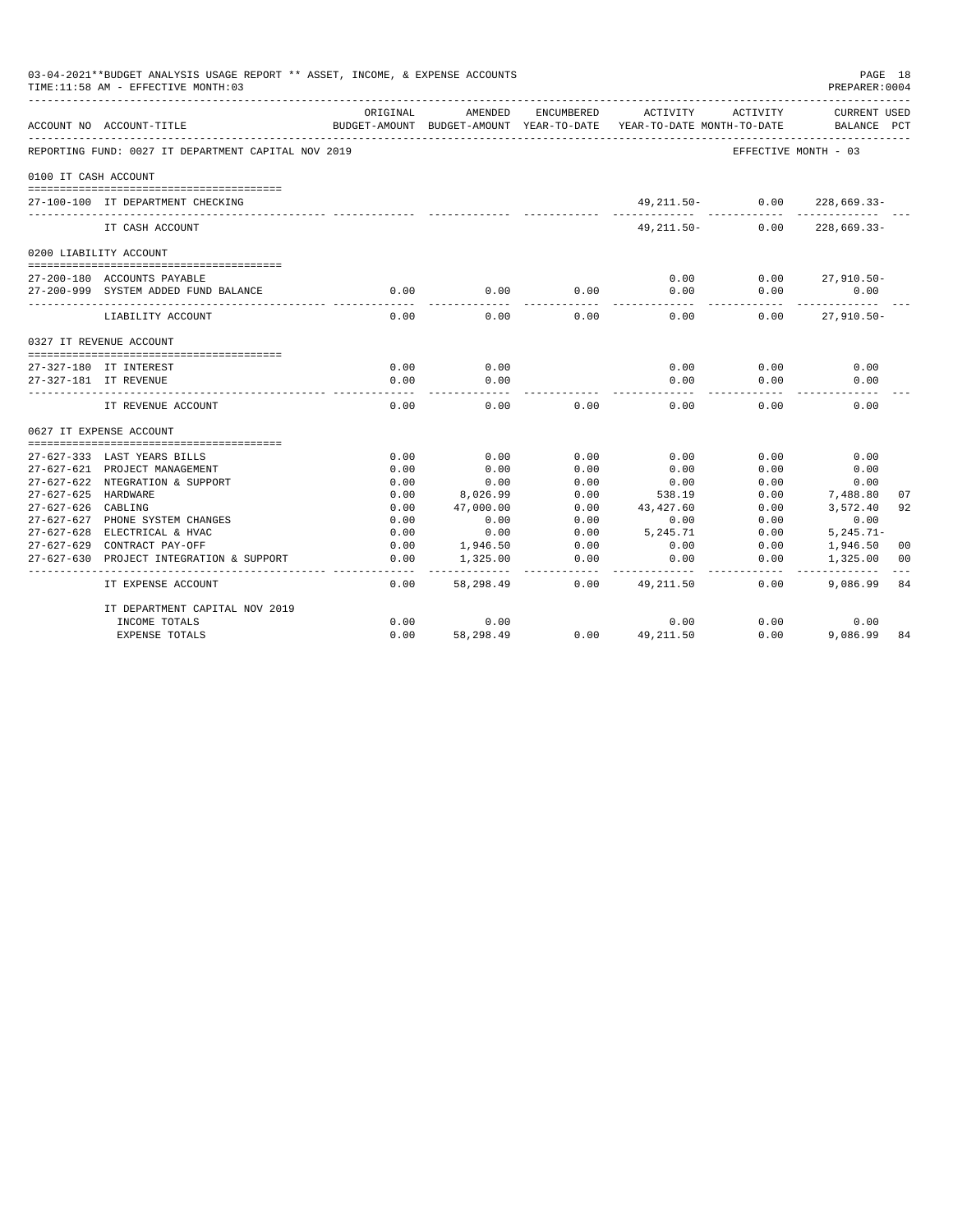03-04-2021**BUDGET ANALYSIS USAGE REPORT ** ASSET, INCOME, & EXPENSE ACCOUNTS

TIME:11:58 AM - EFFECTIVE MONTH:03

PREPARER:0004

| ACCOUNT NO | ACCOUNT-TITLE | ORIGINAL BUDGET-AMOUNT | AMENDED BUDGET-AMOUNT | ENCUMBERED YEAR-TO-DATE | ACTIVITY YEAR-TO-DATE | ACTIVITY MONTH-TO-DATE | CURRENT BALANCE | USED PCT |
|---|---|---|---|---|---|---|---|---|
| REPORTING FUND: 0027 IT DEPARTMENT CAPITAL NOV 2019 | | | | | | EFFECTIVE MONTH - 03 | | |
| 0100 IT CASH ACCOUNT | | | | | | | | |
| 27-100-100 | IT DEPARTMENT CHECKING | | | | 49,211.50- | 0.00 | 228,669.33- | |
| | IT CASH ACCOUNT | | | | 49,211.50- | 0.00 | 228,669.33- | |
| 0200 LIABILITY ACCOUNT | | | | | | | | |
| 27-200-180 | ACCOUNTS PAYABLE | | | | 0.00 | 0.00 | 27,910.50- | |
| 27-200-999 | SYSTEM ADDED FUND BALANCE | 0.00 | 0.00 | 0.00 | 0.00 | 0.00 | 0.00 | |
| | LIABILITY ACCOUNT | 0.00 | 0.00 | 0.00 | 0.00 | 0.00 | 27,910.50- | |
| 0327 IT REVENUE ACCOUNT | | | | | | | | |
| 27-327-180 | IT INTEREST | 0.00 | 0.00 | | 0.00 | 0.00 | 0.00 | |
| 27-327-181 | IT REVENUE | 0.00 | 0.00 | | 0.00 | 0.00 | 0.00 | |
| | IT REVENUE ACCOUNT | 0.00 | 0.00 | 0.00 | 0.00 | 0.00 | 0.00 | |
| 0627 IT EXPENSE ACCOUNT | | | | | | | | |
| 27-627-333 | LAST YEARS BILLS | 0.00 | 0.00 | 0.00 | 0.00 | 0.00 | 0.00 | |
| 27-627-621 | PROJECT MANAGEMENT | 0.00 | 0.00 | 0.00 | 0.00 | 0.00 | 0.00 | |
| 27-627-622 | NTEGRATION & SUPPORT | 0.00 | 0.00 | 0.00 | 0.00 | 0.00 | 0.00 | |
| 27-627-625 | HARDWARE | 0.00 | 8,026.99 | 0.00 | 538.19 | 0.00 | 7,488.80 | 07 |
| 27-627-626 | CABLING | 0.00 | 47,000.00 | 0.00 | 43,427.60 | 0.00 | 3,572.40 | 92 |
| 27-627-627 | PHONE SYSTEM CHANGES | 0.00 | 0.00 | 0.00 | 0.00 | 0.00 | 0.00 | |
| 27-627-628 | ELECTRICAL & HVAC | 0.00 | 0.00 | 0.00 | 5,245.71 | 0.00 | 5,245.71- | |
| 27-627-629 | CONTRACT PAY-OFF | 0.00 | 1,946.50 | 0.00 | 0.00 | 0.00 | 1,946.50 | 00 |
| 27-627-630 | PROJECT INTEGRATION & SUPPORT | 0.00 | 1,325.00 | 0.00 | 0.00 | 0.00 | 1,325.00 | 00 |
| | IT EXPENSE ACCOUNT | 0.00 | 58,298.49 | 0.00 | 49,211.50 | 0.00 | 9,086.99 | 84 |
| | IT DEPARTMENT CAPITAL NOV 2019 | | | | | | | |
| | INCOME TOTALS | 0.00 | 0.00 | | 0.00 | 0.00 | 0.00 | |
| | EXPENSE TOTALS | 0.00 | 58,298.49 | 0.00 | 49,211.50 | 0.00 | 9,086.99 | 84 |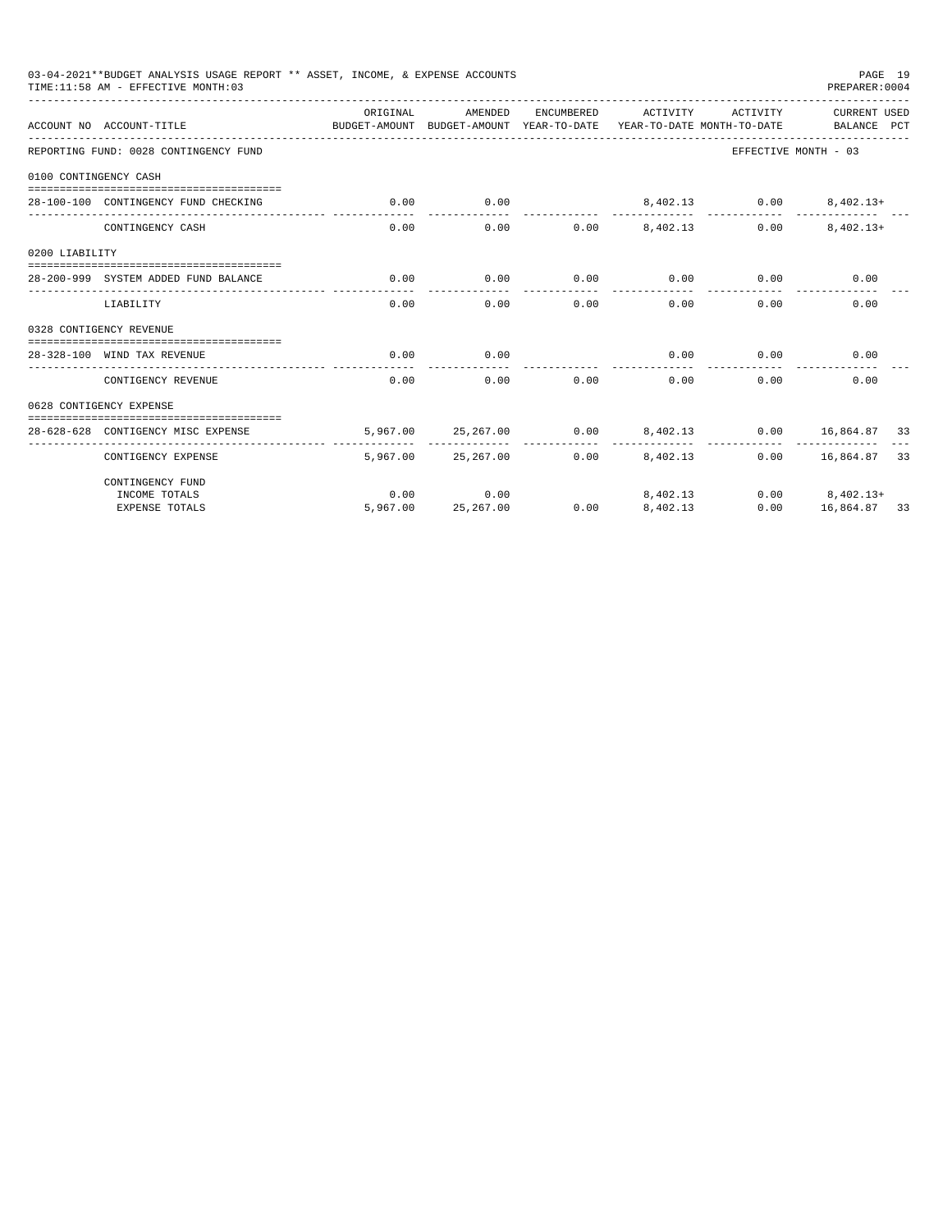03-04-2021**BUDGET ANALYSIS USAGE REPORT ** ASSET, INCOME, & EXPENSE ACCOUNTS
TIME:11:58 AM - EFFECTIVE MONTH:03

PREPARER:0004

| ACCOUNT NO | ACCOUNT-TITLE | ORIGINAL BUDGET-AMOUNT | AMENDED BUDGET-AMOUNT | ENCUMBERED YEAR-TO-DATE | ACTIVITY YEAR-TO-DATE | ACTIVITY MONTH-TO-DATE | CURRENT BALANCE | USED PCT |
|---|---|---|---|---|---|---|---|---|
| REPORTING FUND: 0028 CONTINGENCY FUND | | | | | | | EFFECTIVE MONTH - 03 | |
| 0100 CONTINGENCY CASH | | | | | | | | |
| 28-100-100 | CONTINGENCY FUND CHECKING | 0.00 | 0.00 | | 8,402.13 | 0.00 | 8,402.13+ | |
| | CONTINGENCY CASH | 0.00 | 0.00 | 0.00 | 8,402.13 | 0.00 | 8,402.13+ | |
| 0200 LIABILITY | | | | | | | | |
| 28-200-999 | SYSTEM ADDED FUND BALANCE | 0.00 | 0.00 | 0.00 | 0.00 | 0.00 | 0.00 | |
| | LIABILITY | 0.00 | 0.00 | 0.00 | 0.00 | 0.00 | 0.00 | |
| 0328 CONTIGENCY REVENUE | | | | | | | | |
| 28-328-100 | WIND TAX REVENUE | 0.00 | 0.00 | | 0.00 | 0.00 | 0.00 | |
| | CONTIGENCY REVENUE | 0.00 | 0.00 | 0.00 | 0.00 | 0.00 | 0.00 | |
| 0628 CONTIGENCY EXPENSE | | | | | | | | |
| 28-628-628 | CONTIGENCY MISC EXPENSE | 5,967.00 | 25,267.00 | 0.00 | 8,402.13 | 0.00 | 16,864.87 | 33 |
| | CONTIGENCY EXPENSE | 5,967.00 | 25,267.00 | 0.00 | 8,402.13 | 0.00 | 16,864.87 | 33 |
| | CONTINGENCY FUND | | | | | | | |
| | INCOME TOTALS | 0.00 | 0.00 | | 8,402.13 | 0.00 | 8,402.13+ | |
| | EXPENSE TOTALS | 5,967.00 | 25,267.00 | 0.00 | 8,402.13 | 0.00 | 16,864.87 | 33 |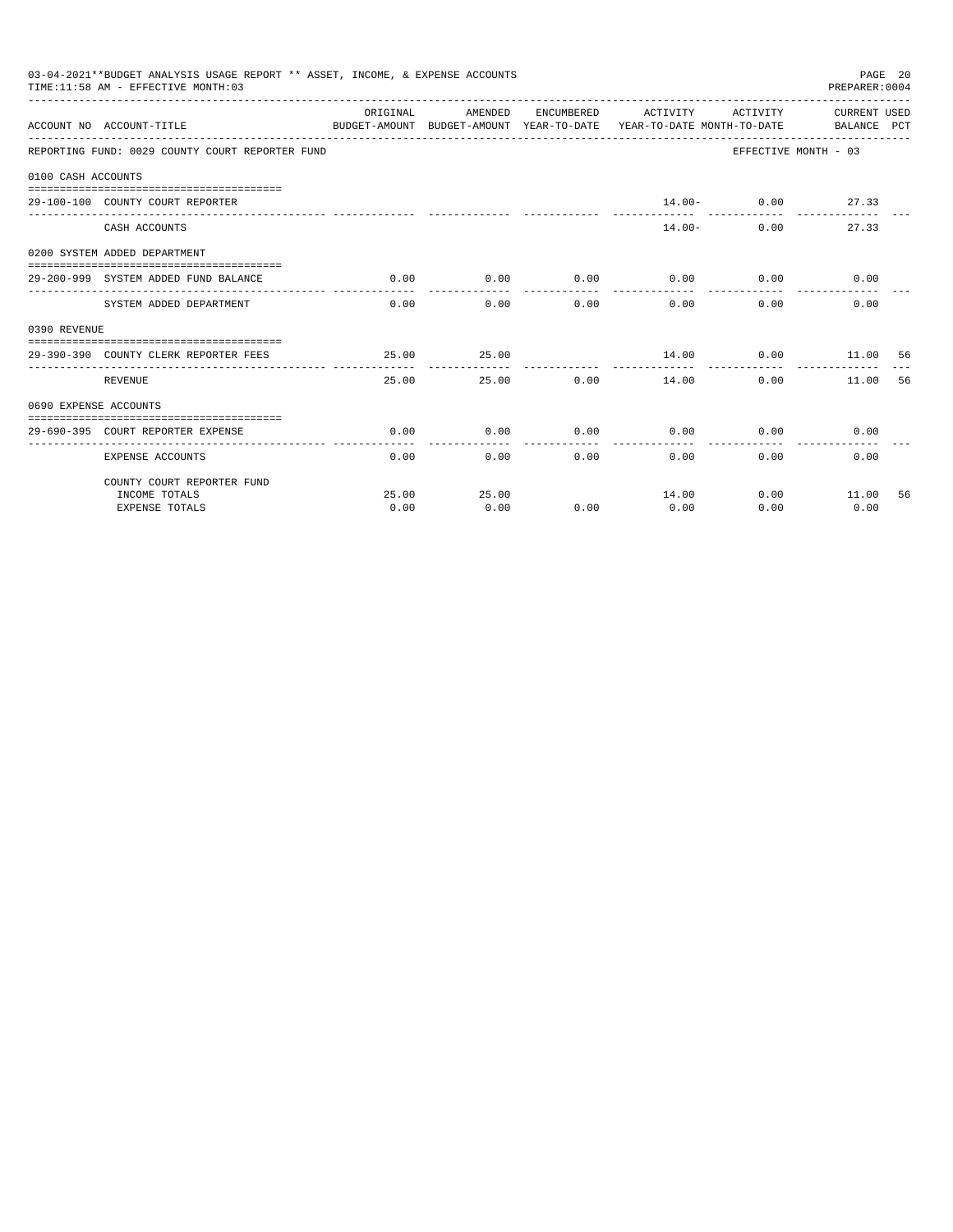03-04-2021**BUDGET ANALYSIS USAGE REPORT ** ASSET, INCOME, & EXPENSE ACCOUNTS
TIME:11:58 AM - EFFECTIVE MONTH:03

PREPARER:0004

| ACCOUNT NO | ACCOUNT-TITLE | ORIGINAL BUDGET-AMOUNT | AMENDED BUDGET-AMOUNT | ENCUMBERED YEAR-TO-DATE | ACTIVITY YEAR-TO-DATE | ACTIVITY MONTH-TO-DATE | CURRENT BALANCE | USED PCT |
|---|---|---|---|---|---|---|---|---|
| REPORTING FUND: 0029 COUNTY COURT REPORTER FUND | | | | | | EFFECTIVE MONTH - 03 | | |
| 0100 CASH ACCOUNTS | | | | | | | | |
| 29-100-100 | COUNTY COURT REPORTER | | | | 14.00- | 0.00 | 27.33 | |
| | CASH ACCOUNTS | | | | 14.00- | 0.00 | 27.33 | |
| 0200 SYSTEM ADDED DEPARTMENT | | | | | | | | |
| 29-200-999 | SYSTEM ADDED FUND BALANCE | 0.00 | 0.00 | 0.00 | 0.00 | 0.00 | 0.00 | |
| | SYSTEM ADDED DEPARTMENT | 0.00 | 0.00 | 0.00 | 0.00 | 0.00 | 0.00 | |
| 0390 REVENUE | | | | | | | | |
| 29-390-390 | COUNTY CLERK REPORTER FEES | 25.00 | 25.00 | | 14.00 | 0.00 | 11.00 | 56 |
| | REVENUE | 25.00 | 25.00 | 0.00 | 14.00 | 0.00 | 11.00 | 56 |
| 0690 EXPENSE ACCOUNTS | | | | | | | | |
| 29-690-395 | COURT REPORTER EXPENSE | 0.00 | 0.00 | 0.00 | 0.00 | 0.00 | 0.00 | |
| | EXPENSE ACCOUNTS | 0.00 | 0.00 | 0.00 | 0.00 | 0.00 | 0.00 | |
| | COUNTY COURT REPORTER FUND | | | | | | | |
| | INCOME TOTALS | 25.00 | 25.00 | | 14.00 | 0.00 | 11.00 | 56 |
| | EXPENSE TOTALS | 0.00 | 0.00 | 0.00 | 0.00 | 0.00 | 0.00 | |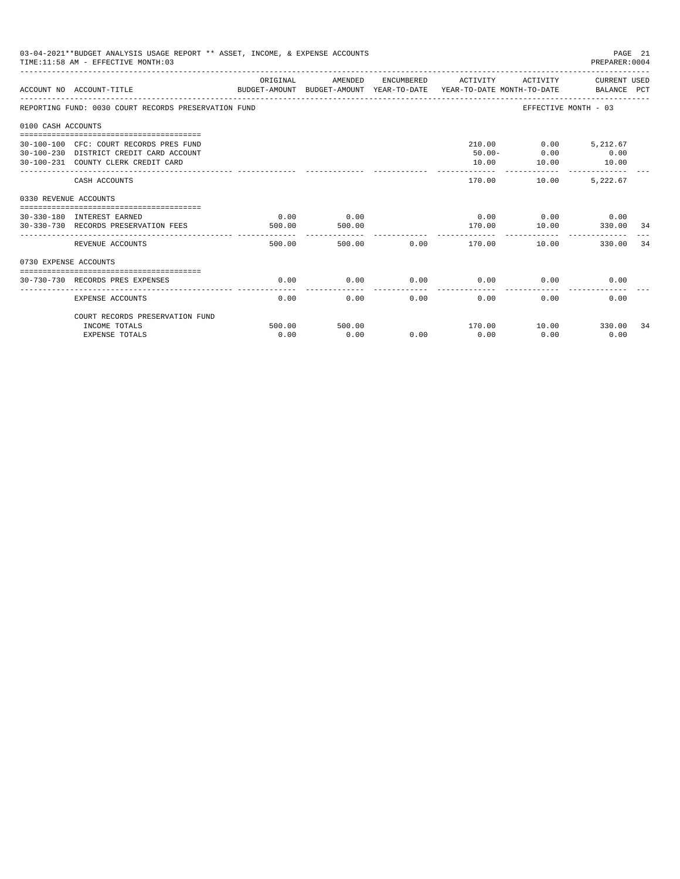03-04-2021**BUDGET ANALYSIS USAGE REPORT ** ASSET, INCOME, & EXPENSE ACCOUNTS
TIME:11:58 AM - EFFECTIVE MONTH:03

REPORTING FUND: 0030 COURT RECORDS PRESERVATION FUND — EFFECTIVE MONTH - 03

| ACCOUNT NO | ACCOUNT-TITLE | ORIGINAL BUDGET-AMOUNT | AMENDED BUDGET-AMOUNT | ENCUMBERED YEAR-TO-DATE | ACTIVITY YEAR-TO-DATE | ACTIVITY MONTH-TO-DATE | CURRENT USED BALANCE | PCT |
|---|---|---|---|---|---|---|---|---|
| **0100 CASH ACCOUNTS** | | | | | | | | |
| 30-100-100 | CFC: COURT RECORDS PRES FUND | | | | 210.00 | 0.00 | 5,212.67 | |
| 30-100-230 | DISTRICT CREDIT CARD ACCOUNT | | | | 50.00- | 0.00 | 0.00 | |
| 30-100-231 | COUNTY CLERK CREDIT CARD | | | | 10.00 | 10.00 | 10.00 | |
| | CASH ACCOUNTS | | | | 170.00 | 10.00 | 5,222.67 | |
| **0330 REVENUE ACCOUNTS** | | | | | | | | |
| 30-330-180 | INTEREST EARNED | 0.00 | 0.00 | | 0.00 | 0.00 | 0.00 | |
| 30-330-730 | RECORDS PRESERVATION FEES | 500.00 | 500.00 | | 170.00 | 10.00 | 330.00 | 34 |
| | REVENUE ACCOUNTS | 500.00 | 500.00 | 0.00 | 170.00 | 10.00 | 330.00 | 34 |
| **0730 EXPENSE ACCOUNTS** | | | | | | | | |
| 30-730-730 | RECORDS PRES EXPENSES | 0.00 | 0.00 | 0.00 | 0.00 | 0.00 | 0.00 | |
| | EXPENSE ACCOUNTS | 0.00 | 0.00 | 0.00 | 0.00 | 0.00 | 0.00 | |
| | COURT RECORDS PRESERVATION FUND | | | | | | | |
| | INCOME TOTALS | 500.00 | 500.00 | | 170.00 | 10.00 | 330.00 | 34 |
| | EXPENSE TOTALS | 0.00 | 0.00 | 0.00 | 0.00 | 0.00 | 0.00 | |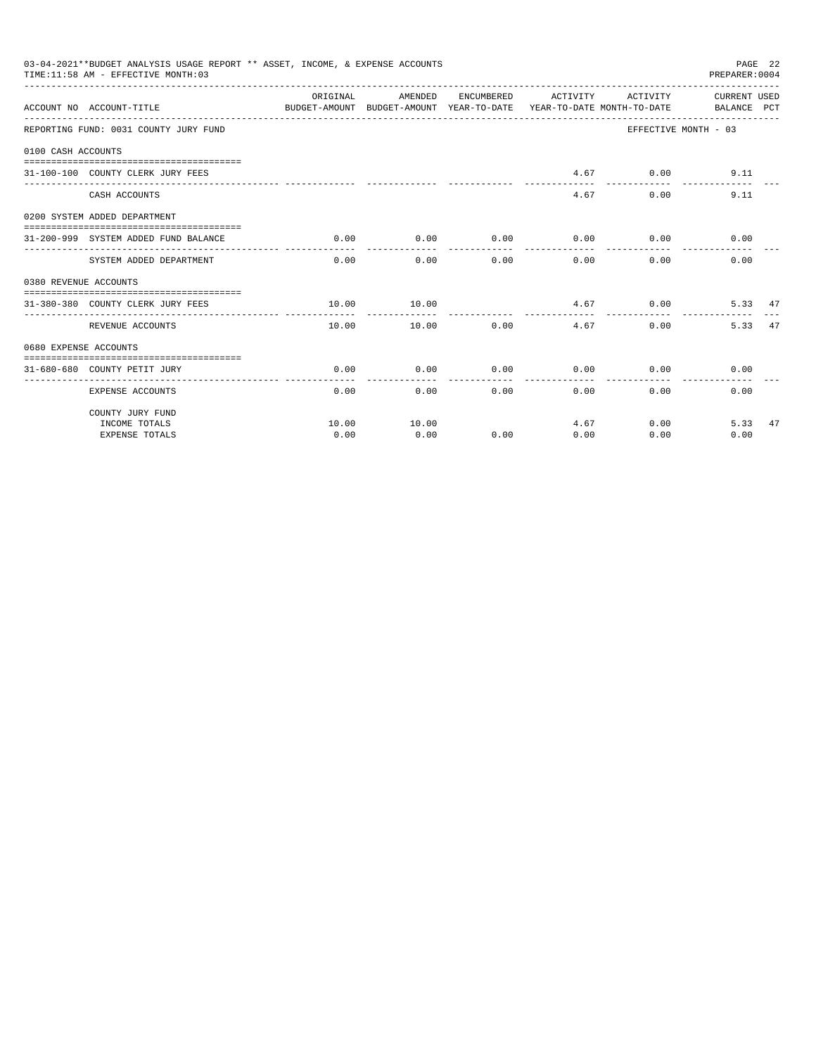03-04-2021**BUDGET ANALYSIS USAGE REPORT ** ASSET, INCOME, & EXPENSE ACCOUNTS

TIME:11:58 AM - EFFECTIVE MONTH:03

PREPARER:0004

| ACCOUNT NO | ACCOUNT-TITLE | ORIGINAL BUDGET-AMOUNT | AMENDED BUDGET-AMOUNT | ENCUMBERED YEAR-TO-DATE | ACTIVITY YEAR-TO-DATE | ACTIVITY MONTH-TO-DATE | CURRENT BALANCE | USED PCT |
|---|---|---|---|---|---|---|---|---|
| REPORTING FUND: 0031 COUNTY JURY FUND | | | | | | EFFECTIVE MONTH - 03 | | |
| 0100 CASH ACCOUNTS | | | | | | | | |
| 31-100-100 | COUNTY CLERK JURY FEES | | | | 4.67 | 0.00 | 9.11 | |
| | CASH ACCOUNTS | | | | 4.67 | 0.00 | 9.11 | |
| 0200 SYSTEM ADDED DEPARTMENT | | | | | | | | |
| 31-200-999 | SYSTEM ADDED FUND BALANCE | 0.00 | 0.00 | 0.00 | 0.00 | 0.00 | 0.00 | |
| | SYSTEM ADDED DEPARTMENT | 0.00 | 0.00 | 0.00 | 0.00 | 0.00 | 0.00 | |
| 0380 REVENUE ACCOUNTS | | | | | | | | |
| 31-380-380 | COUNTY CLERK JURY FEES | 10.00 | 10.00 | | 4.67 | 0.00 | 5.33 | 47 |
| | REVENUE ACCOUNTS | 10.00 | 10.00 | 0.00 | 4.67 | 0.00 | 5.33 | 47 |
| 0680 EXPENSE ACCOUNTS | | | | | | | | |
| 31-680-680 | COUNTY PETIT JURY | 0.00 | 0.00 | 0.00 | 0.00 | 0.00 | 0.00 | |
| | EXPENSE ACCOUNTS | 0.00 | 0.00 | 0.00 | 0.00 | 0.00 | 0.00 | |
| | COUNTY JURY FUND | | | | | | | |
| | INCOME TOTALS | 10.00 | 10.00 | | 4.67 | 0.00 | 5.33 | 47 |
| | EXPENSE TOTALS | 0.00 | 0.00 | 0.00 | 0.00 | 0.00 | 0.00 | |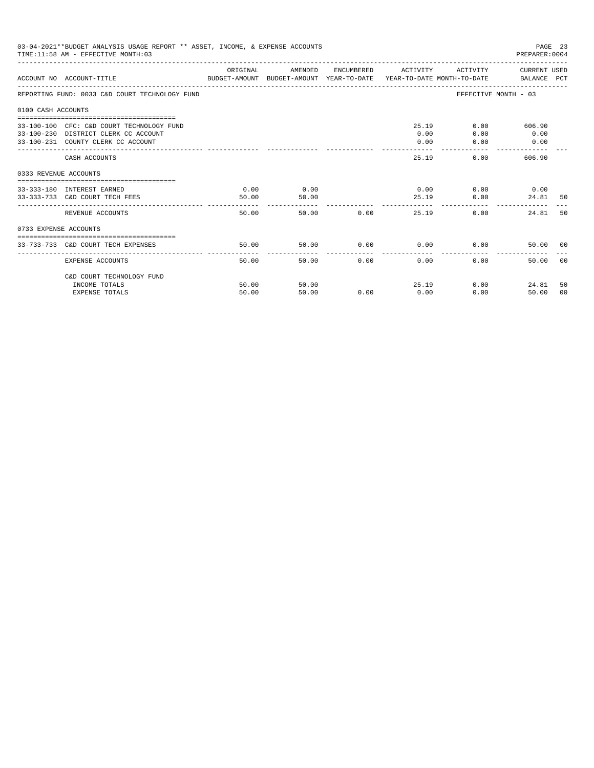03-04-2021**BUDGET ANALYSIS USAGE REPORT ** ASSET, INCOME, & EXPENSE ACCOUNTS
TIME:11:58 AM - EFFECTIVE MONTH:03
PREPARER:0004

| ACCOUNT NO | ACCOUNT-TITLE | ORIGINAL BUDGET-AMOUNT | AMENDED BUDGET-AMOUNT | ENCUMBERED YEAR-TO-DATE | ACTIVITY YEAR-TO-DATE | ACTIVITY MONTH-TO-DATE | CURRENT BALANCE | USED PCT |
|---|---|---|---|---|---|---|---|---|
| REPORTING FUND: 0033 C&D COURT TECHNOLOGY FUND | | | | | | EFFECTIVE MONTH - 03 | | |
| 0100 CASH ACCOUNTS | | | | | | | | |
| 33-100-100 | CFC: C&D COURT TECHNOLOGY FUND | | | | 25.19 | 0.00 | 606.90 | |
| 33-100-230 | DISTRICT CLERK CC ACCOUNT | | | | 0.00 | 0.00 | 0.00 | |
| 33-100-231 | COUNTY CLERK CC ACCOUNT | | | | 0.00 | 0.00 | 0.00 | |
| | CASH ACCOUNTS | | | | 25.19 | 0.00 | 606.90 | |
| 0333 REVENUE ACCOUNTS | | | | | | | | |
| 33-333-180 | INTEREST EARNED | 0.00 | 0.00 | | 0.00 | 0.00 | 0.00 | |
| 33-333-733 | C&D COURT TECH FEES | 50.00 | 50.00 | | 25.19 | 0.00 | 24.81 | 50 |
| | REVENUE ACCOUNTS | 50.00 | 50.00 | 0.00 | 25.19 | 0.00 | 24.81 | 50 |
| 0733 EXPENSE ACCOUNTS | | | | | | | | |
| 33-733-733 | C&D COURT TECH EXPENSES | 50.00 | 50.00 | 0.00 | 0.00 | 0.00 | 50.00 | 00 |
| | EXPENSE ACCOUNTS | 50.00 | 50.00 | 0.00 | 0.00 | 0.00 | 50.00 | 00 |
| | C&D COURT TECHNOLOGY FUND | | | | | | | |
| | INCOME TOTALS | 50.00 | 50.00 | | 25.19 | 0.00 | 24.81 | 50 |
| | EXPENSE TOTALS | 50.00 | 50.00 | 0.00 | 0.00 | 0.00 | 50.00 | 00 |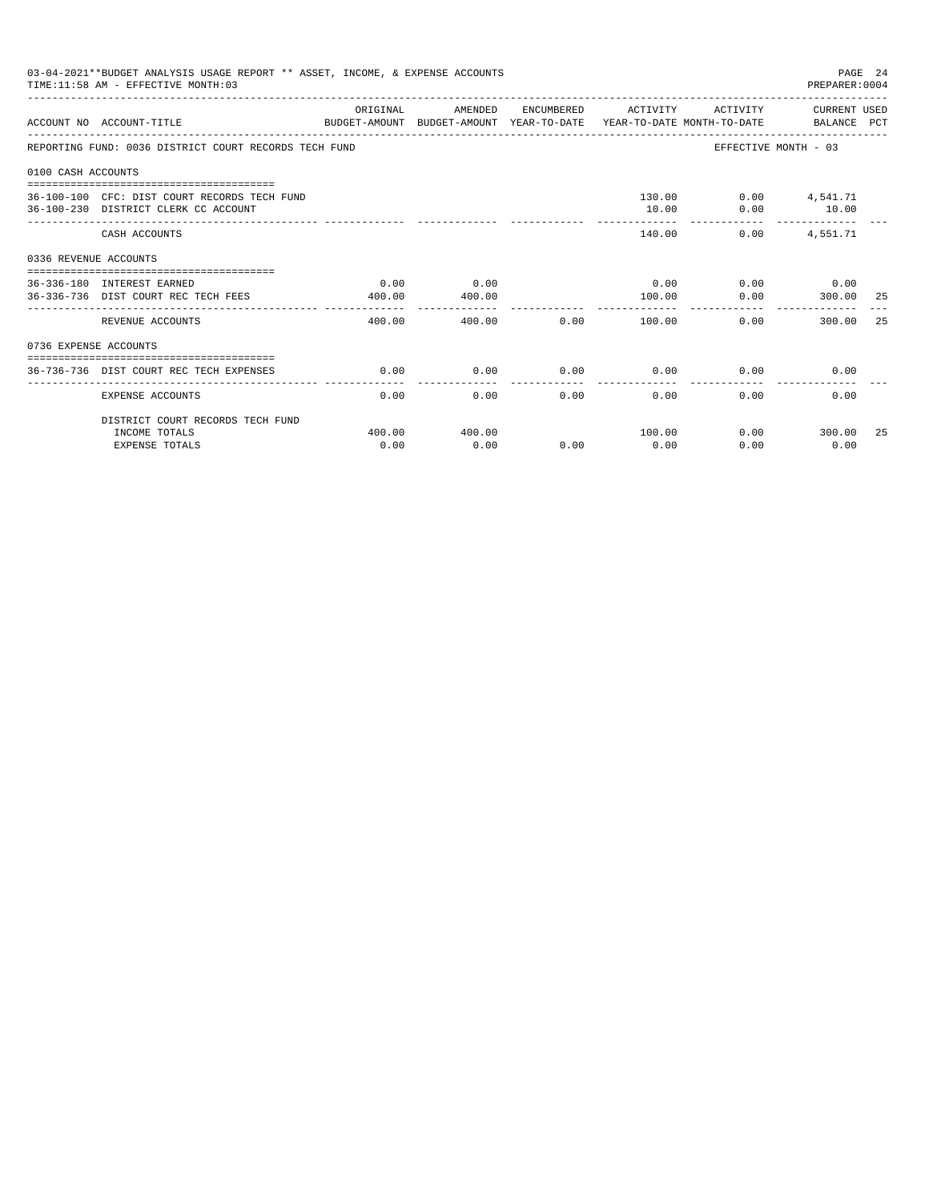03-04-2021**BUDGET ANALYSIS USAGE REPORT ** ASSET, INCOME, & EXPENSE ACCOUNTS

TIME:11:58 AM - EFFECTIVE MONTH:03

PREPARER:0004

| ACCOUNT NO | ACCOUNT-TITLE | ORIGINAL BUDGET-AMOUNT | AMENDED BUDGET-AMOUNT | ENCUMBERED YEAR-TO-DATE | ACTIVITY YEAR-TO-DATE | ACTIVITY MONTH-TO-DATE | CURRENT USED BALANCE | PCT |
|---|---|---|---|---|---|---|---|---|
| REPORTING FUND: 0036 DISTRICT COURT RECORDS TECH FUND | | | | | | | EFFECTIVE MONTH - 03 | |
| 0100 CASH ACCOUNTS | | | | | | | | |
| 36-100-100 | CFC: DIST COURT RECORDS TECH FUND | | | | 130.00 | 0.00 | 4,541.71 | |
| 36-100-230 | DISTRICT CLERK CC ACCOUNT | | | | 10.00 | 0.00 | 10.00 | |
| | CASH ACCOUNTS | | | | 140.00 | 0.00 | 4,551.71 | |
| 0336 REVENUE ACCOUNTS | | | | | | | | |
| 36-336-180 | INTEREST EARNED | 0.00 | 0.00 | | 0.00 | 0.00 | 0.00 | |
| 36-336-736 | DIST COURT REC TECH FEES | 400.00 | 400.00 | | 100.00 | 0.00 | 300.00 | 25 |
| | REVENUE ACCOUNTS | 400.00 | 400.00 | 0.00 | 100.00 | 0.00 | 300.00 | 25 |
| 0736 EXPENSE ACCOUNTS | | | | | | | | |
| 36-736-736 | DIST COURT REC TECH EXPENSES | 0.00 | 0.00 | 0.00 | 0.00 | 0.00 | 0.00 | |
| | EXPENSE ACCOUNTS | 0.00 | 0.00 | 0.00 | 0.00 | 0.00 | 0.00 | |
| | DISTRICT COURT RECORDS TECH FUND | | | | | | | |
| | INCOME TOTALS | 400.00 | 400.00 | | 100.00 | 0.00 | 300.00 | 25 |
| | EXPENSE TOTALS | 0.00 | 0.00 | 0.00 | 0.00 | 0.00 | 0.00 | |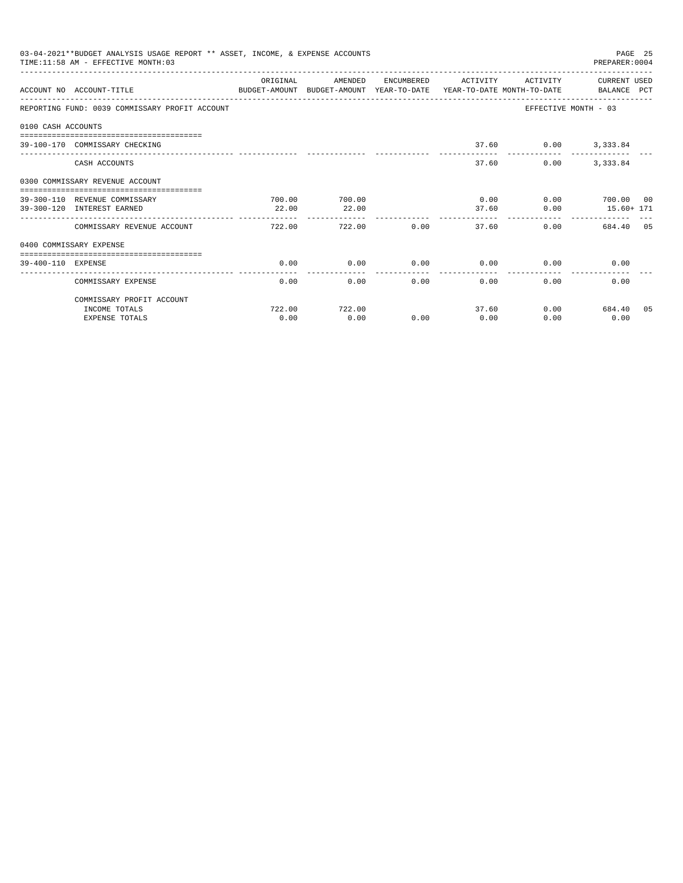03-04-2021**BUDGET ANALYSIS USAGE REPORT ** ASSET, INCOME, & EXPENSE ACCOUNTS

TIME:11:58 AM - EFFECTIVE MONTH:03

PREPARER:0004

| ACCOUNT NO | ACCOUNT-TITLE | ORIGINAL BUDGET-AMOUNT | AMENDED BUDGET-AMOUNT | ENCUMBERED YEAR-TO-DATE | ACTIVITY YEAR-TO-DATE | ACTIVITY MONTH-TO-DATE | CURRENT USED BALANCE | PCT |
|---|---|---|---|---|---|---|---|---|
| REPORTING FUND: 0039 COMMISSARY PROFIT ACCOUNT | | | | | | EFFECTIVE MONTH - 03 | | |
| 0100 CASH ACCOUNTS | | | | | | | | |
| 39-100-170 | COMMISSARY CHECKING | | | | 37.60 | 0.00 | 3,333.84 | |
| | CASH ACCOUNTS | | | | 37.60 | 0.00 | 3,333.84 | |
| 0300 COMMISSARY REVENUE ACCOUNT | | | | | | | | |
| 39-300-110 | REVENUE COMMISSARY | 700.00 | 700.00 | | 0.00 | 0.00 | 700.00 | 00 |
| 39-300-120 | INTEREST EARNED | 22.00 | 22.00 | | 37.60 | 0.00 | 15.60+ | 171 |
| | COMMISSARY REVENUE ACCOUNT | 722.00 | 722.00 | 0.00 | 37.60 | 0.00 | 684.40 | 05 |
| 0400 COMMISSARY EXPENSE | | | | | | | | |
| 39-400-110 | EXPENSE | 0.00 | 0.00 | 0.00 | 0.00 | 0.00 | 0.00 | |
| | COMMISSARY EXPENSE | 0.00 | 0.00 | 0.00 | 0.00 | 0.00 | 0.00 | |
| | COMMISSARY PROFIT ACCOUNT | | | | | | | |
| | INCOME TOTALS | 722.00 | 722.00 | | 37.60 | 0.00 | 684.40 | 05 |
| | EXPENSE TOTALS | 0.00 | 0.00 | 0.00 | 0.00 | 0.00 | 0.00 | |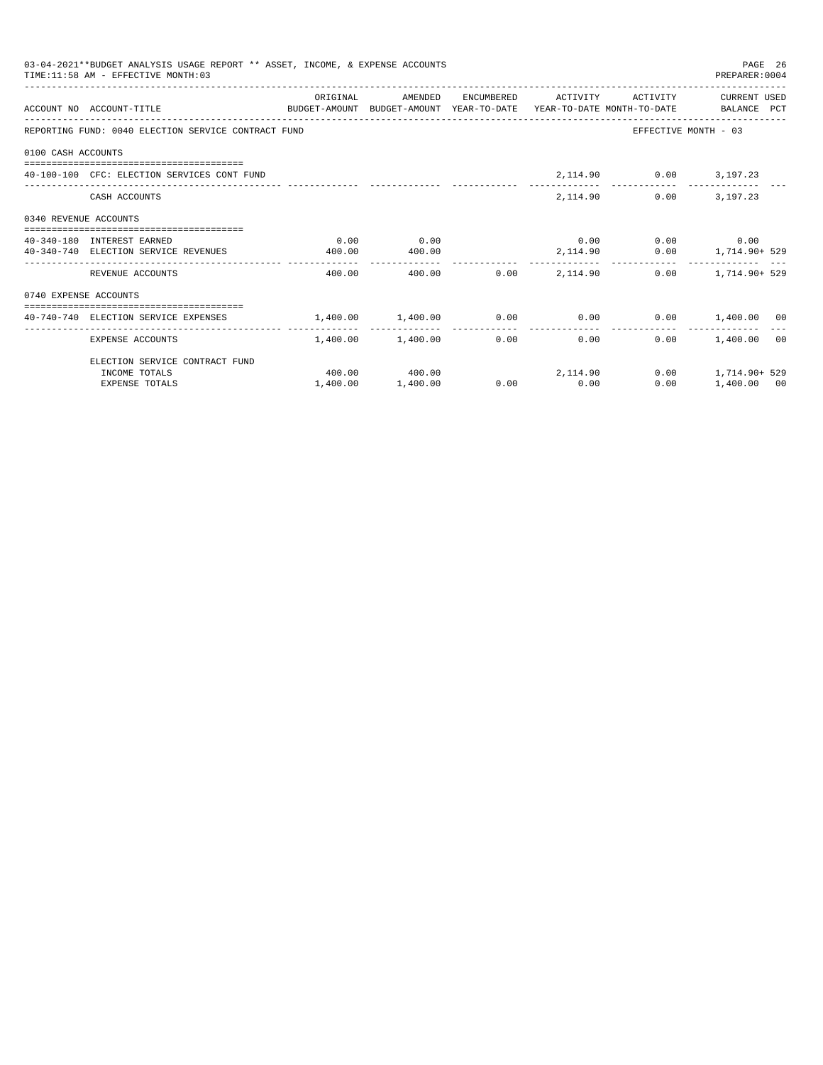03-04-2021**BUDGET ANALYSIS USAGE REPORT ** ASSET, INCOME, & EXPENSE ACCOUNTS

TIME:11:58 AM - EFFECTIVE MONTH:03

PREPARER:0004

| ACCOUNT NO | ACCOUNT-TITLE | ORIGINAL BUDGET-AMOUNT | AMENDED BUDGET-AMOUNT | ENCUMBERED YEAR-TO-DATE | ACTIVITY YEAR-TO-DATE | ACTIVITY MONTH-TO-DATE | CURRENT USED BALANCE | PCT |
|---|---|---|---|---|---|---|---|---|
| REPORTING FUND: 0040 ELECTION SERVICE CONTRACT FUND | | | | | | | EFFECTIVE MONTH - 03 | |
| 0100 CASH ACCOUNTS | | | | | | | | |
| 40-100-100 | CFC: ELECTION SERVICES CONT FUND | | | | 2,114.90 | 0.00 | 3,197.23 | |
| | CASH ACCOUNTS | | | | 2,114.90 | 0.00 | 3,197.23 | |
| 0340 REVENUE ACCOUNTS | | | | | | | | |
| 40-340-180 | INTEREST EARNED | 0.00 | 0.00 | | 0.00 | 0.00 | 0.00 | |
| 40-340-740 | ELECTION SERVICE REVENUES | 400.00 | 400.00 | | 2,114.90 | 0.00 | 1,714.90+ | 529 |
| | REVENUE ACCOUNTS | 400.00 | 400.00 | 0.00 | 2,114.90 | 0.00 | 1,714.90+ | 529 |
| 0740 EXPENSE ACCOUNTS | | | | | | | | |
| 40-740-740 | ELECTION SERVICE EXPENSES | 1,400.00 | 1,400.00 | 0.00 | 0.00 | 0.00 | 1,400.00 | 00 |
| | EXPENSE ACCOUNTS | 1,400.00 | 1,400.00 | 0.00 | 0.00 | 0.00 | 1,400.00 | 00 |
| | ELECTION SERVICE CONTRACT FUND | | | | | | | |
| | INCOME TOTALS | 400.00 | 400.00 | | 2,114.90 | 0.00 | 1,714.90+ | 529 |
| | EXPENSE TOTALS | 1,400.00 | 1,400.00 | 0.00 | 0.00 | 0.00 | 1,400.00 | 00 |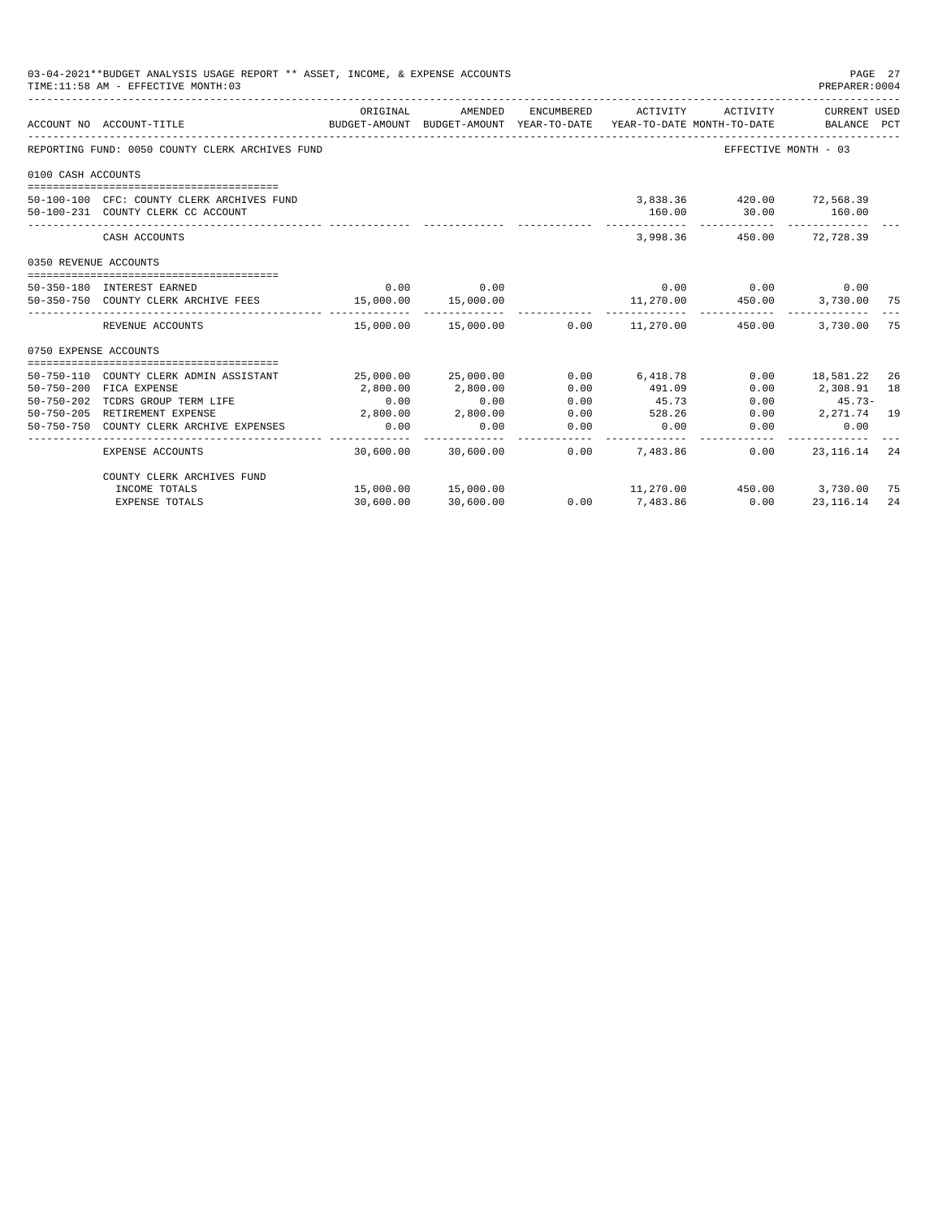03-04-2021**BUDGET ANALYSIS USAGE REPORT ** ASSET, INCOME, & EXPENSE ACCOUNTS
TIME:11:58 AM - EFFECTIVE MONTH:03

PREPARER:0004

| ACCOUNT NO | ACCOUNT-TITLE | ORIGINAL BUDGET-AMOUNT | AMENDED BUDGET-AMOUNT | ENCUMBERED YEAR-TO-DATE | ACTIVITY YEAR-TO-DATE | ACTIVITY MONTH-TO-DATE | CURRENT USED BALANCE | PCT |
|---|---|---|---|---|---|---|---|---|
| REPORTING FUND: 0050 COUNTY CLERK ARCHIVES FUND | | | | | | EFFECTIVE MONTH - 03 | | |
| 0100 CASH ACCOUNTS | | | | | | | | |
| 50-100-100 | CFC: COUNTY CLERK ARCHIVES FUND | | | | 3,838.36 | 420.00 | 72,568.39 | |
| 50-100-231 | COUNTY CLERK CC ACCOUNT | | | | 160.00 | 30.00 | 160.00 | |
| | CASH ACCOUNTS | | | | 3,998.36 | 450.00 | 72,728.39 | |
| 0350 REVENUE ACCOUNTS | | | | | | | | |
| 50-350-180 | INTEREST EARNED | 0.00 | 0.00 | | 0.00 | 0.00 | 0.00 | |
| 50-350-750 | COUNTY CLERK ARCHIVE FEES | 15,000.00 | 15,000.00 | | 11,270.00 | 450.00 | 3,730.00 | 75 |
| | REVENUE ACCOUNTS | 15,000.00 | 15,000.00 | 0.00 | 11,270.00 | 450.00 | 3,730.00 | 75 |
| 0750 EXPENSE ACCOUNTS | | | | | | | | |
| 50-750-110 | COUNTY CLERK ADMIN ASSISTANT | 25,000.00 | 25,000.00 | 0.00 | 6,418.78 | 0.00 | 18,581.22 | 26 |
| 50-750-200 | FICA EXPENSE | 2,800.00 | 2,800.00 | 0.00 | 491.09 | 0.00 | 2,308.91 | 18 |
| 50-750-202 | TCDRS GROUP TERM LIFE | 0.00 | 0.00 | 0.00 | 45.73 | 0.00 | 45.73- | |
| 50-750-205 | RETIREMENT EXPENSE | 2,800.00 | 2,800.00 | 0.00 | 528.26 | 0.00 | 2,271.74 | 19 |
| 50-750-750 | COUNTY CLERK ARCHIVE EXPENSES | 0.00 | 0.00 | 0.00 | 0.00 | 0.00 | 0.00 | |
| | EXPENSE ACCOUNTS | 30,600.00 | 30,600.00 | 0.00 | 7,483.86 | 0.00 | 23,116.14 | 24 |
| | COUNTY CLERK ARCHIVES FUND | | | | | | | |
| | INCOME TOTALS | 15,000.00 | 15,000.00 | | 11,270.00 | 450.00 | 3,730.00 | 75 |
| | EXPENSE TOTALS | 30,600.00 | 30,600.00 | 0.00 | 7,483.86 | 0.00 | 23,116.14 | 24 |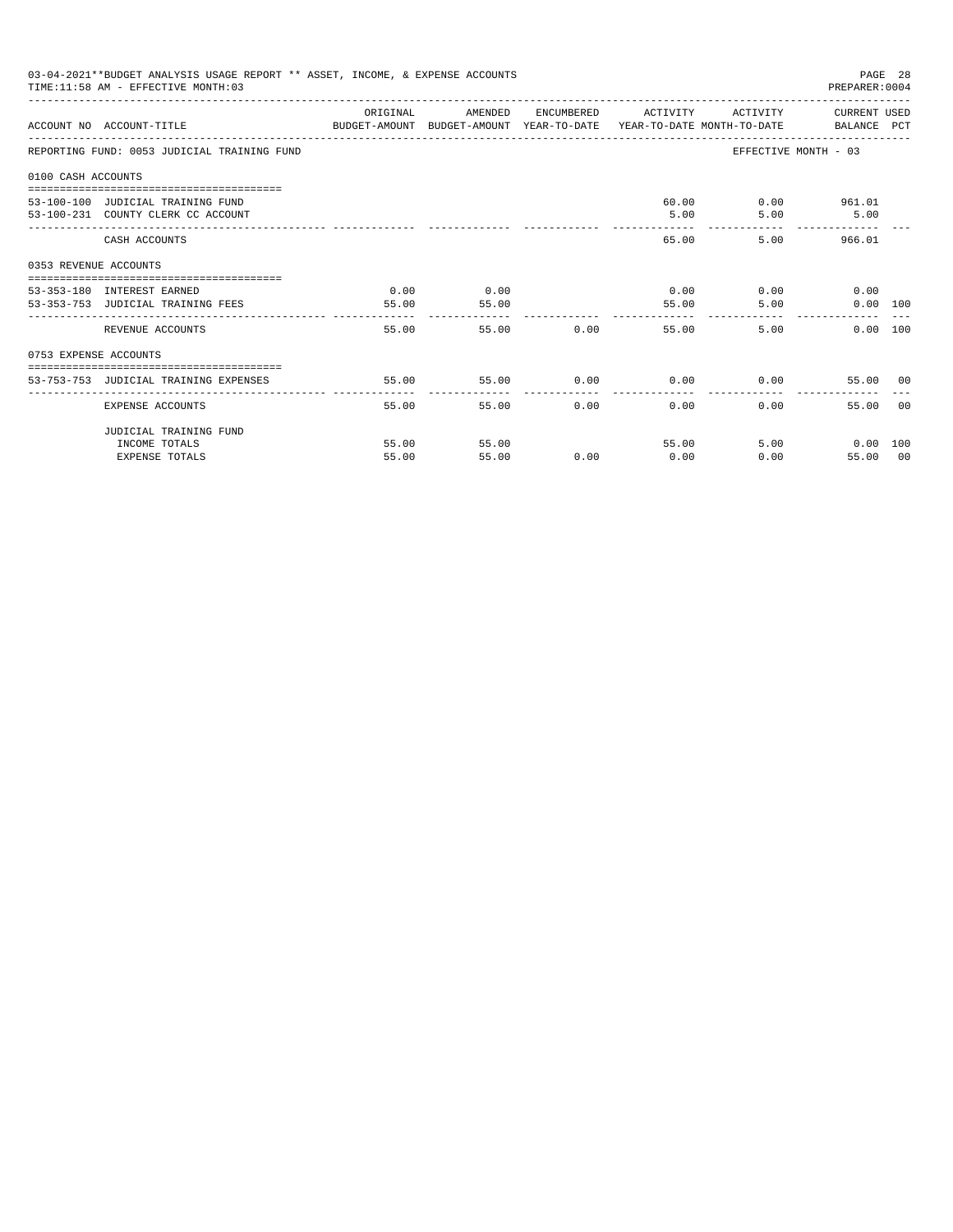03-04-2021**BUDGET ANALYSIS USAGE REPORT ** ASSET, INCOME, & EXPENSE ACCOUNTS
TIME:11:58 AM - EFFECTIVE MONTH:03
PREPARER:0004

| ACCOUNT NO | ACCOUNT-TITLE | ORIGINAL BUDGET-AMOUNT | AMENDED BUDGET-AMOUNT | ENCUMBERED YEAR-TO-DATE | ACTIVITY YEAR-TO-DATE | ACTIVITY MONTH-TO-DATE | CURRENT USED BALANCE | PCT |
|---|---|---|---|---|---|---|---|---|
| REPORTING FUND: 0053 JUDICIAL TRAINING FUND | | | | | | EFFECTIVE MONTH - 03 | | |
| 0100 CASH ACCOUNTS | | | | | | | | |
| 53-100-100 | JUDICIAL TRAINING FUND | | | | 60.00 | 0.00 | 961.01 | |
| 53-100-231 | COUNTY CLERK CC ACCOUNT | | | | 5.00 | 5.00 | 5.00 | |
| | CASH ACCOUNTS | | | | 65.00 | 5.00 | 966.01 | |
| 0353 REVENUE ACCOUNTS | | | | | | | | |
| 53-353-180 | INTEREST EARNED | 0.00 | 0.00 | | 0.00 | 0.00 | 0.00 | |
| 53-353-753 | JUDICIAL TRAINING FEES | 55.00 | 55.00 | | 55.00 | 5.00 | 0.00 | 100 |
| | REVENUE ACCOUNTS | 55.00 | 55.00 | 0.00 | 55.00 | 5.00 | 0.00 | 100 |
| 0753 EXPENSE ACCOUNTS | | | | | | | | |
| 53-753-753 | JUDICIAL TRAINING EXPENSES | 55.00 | 55.00 | 0.00 | 0.00 | 0.00 | 55.00 | 00 |
| | EXPENSE ACCOUNTS | 55.00 | 55.00 | 0.00 | 0.00 | 0.00 | 55.00 | 00 |
| | JUDICIAL TRAINING FUND | | | | | | | |
| | INCOME TOTALS | 55.00 | 55.00 | | 55.00 | 5.00 | 0.00 | 100 |
| | EXPENSE TOTALS | 55.00 | 55.00 | 0.00 | 0.00 | 0.00 | 55.00 | 00 |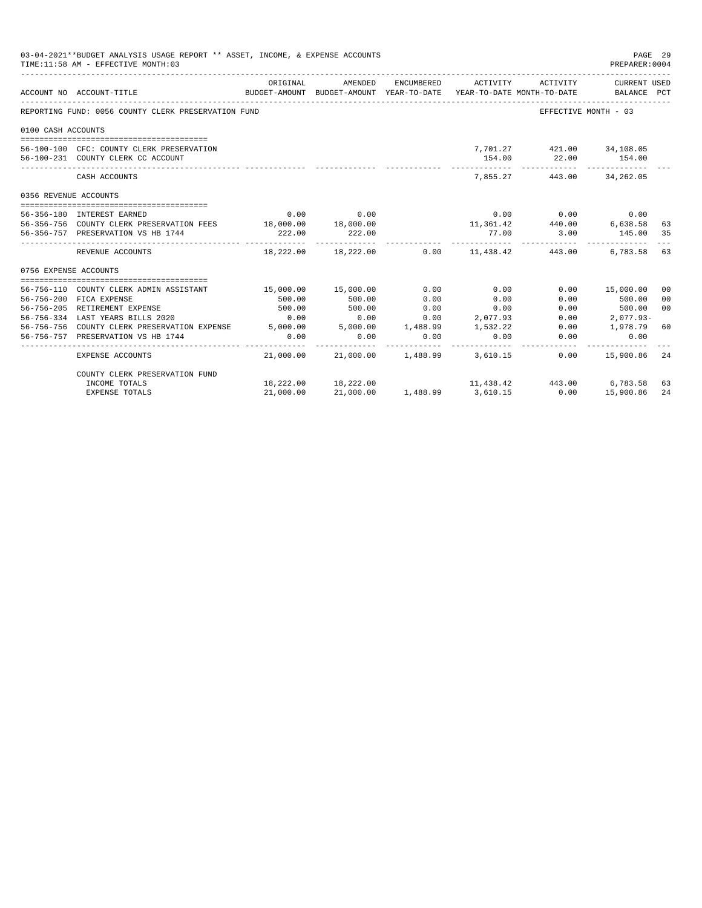03-04-2021**BUDGET ANALYSIS USAGE REPORT ** ASSET, INCOME, & EXPENSE ACCOUNTS

TIME:11:58 AM - EFFECTIVE MONTH:03

PREPARER:0004

| ACCOUNT NO | ACCOUNT-TITLE | ORIGINAL BUDGET-AMOUNT | AMENDED BUDGET-AMOUNT | ENCUMBERED YEAR-TO-DATE | ACTIVITY YEAR-TO-DATE | ACTIVITY MONTH-TO-DATE | CURRENT USED BALANCE | PCT |
|---|---|---|---|---|---|---|---|---|
| REPORTING FUND: 0056 COUNTY CLERK PRESERVATION FUND | | | | | | EFFECTIVE MONTH - 03 | | |
| 0100 CASH ACCOUNTS | | | | | | | | |
| 56-100-100 | CFC: COUNTY CLERK PRESERVATION | | | | 7,701.27 | 421.00 | 34,108.05 | |
| 56-100-231 | COUNTY CLERK CC ACCOUNT | | | | 154.00 | 22.00 | 154.00 | |
| | CASH ACCOUNTS | | | | 7,855.27 | 443.00 | 34,262.05 | |
| 0356 REVENUE ACCOUNTS | | | | | | | | |
| 56-356-180 | INTEREST EARNED | 0.00 | 0.00 | | 0.00 | 0.00 | 0.00 | |
| 56-356-756 | COUNTY CLERK PRESERVATION FEES | 18,000.00 | 18,000.00 | | 11,361.42 | 440.00 | 6,638.58 | 63 |
| 56-356-757 | PRESERVATION VS HB 1744 | 222.00 | 222.00 | | 77.00 | 3.00 | 145.00 | 35 |
| | REVENUE ACCOUNTS | 18,222.00 | 18,222.00 | 0.00 | 11,438.42 | 443.00 | 6,783.58 | 63 |
| 0756 EXPENSE ACCOUNTS | | | | | | | | |
| 56-756-110 | COUNTY CLERK ADMIN ASSISTANT | 15,000.00 | 15,000.00 | 0.00 | 0.00 | 0.00 | 15,000.00 | 00 |
| 56-756-200 | FICA EXPENSE | 500.00 | 500.00 | 0.00 | 0.00 | 0.00 | 500.00 | 00 |
| 56-756-205 | RETIREMENT EXPENSE | 500.00 | 500.00 | 0.00 | 0.00 | 0.00 | 500.00 | 00 |
| 56-756-334 | LAST YEARS BILLS 2020 | 0.00 | 0.00 | 0.00 | 2,077.93 | 0.00 | 2,077.93- | |
| 56-756-756 | COUNTY CLERK PRESERVATION EXPENSE | 5,000.00 | 5,000.00 | 1,488.99 | 1,532.22 | 0.00 | 1,978.79 | 60 |
| 56-756-757 | PRESERVATION VS HB 1744 | 0.00 | 0.00 | 0.00 | 0.00 | 0.00 | 0.00 | |
| | EXPENSE ACCOUNTS | 21,000.00 | 21,000.00 | 1,488.99 | 3,610.15 | 0.00 | 15,900.86 | 24 |
| | COUNTY CLERK PRESERVATION FUND | | | | | | | |
| | INCOME TOTALS | 18,222.00 | 18,222.00 | | 11,438.42 | 443.00 | 6,783.58 | 63 |
| | EXPENSE TOTALS | 21,000.00 | 21,000.00 | 1,488.99 | 3,610.15 | 0.00 | 15,900.86 | 24 |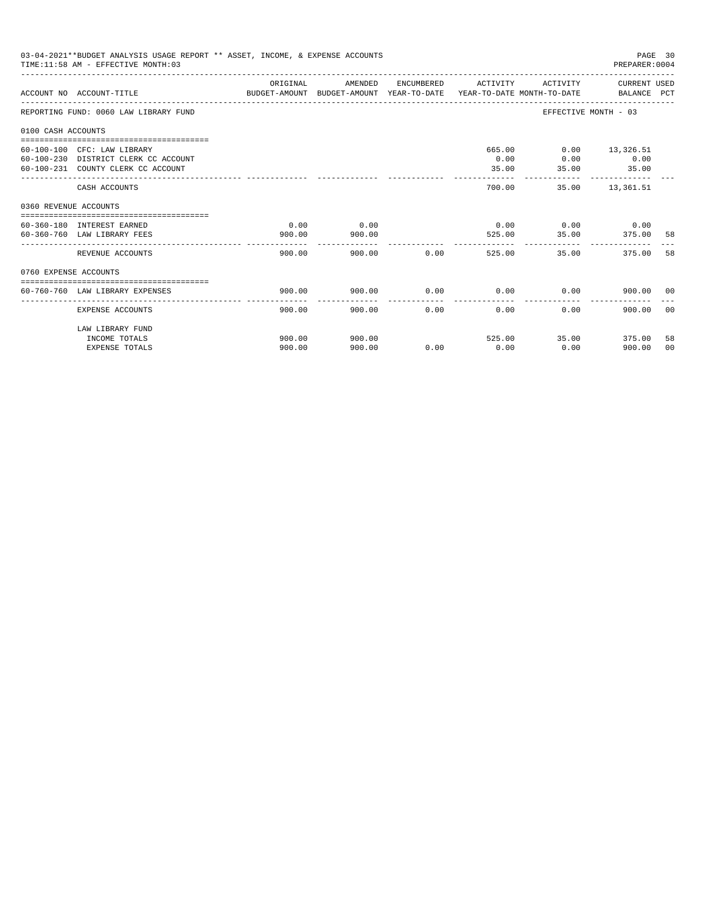03-04-2021**BUDGET ANALYSIS USAGE REPORT ** ASSET, INCOME, & EXPENSE ACCOUNTS

TIME:11:58 AM - EFFECTIVE MONTH:03

PREPARER:0004

| ACCOUNT NO | ACCOUNT-TITLE | ORIGINAL BUDGET-AMOUNT | AMENDED BUDGET-AMOUNT | ENCUMBERED YEAR-TO-DATE | ACTIVITY YEAR-TO-DATE | ACTIVITY MONTH-TO-DATE | CURRENT BALANCE | USED PCT |
|---|---|---|---|---|---|---|---|---|
| REPORTING FUND: 0060 LAW LIBRARY FUND | | | | | | EFFECTIVE MONTH - 03 | | |
| 0100 CASH ACCOUNTS | | | | | | | | |
| 60-100-100 | CFC: LAW LIBRARY | | | | 665.00 | 0.00 | 13,326.51 | |
| 60-100-230 | DISTRICT CLERK CC ACCOUNT | | | | 0.00 | 0.00 | 0.00 | |
| 60-100-231 | COUNTY CLERK CC ACCOUNT | | | | 35.00 | 35.00 | 35.00 | |
| | CASH ACCOUNTS | | | | 700.00 | 35.00 | 13,361.51 | |
| 0360 REVENUE ACCOUNTS | | | | | | | | |
| 60-360-180 | INTEREST EARNED | 0.00 | 0.00 | | 0.00 | 0.00 | 0.00 | |
| 60-360-760 | LAW LIBRARY FEES | 900.00 | 900.00 | | 525.00 | 35.00 | 375.00 | 58 |
| | REVENUE ACCOUNTS | 900.00 | 900.00 | 0.00 | 525.00 | 35.00 | 375.00 | 58 |
| 0760 EXPENSE ACCOUNTS | | | | | | | | |
| 60-760-760 | LAW LIBRARY EXPENSES | 900.00 | 900.00 | 0.00 | 0.00 | 0.00 | 900.00 | 00 |
| | EXPENSE ACCOUNTS | 900.00 | 900.00 | 0.00 | 0.00 | 0.00 | 900.00 | 00 |
| | LAW LIBRARY FUND | | | | | | | |
| | INCOME TOTALS | 900.00 | 900.00 | | 525.00 | 35.00 | 375.00 | 58 |
| | EXPENSE TOTALS | 900.00 | 900.00 | 0.00 | 0.00 | 0.00 | 900.00 | 00 |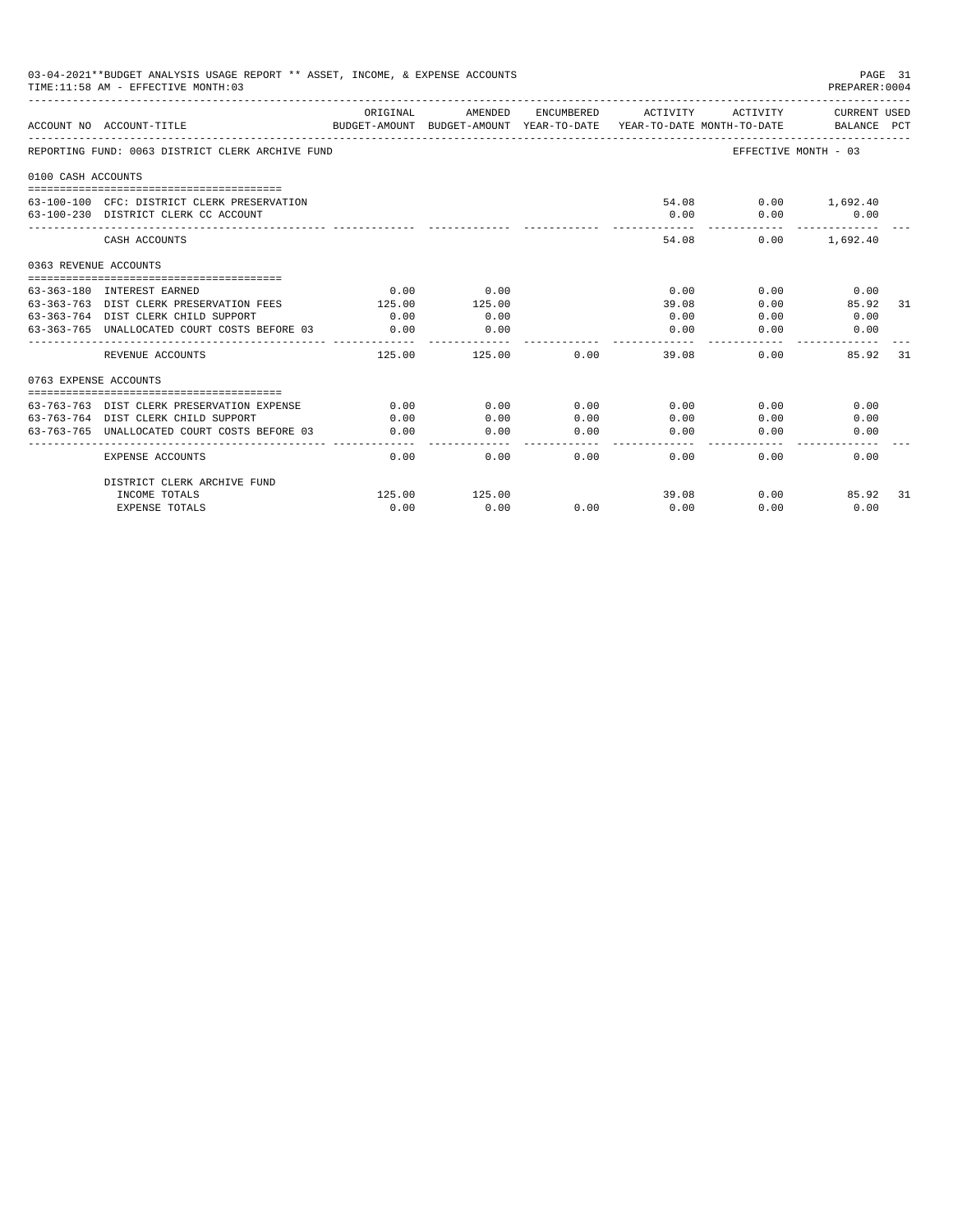03-04-2021**BUDGET ANALYSIS USAGE REPORT ** ASSET, INCOME, & EXPENSE ACCOUNTS
TIME:11:58 AM - EFFECTIVE MONTH:03

PREPARER:0004

| ACCOUNT NO | ACCOUNT-TITLE | ORIGINAL BUDGET-AMOUNT | AMENDED BUDGET-AMOUNT | ENCUMBERED YEAR-TO-DATE | ACTIVITY YEAR-TO-DATE | ACTIVITY MONTH-TO-DATE | CURRENT USED BALANCE | PCT |
|---|---|---|---|---|---|---|---|---|
| REPORTING FUND: 0063 DISTRICT CLERK ARCHIVE FUND | | | | | | | EFFECTIVE MONTH - 03 | |
| 0100 CASH ACCOUNTS | | | | | | | | |
| 63-100-100 | CFC: DISTRICT CLERK PRESERVATION | | | | 54.08 | 0.00 | 1,692.40 | |
| 63-100-230 | DISTRICT CLERK CC ACCOUNT | | | | 0.00 | 0.00 | 0.00 | |
| | CASH ACCOUNTS | | | | 54.08 | 0.00 | 1,692.40 | |
| 0363 REVENUE ACCOUNTS | | | | | | | | |
| 63-363-180 | INTEREST EARNED | 0.00 | 0.00 | | 0.00 | 0.00 | 0.00 | |
| 63-363-763 | DIST CLERK PRESERVATION FEES | 125.00 | 125.00 | | 39.08 | 0.00 | 85.92 | 31 |
| 63-363-764 | DIST CLERK CHILD SUPPORT | 0.00 | 0.00 | | 0.00 | 0.00 | 0.00 | |
| 63-363-765 | UNALLOCATED COURT COSTS BEFORE 03 | 0.00 | 0.00 | | 0.00 | 0.00 | 0.00 | |
| | REVENUE ACCOUNTS | 125.00 | 125.00 | 0.00 | 39.08 | 0.00 | 85.92 | 31 |
| 0763 EXPENSE ACCOUNTS | | | | | | | | |
| 63-763-763 | DIST CLERK PRESERVATION EXPENSE | 0.00 | 0.00 | 0.00 | 0.00 | 0.00 | 0.00 | |
| 63-763-764 | DIST CLERK CHILD SUPPORT | 0.00 | 0.00 | 0.00 | 0.00 | 0.00 | 0.00 | |
| 63-763-765 | UNALLOCATED COURT COSTS BEFORE 03 | 0.00 | 0.00 | 0.00 | 0.00 | 0.00 | 0.00 | |
| | EXPENSE ACCOUNTS | 0.00 | 0.00 | 0.00 | 0.00 | 0.00 | 0.00 | |
| | DISTRICT CLERK ARCHIVE FUND | | | | | | | |
| | INCOME TOTALS | 125.00 | 125.00 | | 39.08 | 0.00 | 85.92 | 31 |
| | EXPENSE TOTALS | 0.00 | 0.00 | 0.00 | 0.00 | 0.00 | 0.00 | |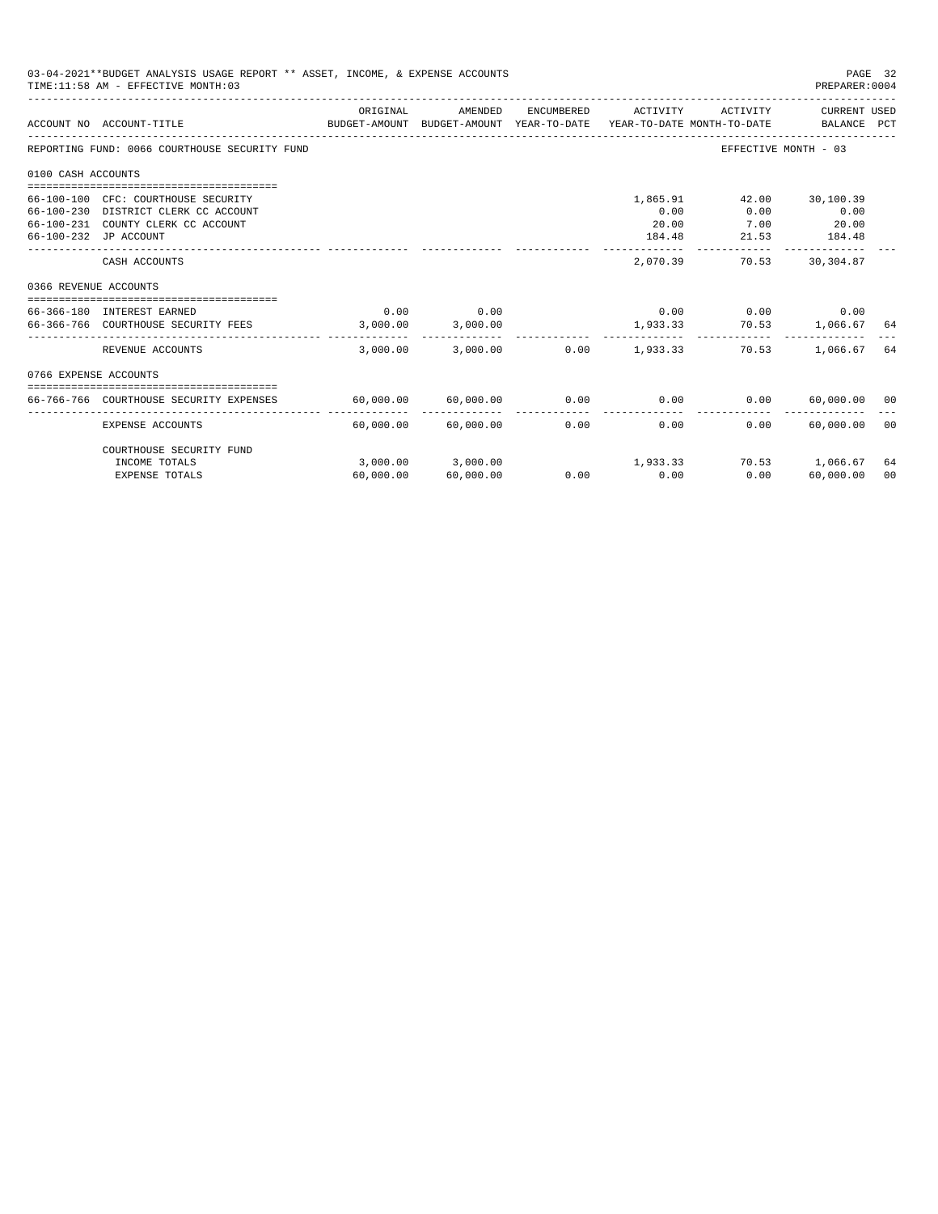03-04-2021**BUDGET ANALYSIS USAGE REPORT ** ASSET, INCOME, & EXPENSE ACCOUNTS
TIME:11:58 AM - EFFECTIVE MONTH:03

PREPARER:0004

| ACCOUNT NO | ACCOUNT-TITLE | ORIGINAL BUDGET-AMOUNT | AMENDED BUDGET-AMOUNT | ENCUMBERED YEAR-TO-DATE | ACTIVITY YEAR-TO-DATE | ACTIVITY MONTH-TO-DATE | CURRENT BALANCE | USED PCT |
|---|---|---|---|---|---|---|---|---|
| REPORTING FUND: 0066 COURTHOUSE SECURITY FUND | | | | | | EFFECTIVE MONTH - 03 | | |
| 0100 CASH ACCOUNTS | | | | | | | | |
| 66-100-100 | CFC: COURTHOUSE SECURITY | | | | 1,865.91 | 42.00 | 30,100.39 | |
| 66-100-230 | DISTRICT CLERK CC ACCOUNT | | | | 0.00 | 0.00 | 0.00 | |
| 66-100-231 | COUNTY CLERK CC ACCOUNT | | | | 20.00 | 7.00 | 20.00 | |
| 66-100-232 | JP ACCOUNT | | | | 184.48 | 21.53 | 184.48 | |
| | CASH ACCOUNTS | | | | 2,070.39 | 70.53 | 30,304.87 | |
| 0366 REVENUE ACCOUNTS | | | | | | | | |
| 66-366-180 | INTEREST EARNED | 0.00 | 0.00 | | 0.00 | 0.00 | 0.00 | |
| 66-366-766 | COURTHOUSE SECURITY FEES | 3,000.00 | 3,000.00 | | 1,933.33 | 70.53 | 1,066.67 | 64 |
| | REVENUE ACCOUNTS | 3,000.00 | 3,000.00 | 0.00 | 1,933.33 | 70.53 | 1,066.67 | 64 |
| 0766 EXPENSE ACCOUNTS | | | | | | | | |
| 66-766-766 | COURTHOUSE SECURITY EXPENSES | 60,000.00 | 60,000.00 | 0.00 | 0.00 | 0.00 | 60,000.00 | 00 |
| | EXPENSE ACCOUNTS | 60,000.00 | 60,000.00 | 0.00 | 0.00 | 0.00 | 60,000.00 | 00 |
| | COURTHOUSE SECURITY FUND | | | | | | | |
| | INCOME TOTALS | 3,000.00 | 3,000.00 | | 1,933.33 | 70.53 | 1,066.67 | 64 |
| | EXPENSE TOTALS | 60,000.00 | 60,000.00 | 0.00 | 0.00 | 0.00 | 60,000.00 | 00 |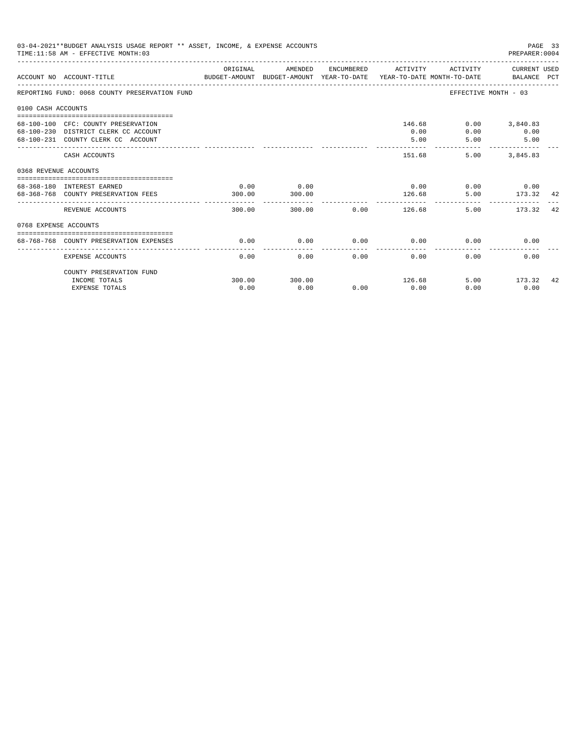03-04-2021**BUDGET ANALYSIS USAGE REPORT ** ASSET, INCOME, & EXPENSE ACCOUNTS
TIME:11:58 AM - EFFECTIVE MONTH:03

PREPARER:0004

| ACCOUNT NO | ACCOUNT-TITLE | ORIGINAL BUDGET-AMOUNT | AMENDED BUDGET-AMOUNT | ENCUMBERED YEAR-TO-DATE | ACTIVITY YEAR-TO-DATE | ACTIVITY MONTH-TO-DATE | CURRENT USED BALANCE | PCT |
|---|---|---|---|---|---|---|---|---|
| REPORTING FUND: 0068 COUNTY PRESERVATION FUND | | | | | | EFFECTIVE MONTH - 03 | | |
| 0100 CASH ACCOUNTS | | | | | | | | |
| 68-100-100 | CFC: COUNTY PRESERVATION | | | | 146.68 | 0.00 | 3,840.83 | |
| 68-100-230 | DISTRICT CLERK CC ACCOUNT | | | | 0.00 | 0.00 | 0.00 | |
| 68-100-231 | COUNTY CLERK CC ACCOUNT | | | | 5.00 | 5.00 | 5.00 | |
| | CASH ACCOUNTS | | | | 151.68 | 5.00 | 3,845.83 | |
| 0368 REVENUE ACCOUNTS | | | | | | | | |
| 68-368-180 | INTEREST EARNED | 0.00 | 0.00 | | 0.00 | 0.00 | 0.00 | |
| 68-368-768 | COUNTY PRESERVATION FEES | 300.00 | 300.00 | | 126.68 | 5.00 | 173.32 | 42 |
| | REVENUE ACCOUNTS | 300.00 | 300.00 | 0.00 | 126.68 | 5.00 | 173.32 | 42 |
| 0768 EXPENSE ACCOUNTS | | | | | | | | |
| 68-768-768 | COUNTY PRESERVATION EXPENSES | 0.00 | 0.00 | 0.00 | 0.00 | 0.00 | 0.00 | |
| | EXPENSE ACCOUNTS | 0.00 | 0.00 | 0.00 | 0.00 | 0.00 | 0.00 | |
| | COUNTY PRESERVATION FUND | | | | | | | |
| | INCOME TOTALS | 300.00 | 300.00 | | 126.68 | 5.00 | 173.32 | 42 |
| | EXPENSE TOTALS | 0.00 | 0.00 | 0.00 | 0.00 | 0.00 | 0.00 | |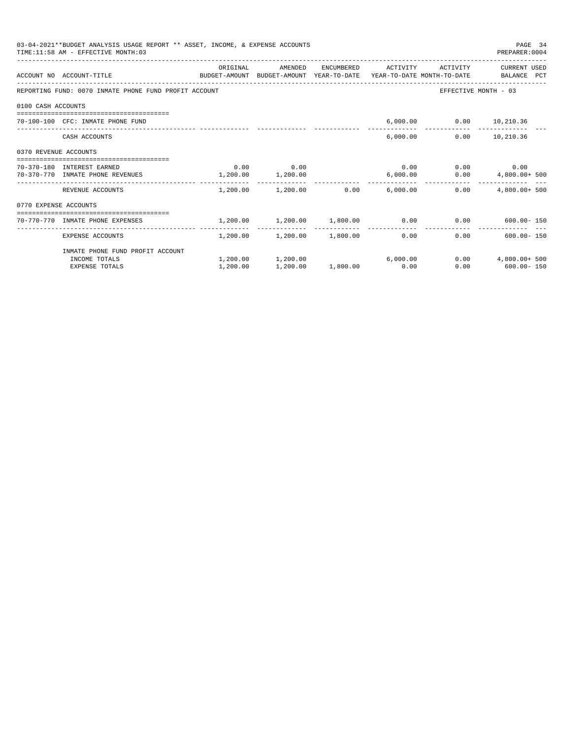03-04-2021**BUDGET ANALYSIS USAGE REPORT ** ASSET, INCOME, & EXPENSE ACCOUNTS

TIME:11:58 AM - EFFECTIVE MONTH:03

PREPARER:0004

REPORTING FUND: 0070 INMATE PHONE FUND PROFIT ACCOUNT — EFFECTIVE MONTH - 03

| ACCOUNT NO | ACCOUNT-TITLE | ORIGINAL BUDGET-AMOUNT | AMENDED BUDGET-AMOUNT | ENCUMBERED YEAR-TO-DATE | ACTIVITY YEAR-TO-DATE | ACTIVITY MONTH-TO-DATE | CURRENT USED BALANCE | PCT |
|---|---|---|---|---|---|---|---|---|
| **0100 CASH ACCOUNTS** | | | | | | | | |
| 70-100-100 | CFC: INMATE PHONE FUND | | | | 6,000.00 | 0.00 | 10,210.36 | |
| | CASH ACCOUNTS | | | | 6,000.00 | 0.00 | 10,210.36 | |
| **0370 REVENUE ACCOUNTS** | | | | | | | | |
| 70-370-180 | INTEREST EARNED | 0.00 | 0.00 | | 0.00 | 0.00 | 0.00 | |
| 70-370-770 | INMATE PHONE REVENUES | 1,200.00 | 1,200.00 | | 6,000.00 | 0.00 | 4,800.00+ | 500 |
| | REVENUE ACCOUNTS | 1,200.00 | 1,200.00 | 0.00 | 6,000.00 | 0.00 | 4,800.00+ | 500 |
| **0770 EXPENSE ACCOUNTS** | | | | | | | | |
| 70-770-770 | INMATE PHONE EXPENSES | 1,200.00 | 1,200.00 | 1,800.00 | 0.00 | 0.00 | 600.00- | 150 |
| | EXPENSE ACCOUNTS | 1,200.00 | 1,200.00 | 1,800.00 | 0.00 | 0.00 | 600.00- | 150 |
| | INMATE PHONE FUND PROFIT ACCOUNT | | | | | | | |
| | INCOME TOTALS | 1,200.00 | 1,200.00 | | 6,000.00 | 0.00 | 4,800.00+ | 500 |
| | EXPENSE TOTALS | 1,200.00 | 1,200.00 | 1,800.00 | 0.00 | 0.00 | 600.00- | 150 |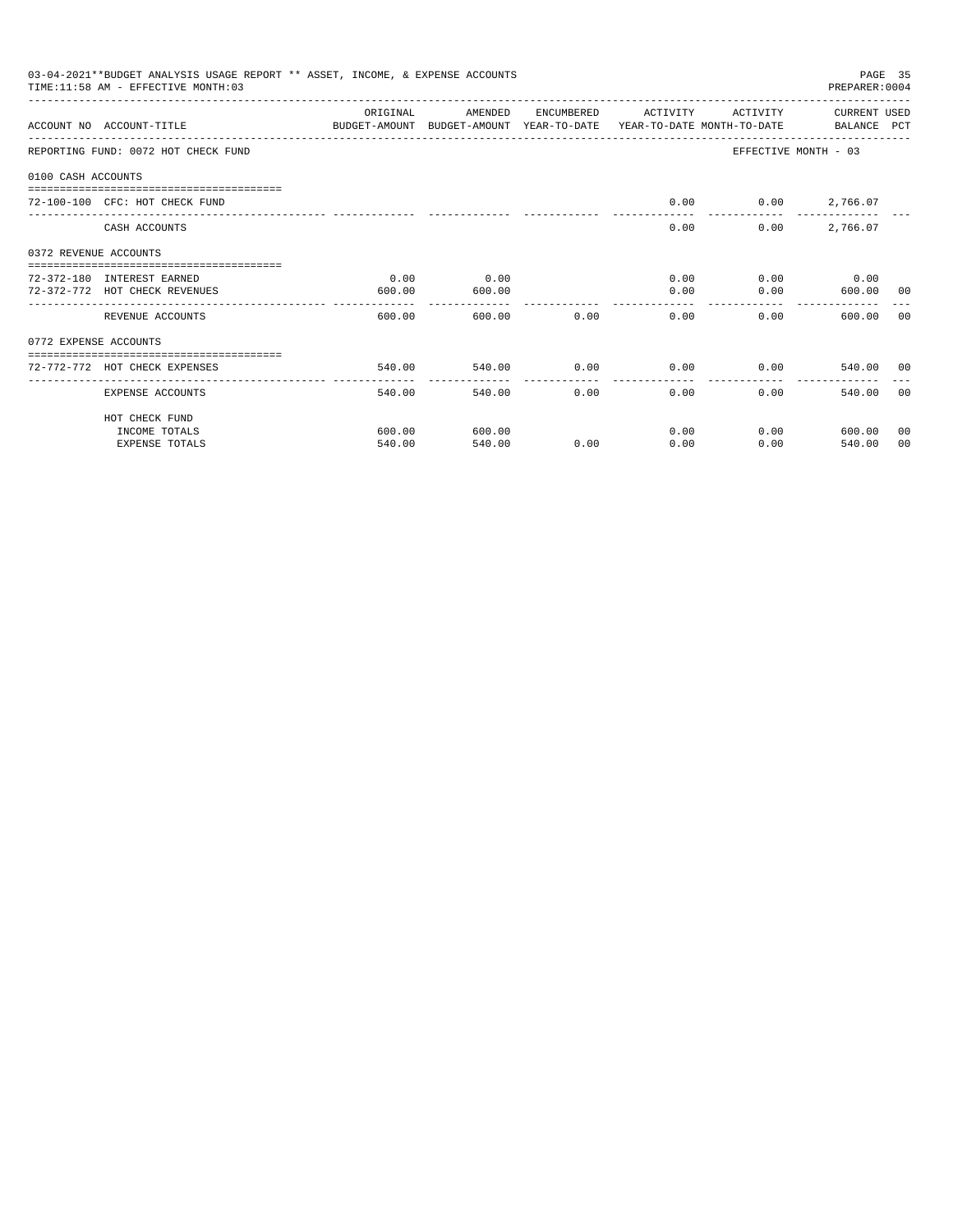03-04-2021**BUDGET ANALYSIS USAGE REPORT ** ASSET, INCOME, & EXPENSE ACCOUNTS

TIME:11:58 AM - EFFECTIVE MONTH:03

PREPARER:0004

| ACCOUNT NO | ACCOUNT-TITLE | ORIGINAL BUDGET-AMOUNT | AMENDED BUDGET-AMOUNT | ENCUMBERED YEAR-TO-DATE | ACTIVITY YEAR-TO-DATE | ACTIVITY MONTH-TO-DATE | CURRENT BALANCE | USED PCT |
|---|---|---|---|---|---|---|---|---|
| REPORTING FUND: 0072 HOT CHECK FUND | | | | | | EFFECTIVE MONTH - 03 | | |
| 0100 CASH ACCOUNTS | | | | | | | | |
| 72-100-100 | CFC: HOT CHECK FUND | | | | 0.00 | 0.00 | 2,766.07 | |
| | CASH ACCOUNTS | | | | 0.00 | 0.00 | 2,766.07 | |
| 0372 REVENUE ACCOUNTS | | | | | | | | |
| 72-372-180 | INTEREST EARNED | 0.00 | 0.00 | | 0.00 | 0.00 | 0.00 | |
| 72-372-772 | HOT CHECK REVENUES | 600.00 | 600.00 | | 0.00 | 0.00 | 600.00 | 00 |
| | REVENUE ACCOUNTS | 600.00 | 600.00 | 0.00 | 0.00 | 0.00 | 600.00 | 00 |
| 0772 EXPENSE ACCOUNTS | | | | | | | | |
| 72-772-772 | HOT CHECK EXPENSES | 540.00 | 540.00 | 0.00 | 0.00 | 0.00 | 540.00 | 00 |
| | EXPENSE ACCOUNTS | 540.00 | 540.00 | 0.00 | 0.00 | 0.00 | 540.00 | 00 |
| | HOT CHECK FUND | | | | | | | |
| | INCOME TOTALS | 600.00 | 600.00 | | 0.00 | 0.00 | 600.00 | 00 |
| | EXPENSE TOTALS | 540.00 | 540.00 | 0.00 | 0.00 | 0.00 | 540.00 | 00 |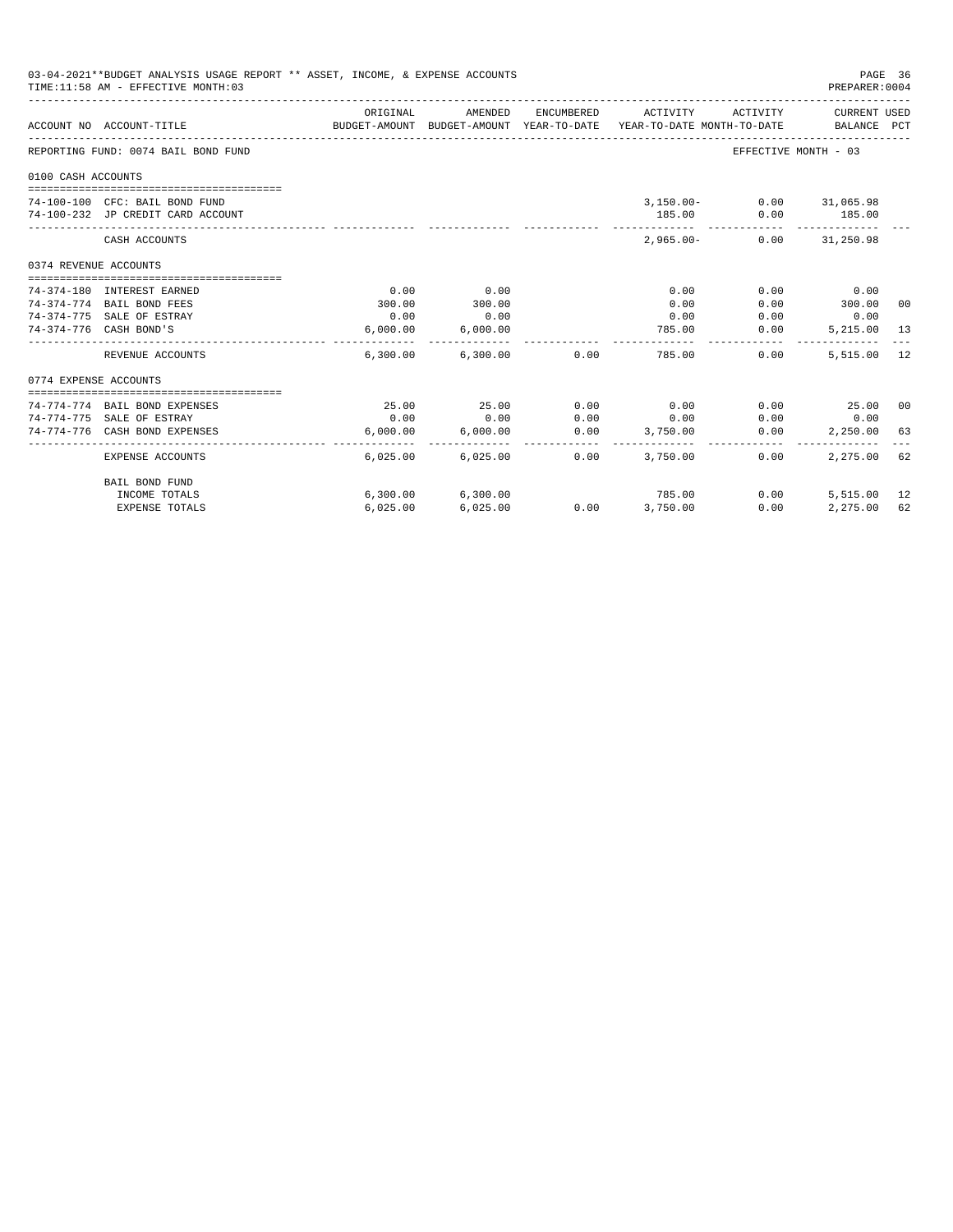03-04-2021**BUDGET ANALYSIS USAGE REPORT ** ASSET, INCOME, & EXPENSE ACCOUNTS

TIME:11:58 AM - EFFECTIVE MONTH:03

PREPARER:0004

| ACCOUNT NO | ACCOUNT-TITLE | ORIGINAL BUDGET-AMOUNT | AMENDED BUDGET-AMOUNT | ENCUMBERED YEAR-TO-DATE | ACTIVITY YEAR-TO-DATE | ACTIVITY MONTH-TO-DATE | CURRENT USED BALANCE | PCT |
|---|---|---|---|---|---|---|---|---|
| REPORTING FUND: 0074 BAIL BOND FUND | | | | | | EFFECTIVE MONTH - 03 | | |
| 0100 CASH ACCOUNTS | | | | | | | | |
| 74-100-100 | CFC: BAIL BOND FUND | | | | 3,150.00- | 0.00 | 31,065.98 | |
| 74-100-232 | JP CREDIT CARD ACCOUNT | | | | 185.00 | 0.00 | 185.00 | |
| | CASH ACCOUNTS | | | | 2,965.00- | 0.00 | 31,250.98 | |
| 0374 REVENUE ACCOUNTS | | | | | | | | |
| 74-374-180 | INTEREST EARNED | 0.00 | 0.00 | | 0.00 | 0.00 | 0.00 | |
| 74-374-774 | BAIL BOND FEES | 300.00 | 300.00 | | 0.00 | 0.00 | 300.00 | 00 |
| 74-374-775 | SALE OF ESTRAY | 0.00 | 0.00 | | 0.00 | 0.00 | 0.00 | |
| 74-374-776 | CASH BOND'S | 6,000.00 | 6,000.00 | | 785.00 | 0.00 | 5,215.00 | 13 |
| | REVENUE ACCOUNTS | 6,300.00 | 6,300.00 | 0.00 | 785.00 | 0.00 | 5,515.00 | 12 |
| 0774 EXPENSE ACCOUNTS | | | | | | | | |
| 74-774-774 | BAIL BOND EXPENSES | 25.00 | 25.00 | 0.00 | 0.00 | 0.00 | 25.00 | 00 |
| 74-774-775 | SALE OF ESTRAY | 0.00 | 0.00 | 0.00 | 0.00 | 0.00 | 0.00 | |
| 74-774-776 | CASH BOND EXPENSES | 6,000.00 | 6,000.00 | 0.00 | 3,750.00 | 0.00 | 2,250.00 | 63 |
| | EXPENSE ACCOUNTS | 6,025.00 | 6,025.00 | 0.00 | 3,750.00 | 0.00 | 2,275.00 | 62 |
| | BAIL BOND FUND | | | | | | | |
| | INCOME TOTALS | 6,300.00 | 6,300.00 | | 785.00 | 0.00 | 5,515.00 | 12 |
| | EXPENSE TOTALS | 6,025.00 | 6,025.00 | 0.00 | 3,750.00 | 0.00 | 2,275.00 | 62 |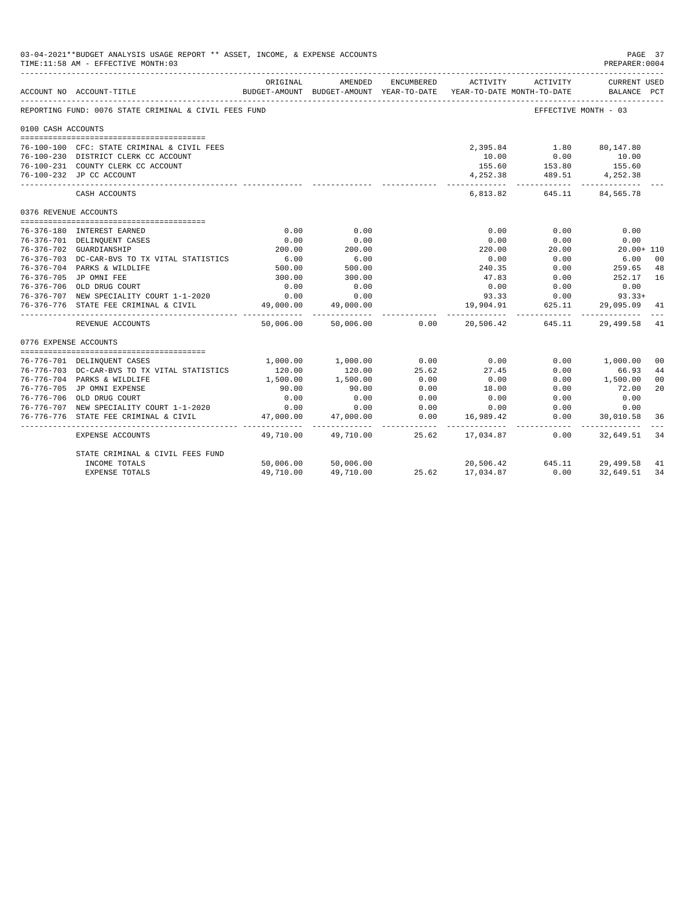03-04-2021**BUDGET ANALYSIS USAGE REPORT ** ASSET, INCOME, & EXPENSE ACCOUNTS
TIME:11:58 AM - EFFECTIVE MONTH:03
PREPARER:0004

| ACCOUNT NO | ACCOUNT-TITLE | ORIGINAL BUDGET-AMOUNT | AMENDED BUDGET-AMOUNT | ENCUMBERED YEAR-TO-DATE | ACTIVITY YEAR-TO-DATE | ACTIVITY MONTH-TO-DATE | CURRENT USED BALANCE | PCT |
|---|---|---|---|---|---|---|---|---|
| REPORTING FUND: 0076 STATE CRIMINAL & CIVIL FEES FUND | | | | | | EFFECTIVE MONTH - 03 | | |
| 0100 CASH ACCOUNTS | | | | | | | | |
| 76-100-100 | CFC: STATE CRIMINAL & CIVIL FEES | | | | 2,395.84 | 1.80 | 80,147.80 | |
| 76-100-230 | DISTRICT CLERK CC ACCOUNT | | | | 10.00 | 0.00 | 10.00 | |
| 76-100-231 | COUNTY CLERK CC ACCOUNT | | | | 155.60 | 153.80 | 155.60 | |
| 76-100-232 | JP CC ACCOUNT | | | | 4,252.38 | 489.51 | 4,252.38 | |
| | CASH ACCOUNTS | | | | 6,813.82 | 645.11 | 84,565.78 | |
| 0376 REVENUE ACCOUNTS | | | | | | | | |
| 76-376-180 | INTEREST EARNED | 0.00 | 0.00 | | 0.00 | 0.00 | 0.00 | |
| 76-376-701 | DELINQUENT CASES | 0.00 | 0.00 | | 0.00 | 0.00 | 0.00 | |
| 76-376-702 | GUARDIANSHIP | 200.00 | 200.00 | | 220.00 | 20.00 | 20.00+ | 110 |
| 76-376-703 | DC-CAR-BVS TO TX VITAL STATISTICS | 6.00 | 6.00 | | 0.00 | 0.00 | 6.00 | 00 |
| 76-376-704 | PARKS & WILDLIFE | 500.00 | 500.00 | | 240.35 | 0.00 | 259.65 | 48 |
| 76-376-705 | JP OMNI FEE | 300.00 | 300.00 | | 47.83 | 0.00 | 252.17 | 16 |
| 76-376-706 | OLD DRUG COURT | 0.00 | 0.00 | | 0.00 | 0.00 | 0.00 | |
| 76-376-707 | NEW SPECIALITY COURT 1-1-2020 | 0.00 | 0.00 | | 93.33 | 0.00 | 93.33+ | |
| 76-376-776 | STATE FEE CRIMINAL & CIVIL | 49,000.00 | 49,000.00 | | 19,904.91 | 625.11 | 29,095.09 | 41 |
| | REVENUE ACCOUNTS | 50,006.00 | 50,006.00 | 0.00 | 20,506.42 | 645.11 | 29,499.58 | 41 |
| 0776 EXPENSE ACCOUNTS | | | | | | | | |
| 76-776-701 | DELINQUENT CASES | 1,000.00 | 1,000.00 | 0.00 | 0.00 | 0.00 | 1,000.00 | 00 |
| 76-776-703 | DC-CAR-BVS TO TX VITAL STATISTICS | 120.00 | 120.00 | 25.62 | 27.45 | 0.00 | 66.93 | 44 |
| 76-776-704 | PARKS & WILDLIFE | 1,500.00 | 1,500.00 | 0.00 | 0.00 | 0.00 | 1,500.00 | 00 |
| 76-776-705 | JP OMNI EXPENSE | 90.00 | 90.00 | 0.00 | 18.00 | 0.00 | 72.00 | 20 |
| 76-776-706 | OLD DRUG COURT | 0.00 | 0.00 | 0.00 | 0.00 | 0.00 | 0.00 | |
| 76-776-707 | NEW SPECIALITY COURT 1-1-2020 | 0.00 | 0.00 | 0.00 | 0.00 | 0.00 | 0.00 | |
| 76-776-776 | STATE FEE CRIMINAL & CIVIL | 47,000.00 | 47,000.00 | 0.00 | 16,989.42 | 0.00 | 30,010.58 | 36 |
| | EXPENSE ACCOUNTS | 49,710.00 | 49,710.00 | 25.62 | 17,034.87 | 0.00 | 32,649.51 | 34 |
| | STATE CRIMINAL & CIVIL FEES FUND | | | | | | | |
| | INCOME TOTALS | 50,006.00 | 50,006.00 | | 20,506.42 | 645.11 | 29,499.58 | 41 |
| | EXPENSE TOTALS | 49,710.00 | 49,710.00 | 25.62 | 17,034.87 | 0.00 | 32,649.51 | 34 |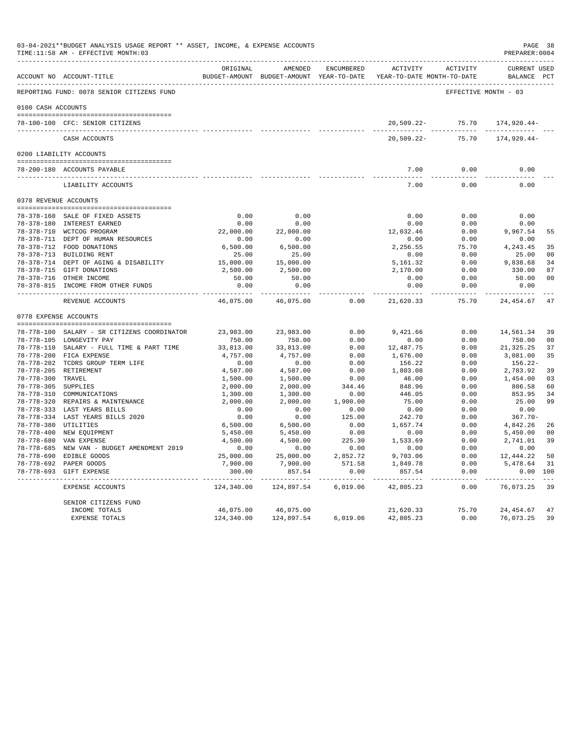03-04-2021**BUDGET ANALYSIS USAGE REPORT ** ASSET, INCOME, & EXPENSE ACCOUNTS
TIME:11:58 AM - EFFECTIVE MONTH:03
PREPARER:0004

| ACCOUNT NO | ACCOUNT-TITLE | ORIGINAL BUDGET-AMOUNT | AMENDED BUDGET-AMOUNT | ENCUMBERED YEAR-TO-DATE | ACTIVITY YEAR-TO-DATE | ACTIVITY MONTH-TO-DATE | CURRENT USED BALANCE | PCT |
|---|---|---|---|---|---|---|---|---|
| REPORTING FUND: 0078 SENIOR CITIZENS FUND | | | | | | | EFFECTIVE MONTH - 03 | |
| 0100 CASH ACCOUNTS | | | | | | | | |
| 78-100-100 | CFC: SENIOR CITIZENS | | | | 20,509.22- | 75.70 | 174,920.44- | |
| | CASH ACCOUNTS | | | | 20,509.22- | 75.70 | 174,920.44- | |
| 0200 LIABILITY ACCOUNTS | | | | | | | | |
| 78-200-180 | ACCOUNTS PAYABLE | | | | 7.00 | 0.00 | 0.00 | |
| | LIABILITY ACCOUNTS | | | | 7.00 | 0.00 | 0.00 | |
| 0378 REVENUE ACCOUNTS | | | | | | | | |
| 78-378-160 | SALE OF FIXED ASSETS | 0.00 | 0.00 | | 0.00 | 0.00 | 0.00 | |
| 78-378-180 | INTEREST EARNED | 0.00 | 0.00 | | 0.00 | 0.00 | 0.00 | |
| 78-378-710 | WCTCOG PROGRAM | 22,000.00 | 22,000.00 | | 12,032.46 | 0.00 | 9,967.54 | 55 |
| 78-378-711 | DEPT OF HUMAN RESOURCES | 0.00 | 0.00 | | 0.00 | 0.00 | 0.00 | |
| 78-378-712 | FOOD DONATIONS | 6,500.00 | 6,500.00 | | 2,256.55 | 75.70 | 4,243.45 | 35 |
| 78-378-713 | BUILDING RENT | 25.00 | 25.00 | | 0.00 | 0.00 | 25.00 | 00 |
| 78-378-714 | DEPT OF AGING & DISABILITY | 15,000.00 | 15,000.00 | | 5,161.32 | 0.00 | 9,838.68 | 34 |
| 78-378-715 | GIFT DONATIONS | 2,500.00 | 2,500.00 | | 2,170.00 | 0.00 | 330.00 | 87 |
| 78-378-716 | OTHER INCOME | 50.00 | 50.00 | | 0.00 | 0.00 | 50.00 | 00 |
| 78-378-815 | INCOME FROM OTHER FUNDS | 0.00 | 0.00 | | 0.00 | 0.00 | 0.00 | |
| | REVENUE ACCOUNTS | 46,075.00 | 46,075.00 | 0.00 | 21,620.33 | 75.70 | 24,454.67 | 47 |
| 0778 EXPENSE ACCOUNTS | | | | | | | | |
| 78-778-100 | SALARY - SR CITIZENS COORDINATOR | 23,983.00 | 23,983.00 | 0.00 | 9,421.66 | 0.00 | 14,561.34 | 39 |
| 78-778-105 | LONGEVITY PAY | 750.00 | 750.00 | 0.00 | 0.00 | 0.00 | 750.00 | 00 |
| 78-778-110 | SALARY - FULL TIME & PART TIME | 33,813.00 | 33,813.00 | 0.00 | 12,487.75 | 0.00 | 21,325.25 | 37 |
| 78-778-200 | FICA EXPENSE | 4,757.00 | 4,757.00 | 0.00 | 1,676.00 | 0.00 | 3,081.00 | 35 |
| 78-778-202 | TCDRS GROUP TERM LIFE | 0.00 | 0.00 | 0.00 | 156.22 | 0.00 | 156.22- | |
| 78-778-205 | RETIREMENT | 4,587.00 | 4,587.00 | 0.00 | 1,803.08 | 0.00 | 2,783.92 | 39 |
| 78-778-300 | TRAVEL | 1,500.00 | 1,500.00 | 0.00 | 46.00 | 0.00 | 1,454.00 | 03 |
| 78-778-305 | SUPPLIES | 2,000.00 | 2,000.00 | 344.46 | 848.96 | 0.00 | 806.58 | 60 |
| 78-778-310 | COMMUNICATIONS | 1,300.00 | 1,300.00 | 0.00 | 446.05 | 0.00 | 853.95 | 34 |
| 78-778-320 | REPAIRS & MAINTENANCE | 2,000.00 | 2,000.00 | 1,900.00 | 75.00 | 0.00 | 25.00 | 99 |
| 78-778-333 | LAST YEARS BILLS | 0.00 | 0.00 | 0.00 | 0.00 | 0.00 | 0.00 | |
| 78-778-334 | LAST YEARS BILLS 2020 | 0.00 | 0.00 | 125.00 | 242.70 | 0.00 | 367.70- | |
| 78-778-380 | UTILITIES | 6,500.00 | 6,500.00 | 0.00 | 1,657.74 | 0.00 | 4,842.26 | 26 |
| 78-778-400 | NEW EQUIPMENT | 5,450.00 | 5,450.00 | 0.00 | 0.00 | 0.00 | 5,450.00 | 00 |
| 78-778-680 | VAN EXPENSE | 4,500.00 | 4,500.00 | 225.30 | 1,533.69 | 0.00 | 2,741.01 | 39 |
| 78-778-685 | NEW VAN - BUDGET AMENDMENT 2019 | 0.00 | 0.00 | 0.00 | 0.00 | 0.00 | 0.00 | |
| 78-778-690 | EDIBLE GOODS | 25,000.00 | 25,000.00 | 2,852.72 | 9,703.06 | 0.00 | 12,444.22 | 50 |
| 78-778-692 | PAPER GOODS | 7,900.00 | 7,900.00 | 571.58 | 1,849.78 | 0.00 | 5,478.64 | 31 |
| 78-778-693 | GIFT EXPENSE | 300.00 | 857.54 | 0.00 | 857.54 | 0.00 | 0.00 | 100 |
| | EXPENSE ACCOUNTS | 124,340.00 | 124,897.54 | 6,019.06 | 42,805.23 | 0.00 | 76,073.25 | 39 |
| | SENIOR CITIZENS FUND | | | | | | | |
| | INCOME TOTALS | 46,075.00 | 46,075.00 | | 21,620.33 | 75.70 | 24,454.67 | 47 |
| | EXPENSE TOTALS | 124,340.00 | 124,897.54 | 6,019.06 | 42,805.23 | 0.00 | 76,073.25 | 39 |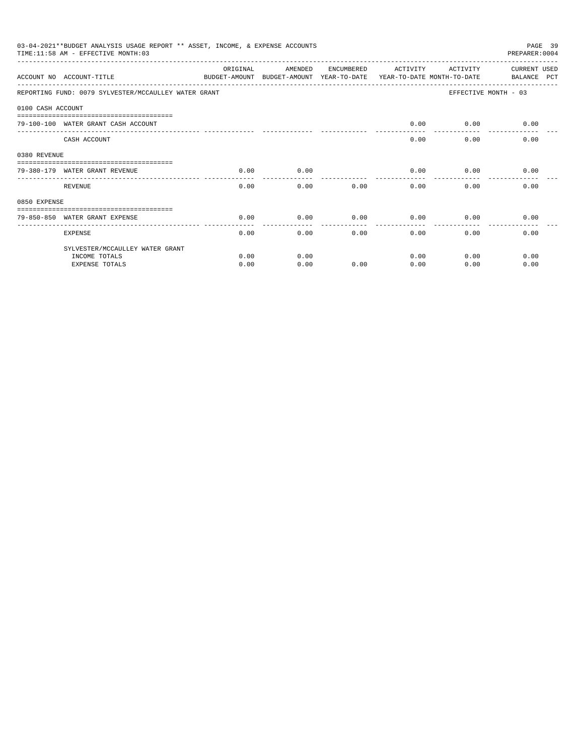03-04-2021**BUDGET ANALYSIS USAGE REPORT ** ASSET, INCOME, & EXPENSE ACCOUNTS
TIME:11:58 AM - EFFECTIVE MONTH:03

PREPARER:0004

| ACCOUNT NO | ACCOUNT-TITLE | ORIGINAL BUDGET-AMOUNT | AMENDED BUDGET-AMOUNT | ENCUMBERED YEAR-TO-DATE | ACTIVITY YEAR-TO-DATE | ACTIVITY MONTH-TO-DATE | CURRENT USED BALANCE PCT |
|---|---|---|---|---|---|---|---|
| REPORTING FUND: 0079 SYLVESTER/MCCAULLEY WATER GRANT | | | | | | EFFECTIVE MONTH - 03 | |
| 0100 CASH ACCOUNT | | | | | | | |
| 79-100-100 | WATER GRANT CASH ACCOUNT | | | | 0.00 | 0.00 | 0.00 |
| | CASH ACCOUNT | | | | 0.00 | 0.00 | 0.00 |
| 0380 REVENUE | | | | | | | |
| 79-380-179 | WATER GRANT REVENUE | 0.00 | 0.00 | | 0.00 | 0.00 | 0.00 |
| | REVENUE | 0.00 | 0.00 | 0.00 | 0.00 | 0.00 | 0.00 |
| 0850 EXPENSE | | | | | | | |
| 79-850-850 | WATER GRANT EXPENSE | 0.00 | 0.00 | 0.00 | 0.00 | 0.00 | 0.00 |
| | EXPENSE | 0.00 | 0.00 | 0.00 | 0.00 | 0.00 | 0.00 |
| | SYLVESTER/MCCAULLEY WATER GRANT | | | | | | |
| | INCOME TOTALS | 0.00 | 0.00 | | 0.00 | 0.00 | 0.00 |
| | EXPENSE TOTALS | 0.00 | 0.00 | 0.00 | 0.00 | 0.00 | 0.00 |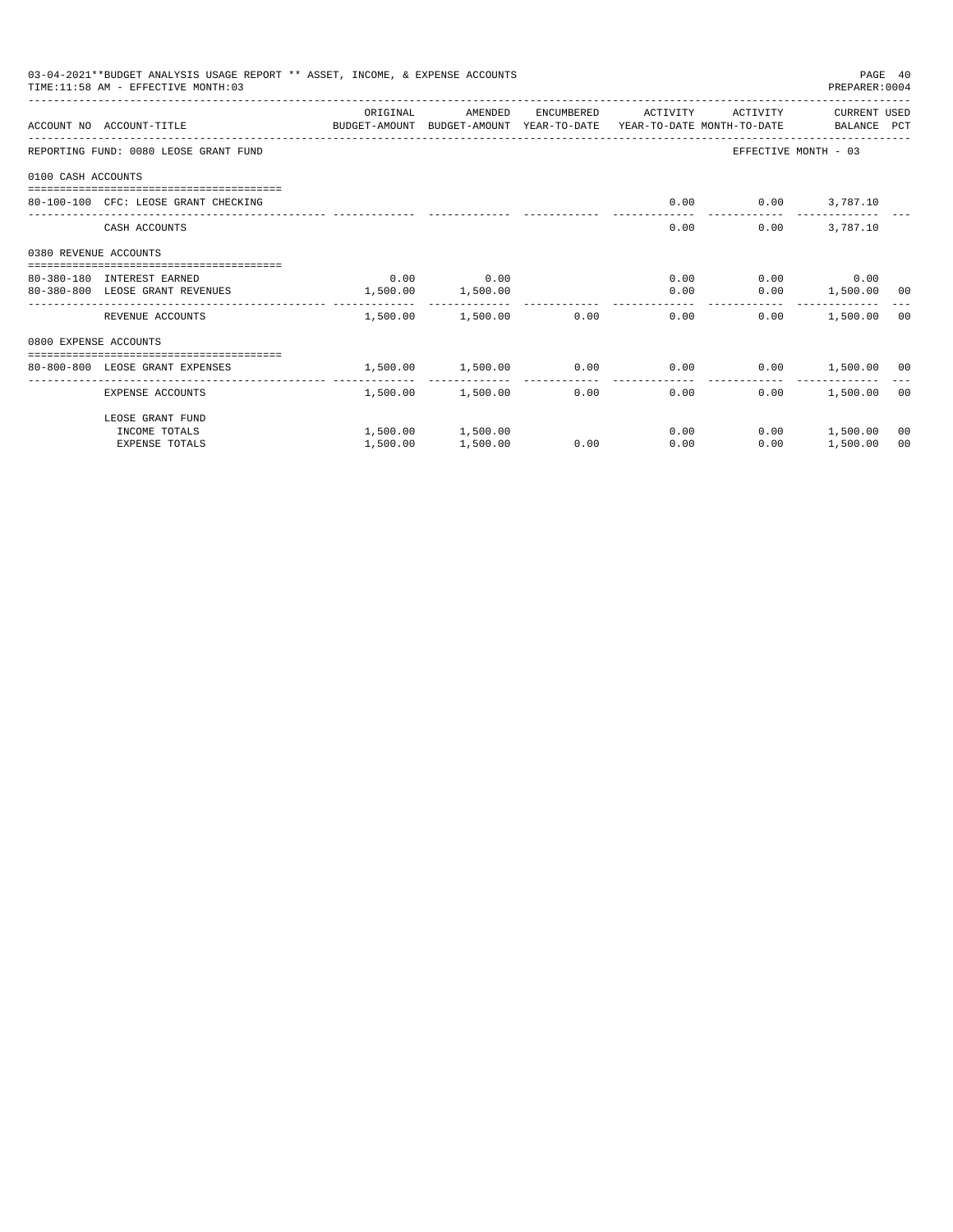03-04-2021**BUDGET ANALYSIS USAGE REPORT ** ASSET, INCOME, & EXPENSE ACCOUNTS

TIME:11:58 AM - EFFECTIVE MONTH:03

PREPARER:0004

| ACCOUNT NO | ACCOUNT-TITLE | ORIGINAL BUDGET-AMOUNT | AMENDED BUDGET-AMOUNT | ENCUMBERED YEAR-TO-DATE | ACTIVITY YEAR-TO-DATE | ACTIVITY MONTH-TO-DATE | CURRENT BALANCE | USED PCT |
|---|---|---|---|---|---|---|---|---|
| REPORTING FUND: 0080 LEOSE GRANT FUND | | | | | | EFFECTIVE MONTH - 03 | | |
| 0100 CASH ACCOUNTS | | | | | | | | |
| 80-100-100 | CFC: LEOSE GRANT CHECKING | | | | 0.00 | 0.00 | 3,787.10 | |
| | CASH ACCOUNTS | | | | 0.00 | 0.00 | 3,787.10 | |
| 0380 REVENUE ACCOUNTS | | | | | | | | |
| 80-380-180 | INTEREST EARNED | 0.00 | 0.00 | | 0.00 | 0.00 | 0.00 | |
| 80-380-800 | LEOSE GRANT REVENUES | 1,500.00 | 1,500.00 | | 0.00 | 0.00 | 1,500.00 | 00 |
| | REVENUE ACCOUNTS | 1,500.00 | 1,500.00 | 0.00 | 0.00 | 0.00 | 1,500.00 | 00 |
| 0800 EXPENSE ACCOUNTS | | | | | | | | |
| 80-800-800 | LEOSE GRANT EXPENSES | 1,500.00 | 1,500.00 | 0.00 | 0.00 | 0.00 | 1,500.00 | 00 |
| | EXPENSE ACCOUNTS | 1,500.00 | 1,500.00 | 0.00 | 0.00 | 0.00 | 1,500.00 | 00 |
| | LEOSE GRANT FUND | | | | | | | |
| | INCOME TOTALS | 1,500.00 | 1,500.00 | | 0.00 | 0.00 | 1,500.00 | 00 |
| | EXPENSE TOTALS | 1,500.00 | 1,500.00 | 0.00 | 0.00 | 0.00 | 1,500.00 | 00 |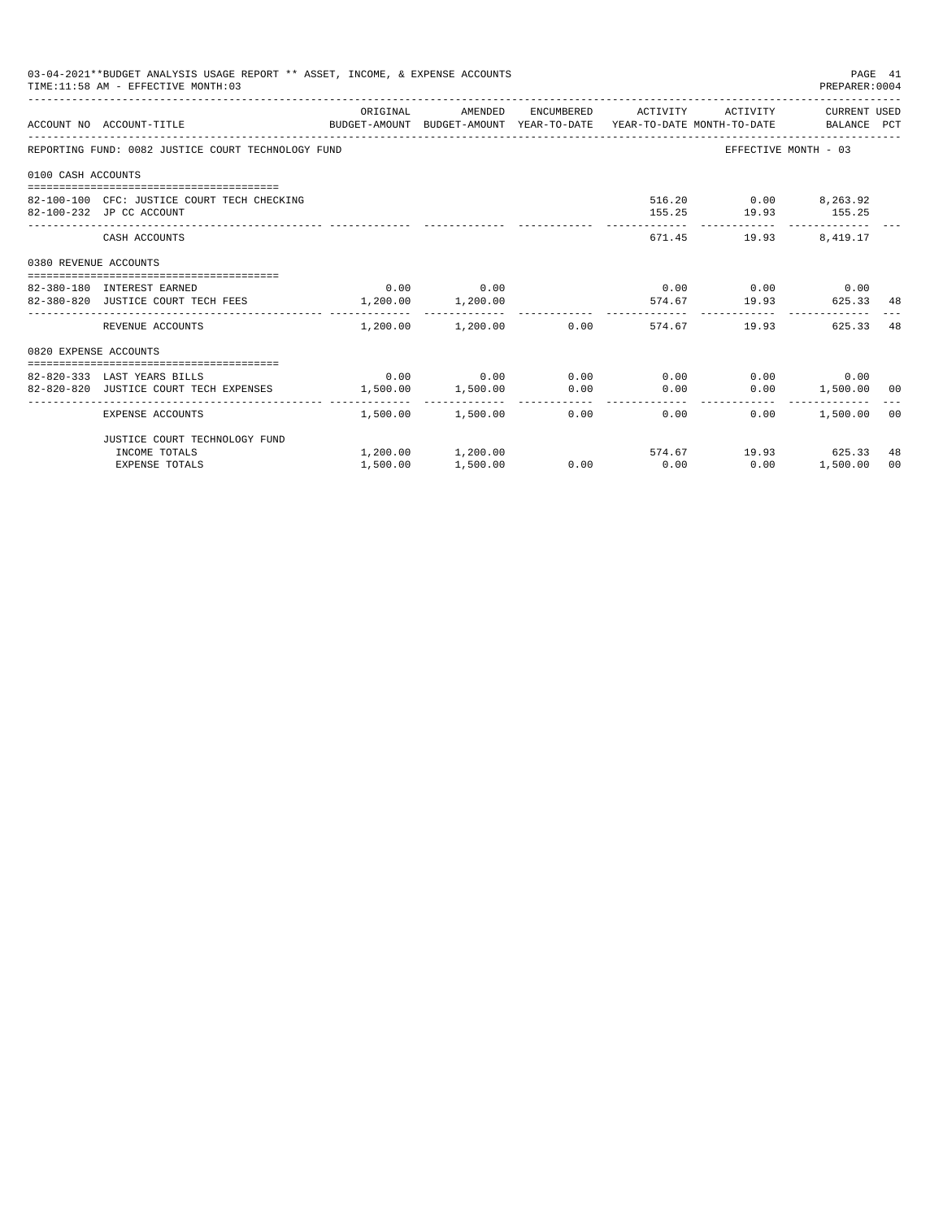03-04-2021**BUDGET ANALYSIS USAGE REPORT ** ASSET, INCOME, & EXPENSE ACCOUNTS
TIME:11:58 AM - EFFECTIVE MONTH:03

PREPARER:0004

| ACCOUNT NO | ACCOUNT-TITLE | ORIGINAL BUDGET-AMOUNT | AMENDED BUDGET-AMOUNT | ENCUMBERED YEAR-TO-DATE | ACTIVITY YEAR-TO-DATE | ACTIVITY MONTH-TO-DATE | CURRENT USED BALANCE | PCT |
|---|---|---|---|---|---|---|---|---|
| REPORTING FUND: 0082 JUSTICE COURT TECHNOLOGY FUND | | | | | | EFFECTIVE MONTH - 03 | | |
| 0100 CASH ACCOUNTS | | | | | | | | |
| 82-100-100 | CFC: JUSTICE COURT TECH CHECKING | | | | 516.20 | 0.00 | 8,263.92 | |
| 82-100-232 | JP CC ACCOUNT | | | | 155.25 | 19.93 | 155.25 | |
| | CASH ACCOUNTS | | | | 671.45 | 19.93 | 8,419.17 | |
| 0380 REVENUE ACCOUNTS | | | | | | | | |
| 82-380-180 | INTEREST EARNED | 0.00 | 0.00 | | 0.00 | 0.00 | 0.00 | |
| 82-380-820 | JUSTICE COURT TECH FEES | 1,200.00 | 1,200.00 | | 574.67 | 19.93 | 625.33 | 48 |
| | REVENUE ACCOUNTS | 1,200.00 | 1,200.00 | 0.00 | 574.67 | 19.93 | 625.33 | 48 |
| 0820 EXPENSE ACCOUNTS | | | | | | | | |
| 82-820-333 | LAST YEARS BILLS | 0.00 | 0.00 | 0.00 | 0.00 | 0.00 | 0.00 | |
| 82-820-820 | JUSTICE COURT TECH EXPENSES | 1,500.00 | 1,500.00 | 0.00 | 0.00 | 0.00 | 1,500.00 | 00 |
| | EXPENSE ACCOUNTS | 1,500.00 | 1,500.00 | 0.00 | 0.00 | 0.00 | 1,500.00 | 00 |
| | JUSTICE COURT TECHNOLOGY FUND | | | | | | | |
| | INCOME TOTALS | 1,200.00 | 1,200.00 | | 574.67 | 19.93 | 625.33 | 48 |
| | EXPENSE TOTALS | 1,500.00 | 1,500.00 | 0.00 | 0.00 | 0.00 | 1,500.00 | 00 |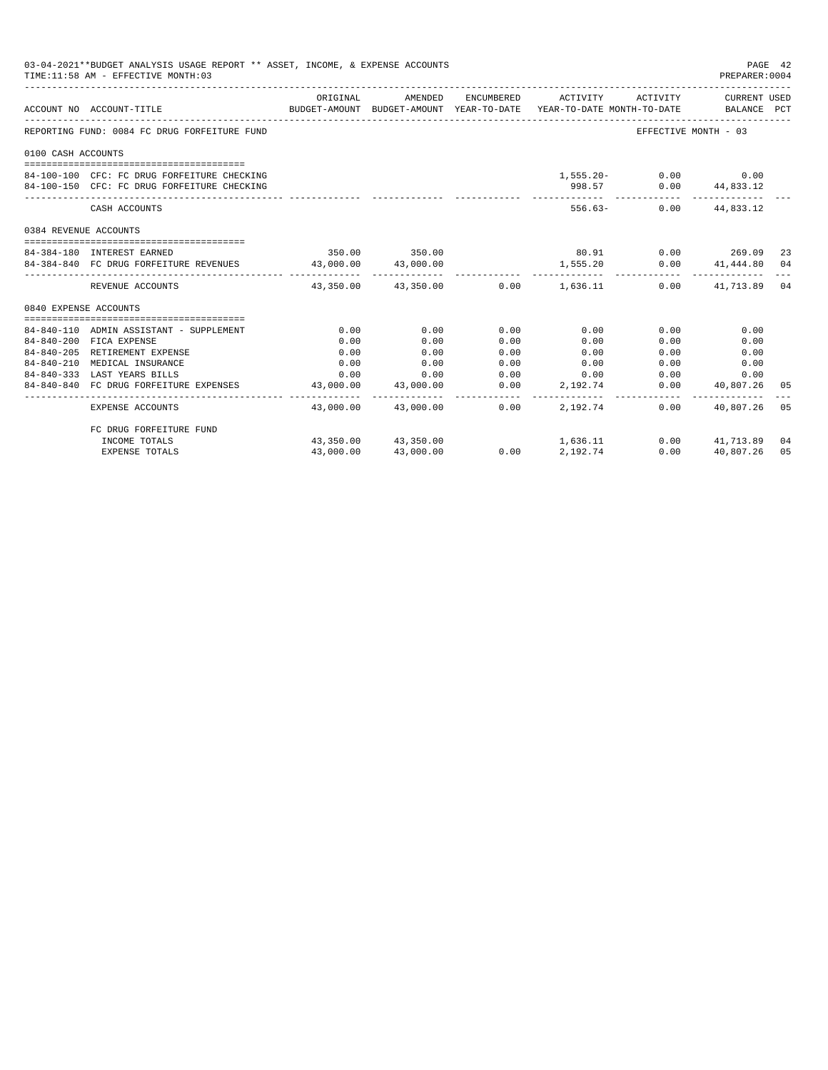03-04-2021**BUDGET ANALYSIS USAGE REPORT ** ASSET, INCOME, & EXPENSE ACCOUNTS

TIME:11:58 AM - EFFECTIVE MONTH:03

| ACCOUNT NO | ACCOUNT-TITLE | ORIGINAL BUDGET-AMOUNT | AMENDED BUDGET-AMOUNT | ENCUMBERED YEAR-TO-DATE | ACTIVITY YEAR-TO-DATE | ACTIVITY MONTH-TO-DATE | CURRENT USED BALANCE | PCT |
|---|---|---|---|---|---|---|---|---|
| REPORTING FUND: 0084 FC DRUG FORFEITURE FUND | | | | | | EFFECTIVE MONTH - 03 | | |
| 0100 CASH ACCOUNTS | | | | | | | | |
| 84-100-100 | CFC: FC DRUG FORFEITURE CHECKING | | | | 1,555.20- | 0.00 | 0.00 | |
| 84-100-150 | CFC: FC DRUG FORFEITURE CHECKING | | | | 998.57 | 0.00 | 44,833.12 | |
| | CASH ACCOUNTS | | | | 556.63- | 0.00 | 44,833.12 | |
| 0384 REVENUE ACCOUNTS | | | | | | | | |
| 84-384-180 | INTEREST EARNED | 350.00 | 350.00 | | 80.91 | 0.00 | 269.09 | 23 |
| 84-384-840 | FC DRUG FORFEITURE REVENUES | 43,000.00 | 43,000.00 | | 1,555.20 | 0.00 | 41,444.80 | 04 |
| | REVENUE ACCOUNTS | 43,350.00 | 43,350.00 | 0.00 | 1,636.11 | 0.00 | 41,713.89 | 04 |
| 0840 EXPENSE ACCOUNTS | | | | | | | | |
| 84-840-110 | ADMIN ASSISTANT - SUPPLEMENT | 0.00 | 0.00 | 0.00 | 0.00 | 0.00 | 0.00 | |
| 84-840-200 | FICA EXPENSE | 0.00 | 0.00 | 0.00 | 0.00 | 0.00 | 0.00 | |
| 84-840-205 | RETIREMENT EXPENSE | 0.00 | 0.00 | 0.00 | 0.00 | 0.00 | 0.00 | |
| 84-840-210 | MEDICAL INSURANCE | 0.00 | 0.00 | 0.00 | 0.00 | 0.00 | 0.00 | |
| 84-840-333 | LAST YEARS BILLS | 0.00 | 0.00 | 0.00 | 0.00 | 0.00 | 0.00 | |
| 84-840-840 | FC DRUG FORFEITURE EXPENSES | 43,000.00 | 43,000.00 | 0.00 | 2,192.74 | 0.00 | 40,807.26 | 05 |
| | EXPENSE ACCOUNTS | 43,000.00 | 43,000.00 | 0.00 | 2,192.74 | 0.00 | 40,807.26 | 05 |
| | FC DRUG FORFEITURE FUND | | | | | | | |
| | INCOME TOTALS | 43,350.00 | 43,350.00 | | 1,636.11 | 0.00 | 41,713.89 | 04 |
| | EXPENSE TOTALS | 43,000.00 | 43,000.00 | 0.00 | 2,192.74 | 0.00 | 40,807.26 | 05 |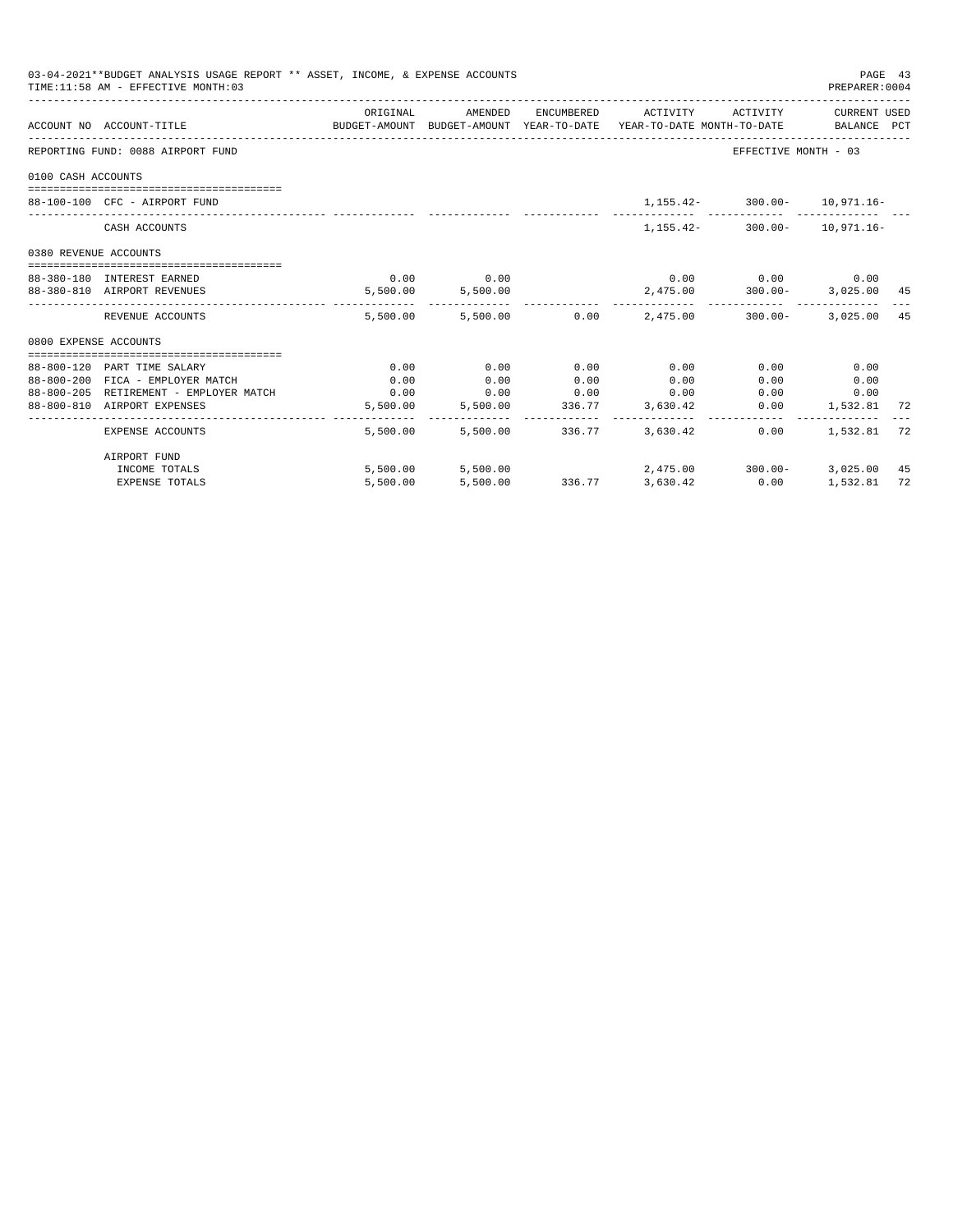03-04-2021**BUDGET ANALYSIS USAGE REPORT ** ASSET, INCOME, & EXPENSE ACCOUNTS

TIME:11:58 AM - EFFECTIVE MONTH:03

PREPARER:0004

| ACCOUNT NO | ACCOUNT-TITLE | ORIGINAL BUDGET-AMOUNT | AMENDED BUDGET-AMOUNT | ENCUMBERED YEAR-TO-DATE | ACTIVITY YEAR-TO-DATE | ACTIVITY MONTH-TO-DATE | CURRENT USED BALANCE | PCT |
|---|---|---|---|---|---|---|---|---|
| REPORTING FUND: 0088 AIRPORT FUND | | | | | | EFFECTIVE MONTH - 03 | | |
| 0100 CASH ACCOUNTS | | | | | | | | |
| 88-100-100 | CFC - AIRPORT FUND | | | | 1,155.42- | 300.00- | 10,971.16- | |
| | CASH ACCOUNTS | | | | 1,155.42- | 300.00- | 10,971.16- | |
| 0380 REVENUE ACCOUNTS | | | | | | | | |
| 88-380-180 | INTEREST EARNED | 0.00 | 0.00 | | 0.00 | 0.00 | 0.00 | |
| 88-380-810 | AIRPORT REVENUES | 5,500.00 | 5,500.00 | | 2,475.00 | 300.00- | 3,025.00 | 45 |
| | REVENUE ACCOUNTS | 5,500.00 | 5,500.00 | 0.00 | 2,475.00 | 300.00- | 3,025.00 | 45 |
| 0800 EXPENSE ACCOUNTS | | | | | | | | |
| 88-800-120 | PART TIME SALARY | 0.00 | 0.00 | 0.00 | 0.00 | 0.00 | 0.00 | |
| 88-800-200 | FICA - EMPLOYER MATCH | 0.00 | 0.00 | 0.00 | 0.00 | 0.00 | 0.00 | |
| 88-800-205 | RETIREMENT - EMPLOYER MATCH | 0.00 | 0.00 | 0.00 | 0.00 | 0.00 | 0.00 | |
| 88-800-810 | AIRPORT EXPENSES | 5,500.00 | 5,500.00 | 336.77 | 3,630.42 | 0.00 | 1,532.81 | 72 |
| | EXPENSE ACCOUNTS | 5,500.00 | 5,500.00 | 336.77 | 3,630.42 | 0.00 | 1,532.81 | 72 |
| | AIRPORT FUND | | | | | | | |
| | INCOME TOTALS | 5,500.00 | 5,500.00 | | 2,475.00 | 300.00- | 3,025.00 | 45 |
| | EXPENSE TOTALS | 5,500.00 | 5,500.00 | 336.77 | 3,630.42 | 0.00 | 1,532.81 | 72 |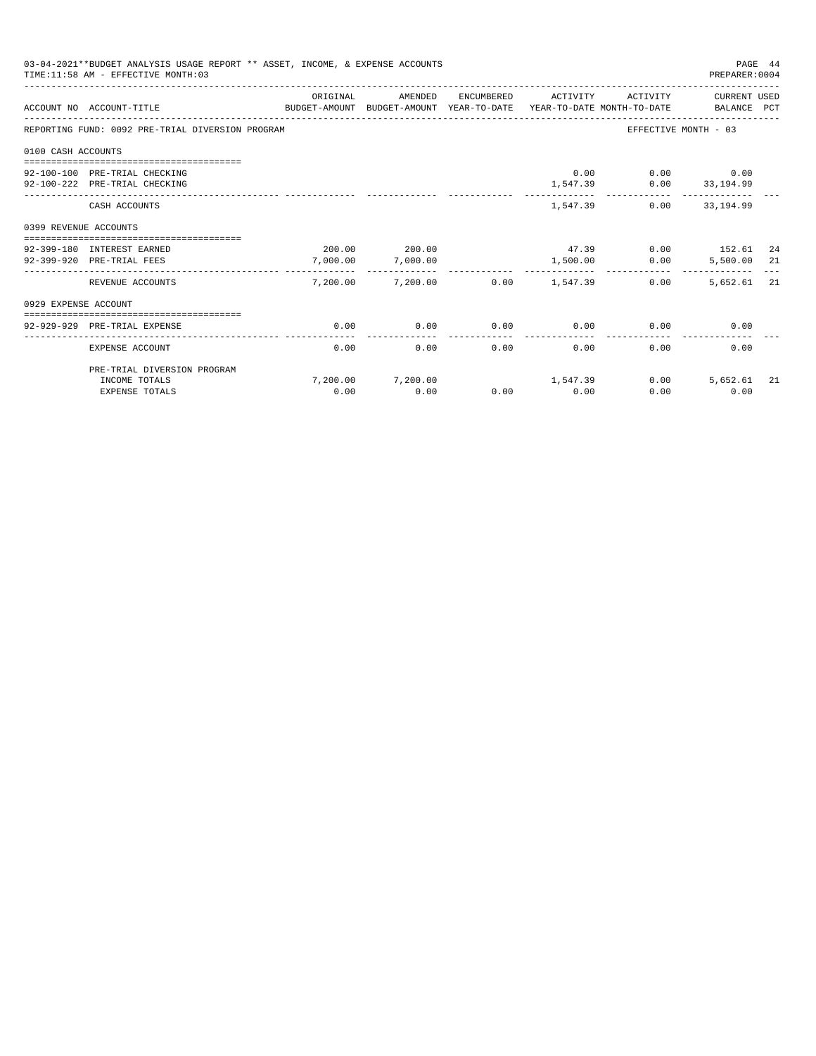03-04-2021**BUDGET ANALYSIS USAGE REPORT ** ASSET, INCOME, & EXPENSE ACCOUNTS

TIME:11:58 AM - EFFECTIVE MONTH:03

PREPARER:0004

| ACCOUNT NO | ACCOUNT-TITLE | ORIGINAL BUDGET-AMOUNT | AMENDED BUDGET-AMOUNT | ENCUMBERED YEAR-TO-DATE | ACTIVITY YEAR-TO-DATE | ACTIVITY MONTH-TO-DATE | CURRENT USED BALANCE | PCT |
|---|---|---|---|---|---|---|---|---|
| REPORTING FUND: 0092 PRE-TRIAL DIVERSION PROGRAM | | | | | | | EFFECTIVE MONTH - 03 | |
| 0100 CASH ACCOUNTS | | | | | | | | |
| 92-100-100 | PRE-TRIAL CHECKING | | | | 0.00 | 0.00 | 0.00 | |
| 92-100-222 | PRE-TRIAL CHECKING | | | | 1,547.39 | 0.00 | 33,194.99 | |
| | CASH ACCOUNTS | | | | 1,547.39 | 0.00 | 33,194.99 | |
| 0399 REVENUE ACCOUNTS | | | | | | | | |
| 92-399-180 | INTEREST EARNED | 200.00 | 200.00 | | 47.39 | 0.00 | 152.61 | 24 |
| 92-399-920 | PRE-TRIAL FEES | 7,000.00 | 7,000.00 | | 1,500.00 | 0.00 | 5,500.00 | 21 |
| | REVENUE ACCOUNTS | 7,200.00 | 7,200.00 | 0.00 | 1,547.39 | 0.00 | 5,652.61 | 21 |
| 0929 EXPENSE ACCOUNT | | | | | | | | |
| 92-929-929 | PRE-TRIAL EXPENSE | 0.00 | 0.00 | 0.00 | 0.00 | 0.00 | 0.00 | |
| | EXPENSE ACCOUNT | 0.00 | 0.00 | 0.00 | 0.00 | 0.00 | 0.00 | |
| | PRE-TRIAL DIVERSION PROGRAM | | | | | | | |
| | INCOME TOTALS | 7,200.00 | 7,200.00 | | 1,547.39 | 0.00 | 5,652.61 | 21 |
| | EXPENSE TOTALS | 0.00 | 0.00 | 0.00 | 0.00 | 0.00 | 0.00 | |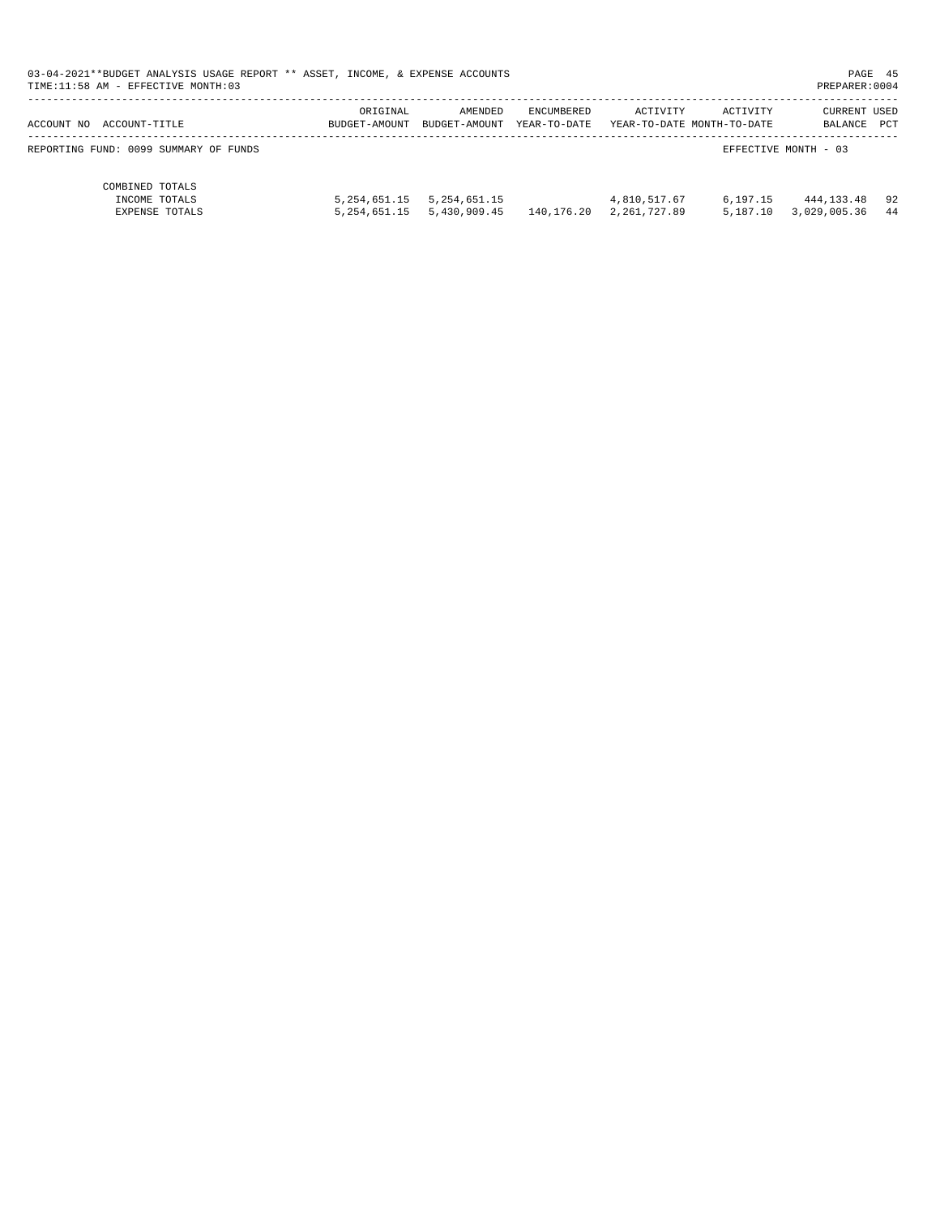03-04-2021**BUDGET ANALYSIS USAGE REPORT ** ASSET, INCOME, & EXPENSE ACCOUNTS
TIME:11:58 AM - EFFECTIVE MONTH:03

PREPARER:0004

| ACCOUNT NO ACCOUNT-TITLE | ORIGINAL BUDGET-AMOUNT | AMENDED BUDGET-AMOUNT | ENCUMBERED YEAR-TO-DATE | ACTIVITY YEAR-TO-DATE | ACTIVITY MONTH-TO-DATE | CURRENT BALANCE | USED PCT |
|---|---|---|---|---|---|---|---|
| REPORTING FUND: 0099 SUMMARY OF FUNDS | | | | | EFFECTIVE MONTH - 03 | | |
| COMBINED TOTALS | | | | | | | |
| INCOME TOTALS | 5,254,651.15 | 5,254,651.15 | | 4,810,517.67 | 6,197.15 | 444,133.48 | 92 |
| EXPENSE TOTALS | 5,254,651.15 | 5,430,909.45 | 140,176.20 | 2,261,727.89 | 5,187.10 | 3,029,005.36 | 44 |